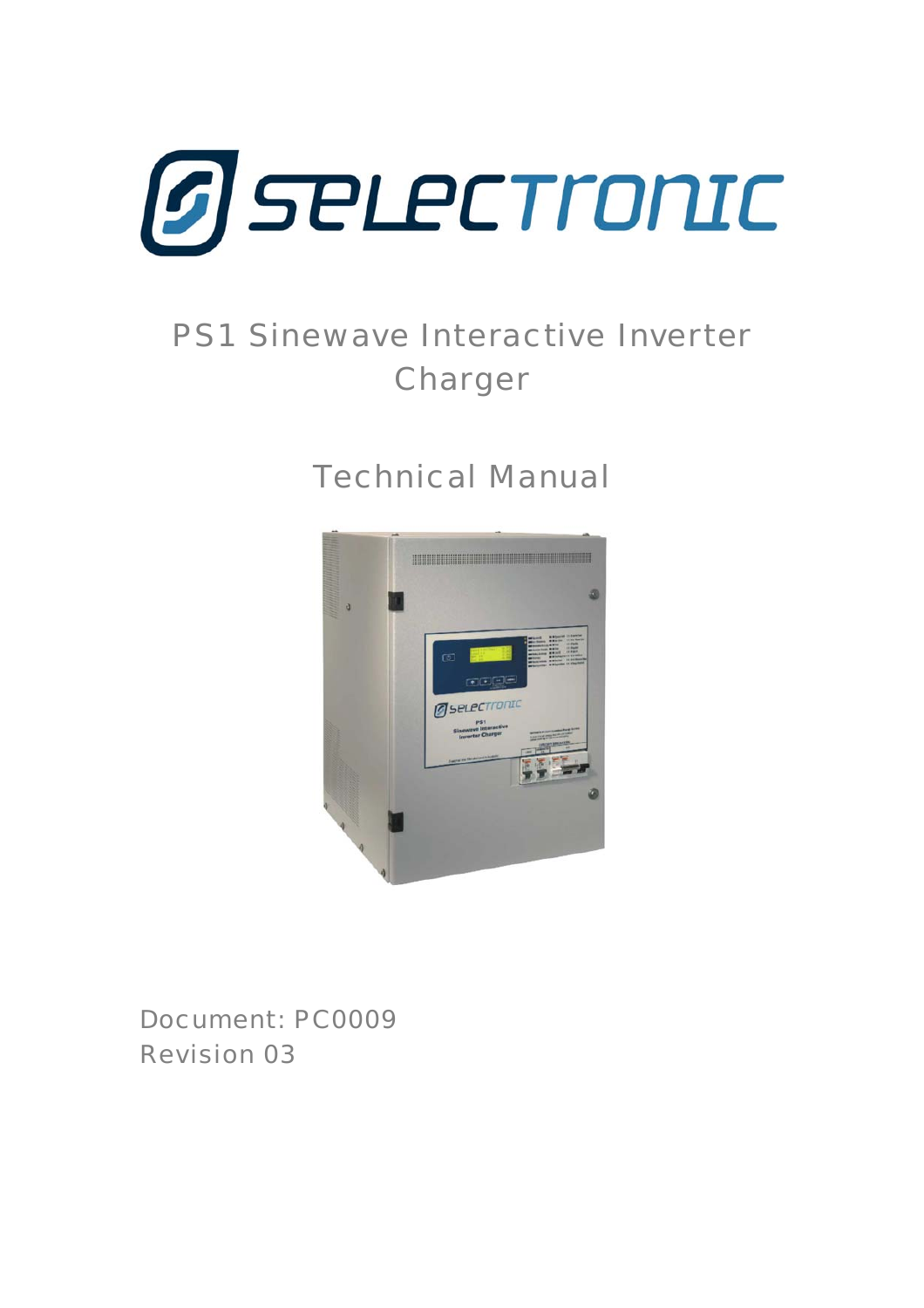# PS1 Sinewave Interactive Inverter Charger

## Technical Manual

Document: PC0009

Revision 03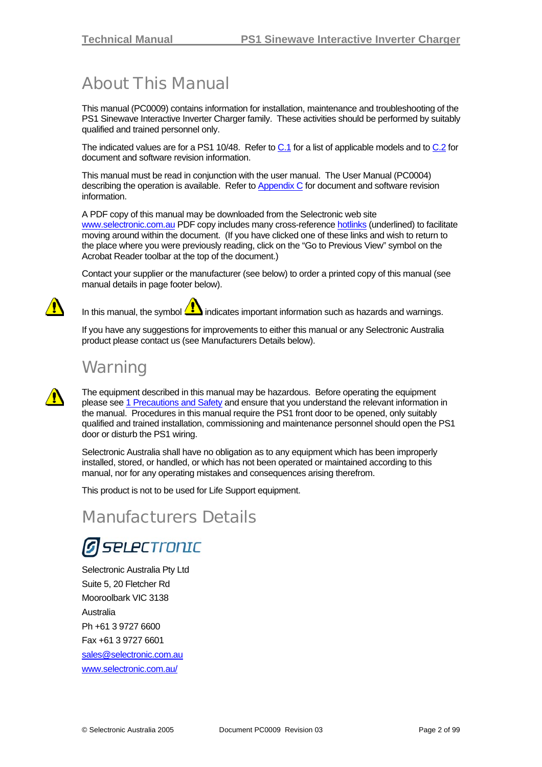# About This Manual

This manual (PC0009) contains information for installation, maintenance and troubleshooting of the PS1 Sinewave Interactive Inverter Charger family. These activities should be performed by suitably qualified and trained personnel only.

The indicated values are for a PS1 10/48. Refer to C.1 for a list of applicable models and to C.2 for document and software revision information.

This manual must be read in conjunction with the user manual. The User Manual (PC0004) describing the operation is available. Refer to Appendix C for document and software revision information.

A PDF copy of this manual may be downloaded from the Selectronic web site www.selectronic.com.au PDF copy includes many cross-reference hotlinks (underlined) to facilitate moving around within the document. (If you have clicked one of these links and wish to return to the place where you were previously reading, click on the "Go to Previous View" symbol on the Acrobat Reader toolbar at the top of the document.)

Contact your supplier or the manufacturer (see below) to order a printed copy of this manual (see manual details in page footer below).

In this manual, the symbol ⚠ indicates important information such as hazards and warnings.

If you have any suggestions for improvements to either this manual or any Selectronic Australia product please contact us (see Manufacturers Details below).

# Warning

The equipment described in this manual may be hazardous. Before operating the equipment please see 1 Precautions and Safety and ensure that you understand the relevant information in the manual. Procedures in this manual require the PS1 front door to be opened, only suitably qualified and trained installation, commissioning and maintenance personnel should open the PS1 door or disturb the PS1 wiring.

Selectronic Australia shall have no obligation as to any equipment which has been improperly installed, stored, or handled, or which has not been operated or maintained according to this manual, nor for any operating mistakes and consequences arising therefrom.

This product is not to be used for Life Support equipment.

# Manufacturers Details

SELECTRONIC

Selectronic Australia Pty Ltd  
Suite 5, 20 Fletcher Rd  
Mooroolbark VIC 3138  
Australia  
Ph +61 3 9727 6600  
Fax +61 3 9727 6601  
sales@selectronic.com.au  
www.selectronic.com.au/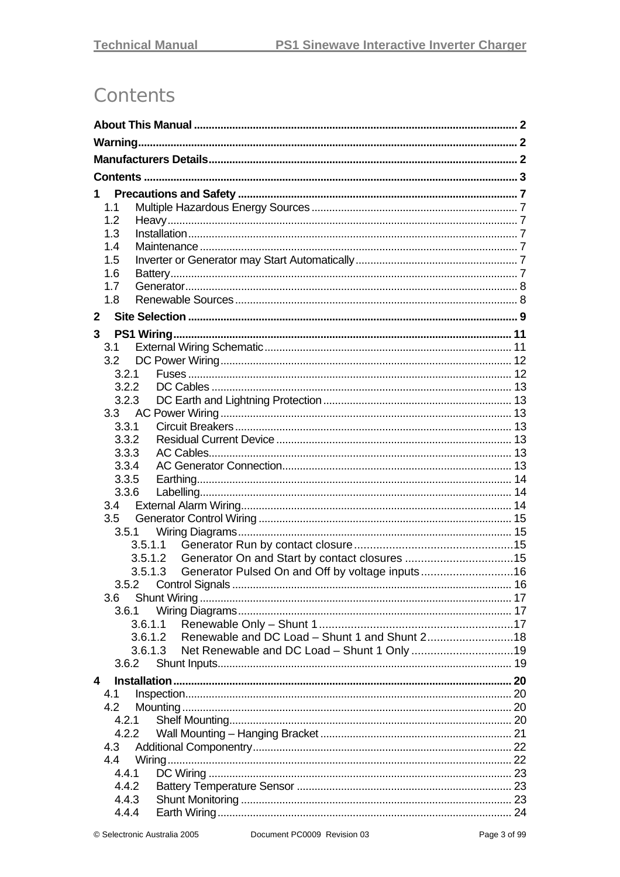# Contents

**About This Manual** ... 2

**Warning** ... 2

**Manufacturers Details** ... 2

**Contents** ... 3

**1 Precautions and Safety** ... 7

- 1.1 Multiple Hazardous Energy Sources ... 7
- 1.2 Heavy ... 7
- 1.3 Installation ... 7
- 1.4 Maintenance ... 7
- 1.5 Inverter or Generator may Start Automatically ... 7
- 1.6 Battery ... 7
- 1.7 Generator ... 8
- 1.8 Renewable Sources ... 8

**2 Site Selection** ... 9

**3 PS1 Wiring** ... 11

- 3.1 External Wiring Schematic ... 11
- 3.2 DC Power Wiring ... 12
  - 3.2.1 Fuses ... 12
  - 3.2.2 DC Cables ... 13
  - 3.2.3 DC Earth and Lightning Protection ... 13
- 3.3 AC Power Wiring ... 13
  - 3.3.1 Circuit Breakers ... 13
  - 3.3.2 Residual Current Device ... 13
  - 3.3.3 AC Cables ... 13
  - 3.3.4 AC Generator Connection ... 13
  - 3.3.5 Earthing ... 14
  - 3.3.6 Labelling ... 14
- 3.4 External Alarm Wiring ... 14
- 3.5 Generator Control Wiring ... 15
  - 3.5.1 Wiring Diagrams ... 15
    - 3.5.1.1 Generator Run by contact closure ... 15
    - 3.5.1.2 Generator On and Start by contact closures ... 15
    - 3.5.1.3 Generator Pulsed On and Off by voltage inputs ... 16
  - 3.5.2 Control Signals ... 16
- 3.6 Shunt Wiring ... 17
  - 3.6.1 Wiring Diagrams ... 17
    - 3.6.1.1 Renewable Only – Shunt 1 ... 17
    - 3.6.1.2 Renewable and DC Load – Shunt 1 and Shunt 2 ... 18
    - 3.6.1.3 Net Renewable and DC Load – Shunt 1 Only ... 19
  - 3.6.2 Shunt Inputs ... 19

**4 Installation** ... 20

- 4.1 Inspection ... 20
- 4.2 Mounting ... 20
  - 4.2.1 Shelf Mounting ... 20
  - 4.2.2 Wall Mounting – Hanging Bracket ... 21
- 4.3 Additional Componentry ... 22
- 4.4 Wiring ... 22
  - 4.4.1 DC Wiring ... 23
  - 4.4.2 Battery Temperature Sensor ... 23
  - 4.4.3 Shunt Monitoring ... 23
  - 4.4.4 Earth Wiring ... 24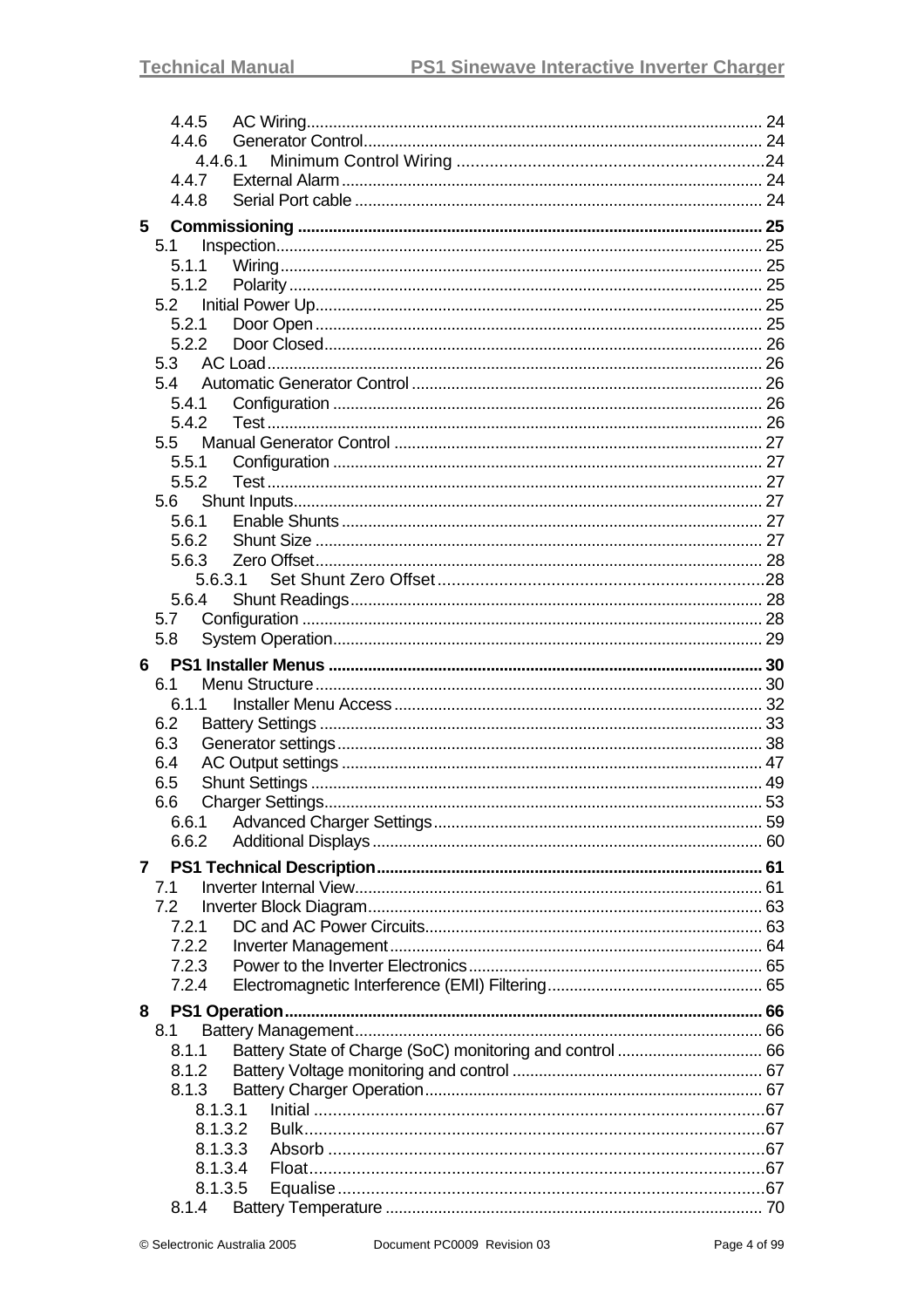4.4.5 AC Wiring ........ 24
4.4.6 Generator Control ........ 24
4.4.6.1 Minimum Control Wiring ........ 24
4.4.7 External Alarm ........ 24
4.4.8 Serial Port cable ........ 24

**5 Commissioning ........ 25**

5.1 Inspection ........ 25
5.1.1 Wiring ........ 25
5.1.2 Polarity ........ 25
5.2 Initial Power Up ........ 25
5.2.1 Door Open ........ 25
5.2.2 Door Closed ........ 26
5.3 AC Load ........ 26
5.4 Automatic Generator Control ........ 26
5.4.1 Configuration ........ 26
5.4.2 Test ........ 26
5.5 Manual Generator Control ........ 27
5.5.1 Configuration ........ 27
5.5.2 Test ........ 27
5.6 Shunt Inputs ........ 27
5.6.1 Enable Shunts ........ 27
5.6.2 Shunt Size ........ 27
5.6.3 Zero Offset ........ 28
5.6.3.1 Set Shunt Zero Offset ........ 28
5.6.4 Shunt Readings ........ 28
5.7 Configuration ........ 28
5.8 System Operation ........ 29

**6 PS1 Installer Menus ........ 30**

6.1 Menu Structure ........ 30
6.1.1 Installer Menu Access ........ 32
6.2 Battery Settings ........ 33
6.3 Generator settings ........ 38
6.4 AC Output settings ........ 47
6.5 Shunt Settings ........ 49
6.6 Charger Settings ........ 53
6.6.1 Advanced Charger Settings ........ 59
6.6.2 Additional Displays ........ 60

**7 PS1 Technical Description ........ 61**

7.1 Inverter Internal View ........ 61
7.2 Inverter Block Diagram ........ 63
7.2.1 DC and AC Power Circuits ........ 63
7.2.2 Inverter Management ........ 64
7.2.3 Power to the Inverter Electronics ........ 65
7.2.4 Electromagnetic Interference (EMI) Filtering ........ 65

**8 PS1 Operation ........ 66**

8.1 Battery Management ........ 66
8.1.1 Battery State of Charge (SoC) monitoring and control ........ 66
8.1.2 Battery Voltage monitoring and control ........ 67
8.1.3 Battery Charger Operation ........ 67
8.1.3.1 Initial ........ 67
8.1.3.2 Bulk ........ 67
8.1.3.3 Absorb ........ 67
8.1.3.4 Float ........ 67
8.1.3.5 Equalise ........ 67
8.1.4 Battery Temperature ........ 70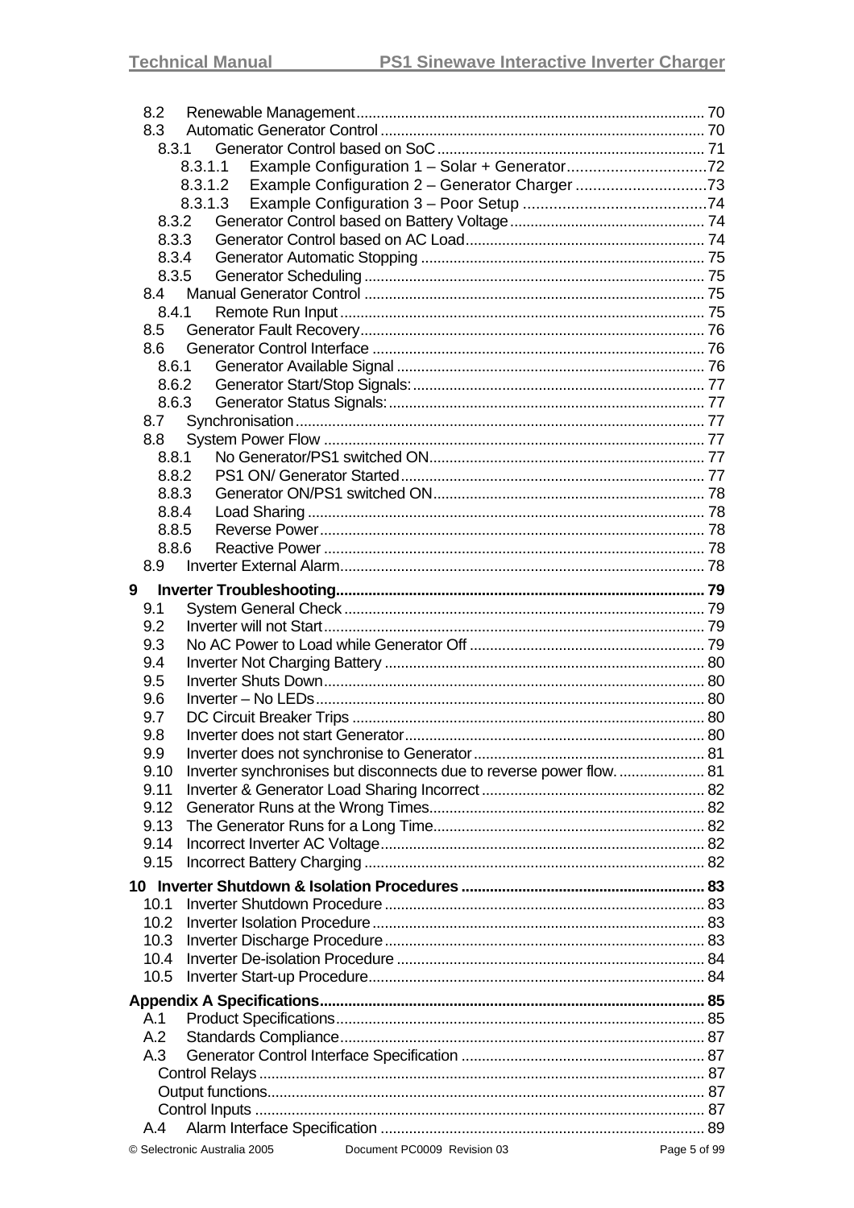8.2 Renewable Management ..... 70
8.3 Automatic Generator Control ..... 70
8.3.1 Generator Control based on SoC ..... 71
8.3.1.1 Example Configuration 1 – Solar + Generator ..... 72
8.3.1.2 Example Configuration 2 – Generator Charger ..... 73
8.3.1.3 Example Configuration 3 – Poor Setup ..... 74
8.3.2 Generator Control based on Battery Voltage ..... 74
8.3.3 Generator Control based on AC Load ..... 74
8.3.4 Generator Automatic Stopping ..... 75
8.3.5 Generator Scheduling ..... 75
8.4 Manual Generator Control ..... 75
8.4.1 Remote Run Input ..... 75
8.5 Generator Fault Recovery ..... 76
8.6 Generator Control Interface ..... 76
8.6.1 Generator Available Signal ..... 76
8.6.2 Generator Start/Stop Signals: ..... 77
8.6.3 Generator Status Signals: ..... 77
8.7 Synchronisation ..... 77
8.8 System Power Flow ..... 77
8.8.1 No Generator/PS1 switched ON ..... 77
8.8.2 PS1 ON/ Generator Started ..... 77
8.8.3 Generator ON/PS1 switched ON ..... 78
8.8.4 Load Sharing ..... 78
8.8.5 Reverse Power ..... 78
8.8.6 Reactive Power ..... 78
8.9 Inverter External Alarm ..... 78

**9 Inverter Troubleshooting ..... 79**
9.1 System General Check ..... 79
9.2 Inverter will not Start ..... 79
9.3 No AC Power to Load while Generator Off ..... 79
9.4 Inverter Not Charging Battery ..... 80
9.5 Inverter Shuts Down ..... 80
9.6 Inverter – No LEDs ..... 80
9.7 DC Circuit Breaker Trips ..... 80
9.8 Inverter does not start Generator ..... 80
9.9 Inverter does not synchronise to Generator ..... 81
9.10 Inverter synchronises but disconnects due to reverse power flow. ..... 81
9.11 Inverter & Generator Load Sharing Incorrect ..... 82
9.12 Generator Runs at the Wrong Times ..... 82
9.13 The Generator Runs for a Long Time ..... 82
9.14 Incorrect Inverter AC Voltage ..... 82
9.15 Incorrect Battery Charging ..... 82

**10 Inverter Shutdown & Isolation Procedures ..... 83**
10.1 Inverter Shutdown Procedure ..... 83
10.2 Inverter Isolation Procedure ..... 83
10.3 Inverter Discharge Procedure ..... 83
10.4 Inverter De-isolation Procedure ..... 84
10.5 Inverter Start-up Procedure ..... 84

**Appendix A Specifications ..... 85**
A.1 Product Specifications ..... 85
A.2 Standards Compliance ..... 87
A.3 Generator Control Interface Specification ..... 87
Control Relays ..... 87
Output functions ..... 87
Control Inputs ..... 87
A.4 Alarm Interface Specification ..... 89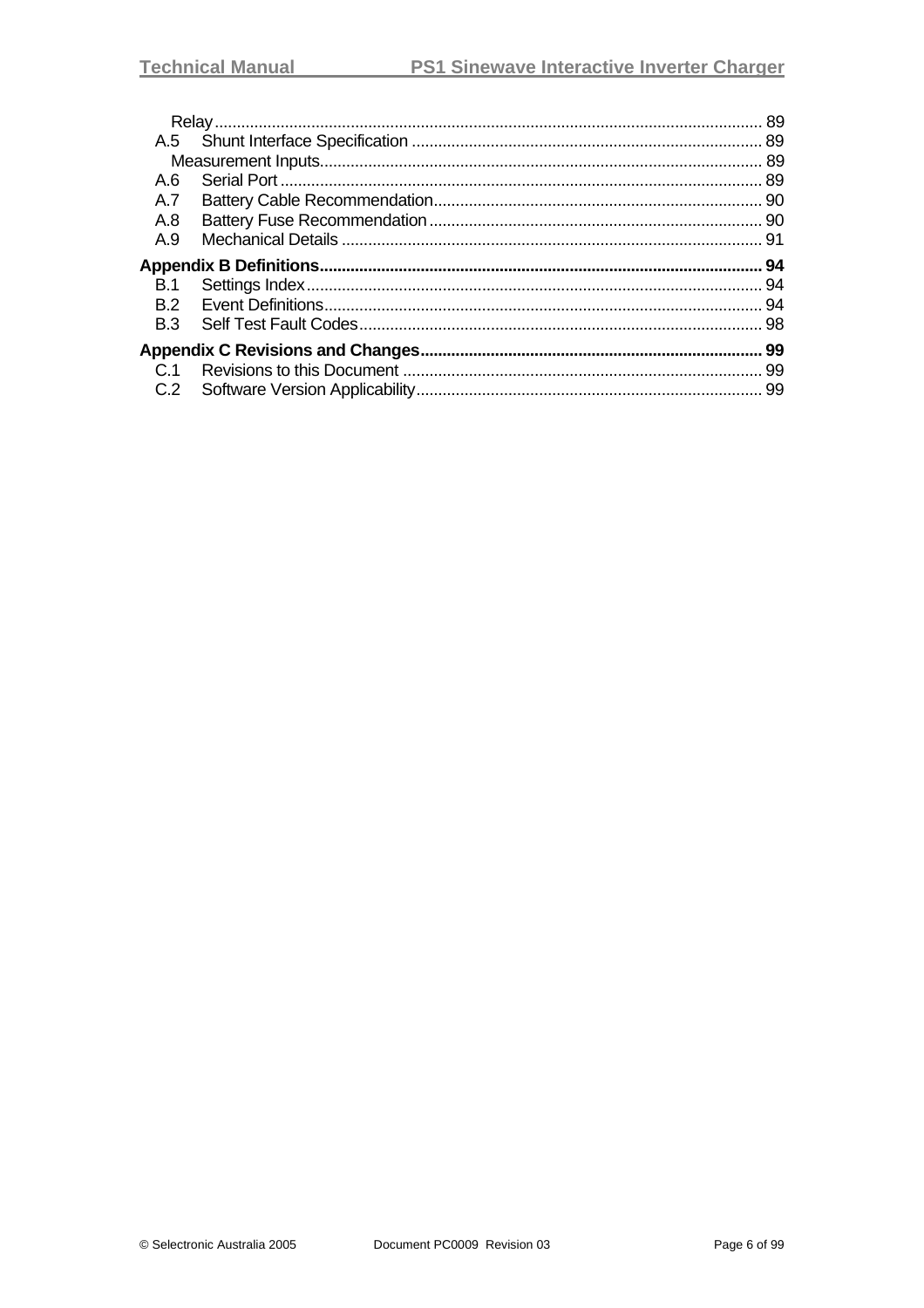Relay ........................................................................................................................ 89

A.5 Shunt Interface Specification ............................................................................... 89

Measurement Inputs.................................................................................................. 89

A.6 Serial Port ............................................................................................................ 89

A.7 Battery Cable Recommendation........................................................................... 90

A.8 Battery Fuse Recommendation............................................................................ 90

A.9 Mechanical Details .............................................................................................. 91

**Appendix B Definitions.................................................................................................... 94**

B.1 Settings Index...................................................................................................... 94

B.2 Event Definitions.................................................................................................. 94

B.3 Self Test Fault Codes........................................................................................... 98

**Appendix C Revisions and Changes............................................................................. 99**

C.1 Revisions to this Document ................................................................................. 99

C.2 Software Version Applicability.............................................................................. 99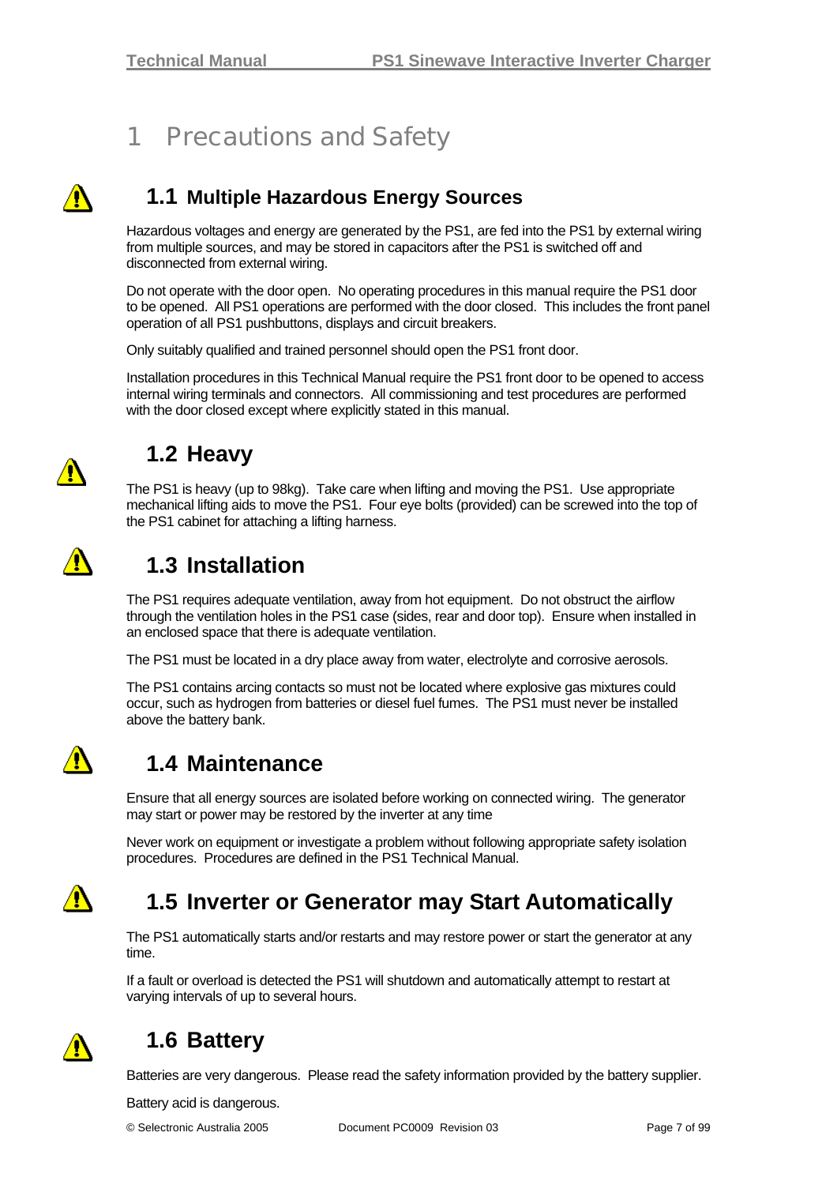# 1 Precautions and Safety

## 1.1 Multiple Hazardous Energy Sources

Hazardous voltages and energy are generated by the PS1, are fed into the PS1 by external wiring from multiple sources, and may be stored in capacitors after the PS1 is switched off and disconnected from external wiring.

Do not operate with the door open. No operating procedures in this manual require the PS1 door to be opened. All PS1 operations are performed with the door closed. This includes the front panel operation of all PS1 pushbuttons, displays and circuit breakers.

Only suitably qualified and trained personnel should open the PS1 front door.

Installation procedures in this Technical Manual require the PS1 front door to be opened to access internal wiring terminals and connectors. All commissioning and test procedures are performed with the door closed except where explicitly stated in this manual.

## 1.2 Heavy

The PS1 is heavy (up to 98kg). Take care when lifting and moving the PS1. Use appropriate mechanical lifting aids to move the PS1. Four eye bolts (provided) can be screwed into the top of the PS1 cabinet for attaching a lifting harness.

## 1.3 Installation

The PS1 requires adequate ventilation, away from hot equipment. Do not obstruct the airflow through the ventilation holes in the PS1 case (sides, rear and door top). Ensure when installed in an enclosed space that there is adequate ventilation.

The PS1 must be located in a dry place away from water, electrolyte and corrosive aerosols.

The PS1 contains arcing contacts so must not be located where explosive gas mixtures could occur, such as hydrogen from batteries or diesel fuel fumes. The PS1 must never be installed above the battery bank.

## 1.4 Maintenance

Ensure that all energy sources are isolated before working on connected wiring. The generator may start or power may be restored by the inverter at any time

Never work on equipment or investigate a problem without following appropriate safety isolation procedures. Procedures are defined in the PS1 Technical Manual.

## 1.5 Inverter or Generator may Start Automatically

The PS1 automatically starts and/or restarts and may restore power or start the generator at any time.

If a fault or overload is detected the PS1 will shutdown and automatically attempt to restart at varying intervals of up to several hours.

## 1.6 Battery

Batteries are very dangerous. Please read the safety information provided by the battery supplier.

Battery acid is dangerous.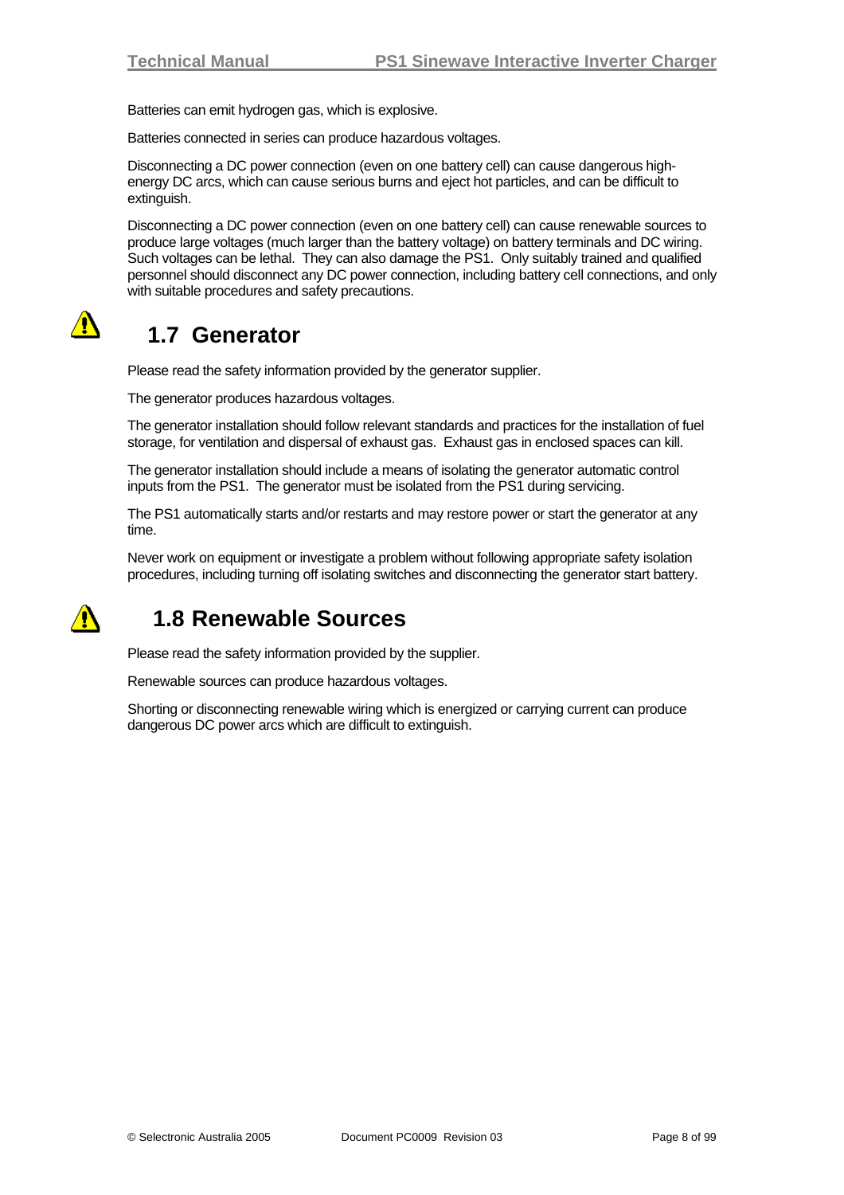Batteries can emit hydrogen gas, which is explosive.

Batteries connected in series can produce hazardous voltages.

Disconnecting a DC power connection (even on one battery cell) can cause dangerous high-energy DC arcs, which can cause serious burns and eject hot particles, and can be difficult to extinguish.

Disconnecting a DC power connection (even on one battery cell) can cause renewable sources to produce large voltages (much larger than the battery voltage) on battery terminals and DC wiring. Such voltages can be lethal. They can also damage the PS1. Only suitably trained and qualified personnel should disconnect any DC power connection, including battery cell connections, and only with suitable procedures and safety precautions.

## 1.7 Generator

Please read the safety information provided by the generator supplier.

The generator produces hazardous voltages.

The generator installation should follow relevant standards and practices for the installation of fuel storage, for ventilation and dispersal of exhaust gas. Exhaust gas in enclosed spaces can kill.

The generator installation should include a means of isolating the generator automatic control inputs from the PS1. The generator must be isolated from the PS1 during servicing.

The PS1 automatically starts and/or restarts and may restore power or start the generator at any time.

Never work on equipment or investigate a problem without following appropriate safety isolation procedures, including turning off isolating switches and disconnecting the generator start battery.

## 1.8 Renewable Sources

Please read the safety information provided by the supplier.

Renewable sources can produce hazardous voltages.

Shorting or disconnecting renewable wiring which is energized or carrying current can produce dangerous DC power arcs which are difficult to extinguish.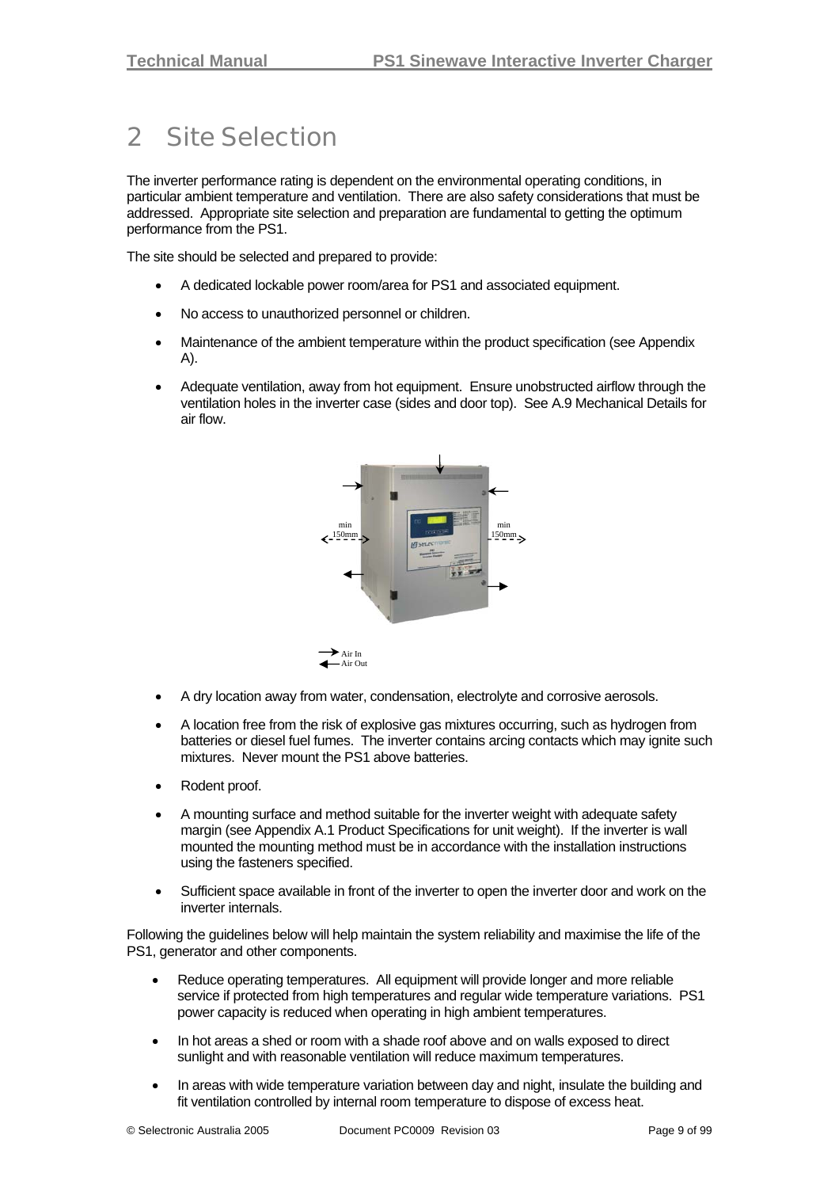# 2 Site Selection

The inverter performance rating is dependent on the environmental operating conditions, in particular ambient temperature and ventilation. There are also safety considerations that must be addressed. Appropriate site selection and preparation are fundamental to getting the optimum performance from the PS1.

The site should be selected and prepared to provide:

- A dedicated lockable power room/area for PS1 and associated equipment.
- No access to unauthorized personnel or children.
- Maintenance of the ambient temperature within the product specification (see Appendix A).
- Adequate ventilation, away from hot equipment. Ensure unobstructed airflow through the ventilation holes in the inverter case (sides and door top). See A.9 Mechanical Details for air flow.

- A dry location away from water, condensation, electrolyte and corrosive aerosols.
- A location free from the risk of explosive gas mixtures occurring, such as hydrogen from batteries or diesel fuel fumes. The inverter contains arcing contacts which may ignite such mixtures. Never mount the PS1 above batteries.
- Rodent proof.
- A mounting surface and method suitable for the inverter weight with adequate safety margin (see Appendix A.1 Product Specifications for unit weight). If the inverter is wall mounted the mounting method must be in accordance with the installation instructions using the fasteners specified.
- Sufficient space available in front of the inverter to open the inverter door and work on the inverter internals.

Following the guidelines below will help maintain the system reliability and maximise the life of the PS1, generator and other components.

- Reduce operating temperatures. All equipment will provide longer and more reliable service if protected from high temperatures and regular wide temperature variations. PS1 power capacity is reduced when operating in high ambient temperatures.
- In hot areas a shed or room with a shade roof above and on walls exposed to direct sunlight and with reasonable ventilation will reduce maximum temperatures.
- In areas with wide temperature variation between day and night, insulate the building and fit ventilation controlled by internal room temperature to dispose of excess heat.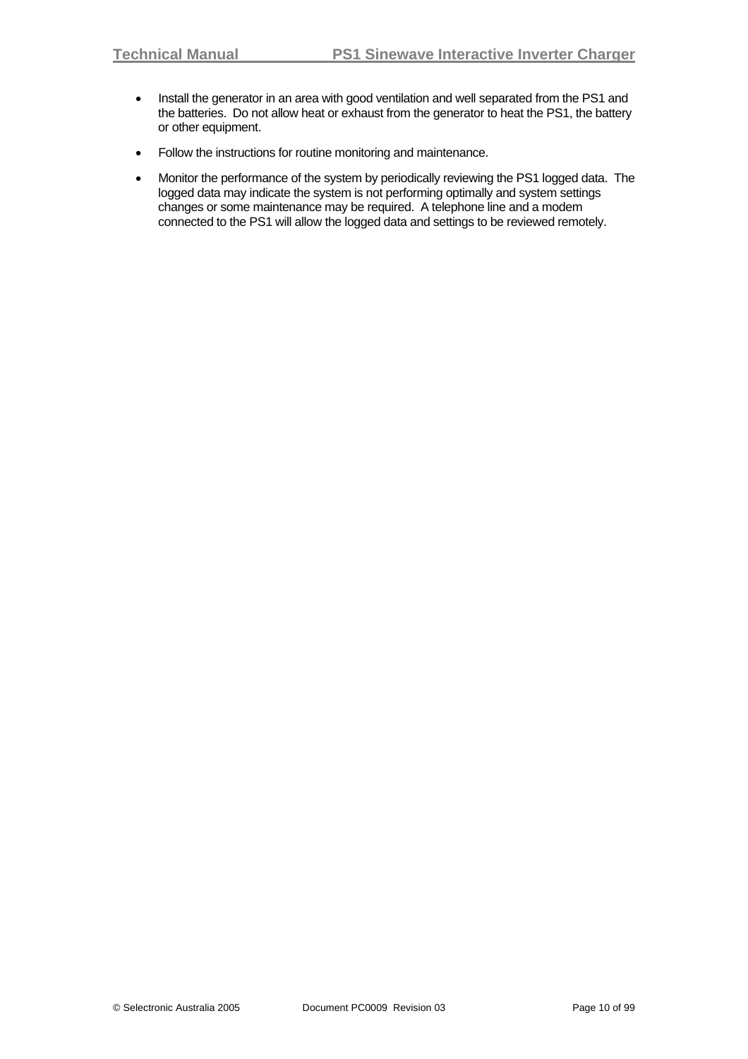- Install the generator in an area with good ventilation and well separated from the PS1 and the batteries. Do not allow heat or exhaust from the generator to heat the PS1, the battery or other equipment.
- Follow the instructions for routine monitoring and maintenance.
- Monitor the performance of the system by periodically reviewing the PS1 logged data. The logged data may indicate the system is not performing optimally and system settings changes or some maintenance may be required. A telephone line and a modem connected to the PS1 will allow the logged data and settings to be reviewed remotely.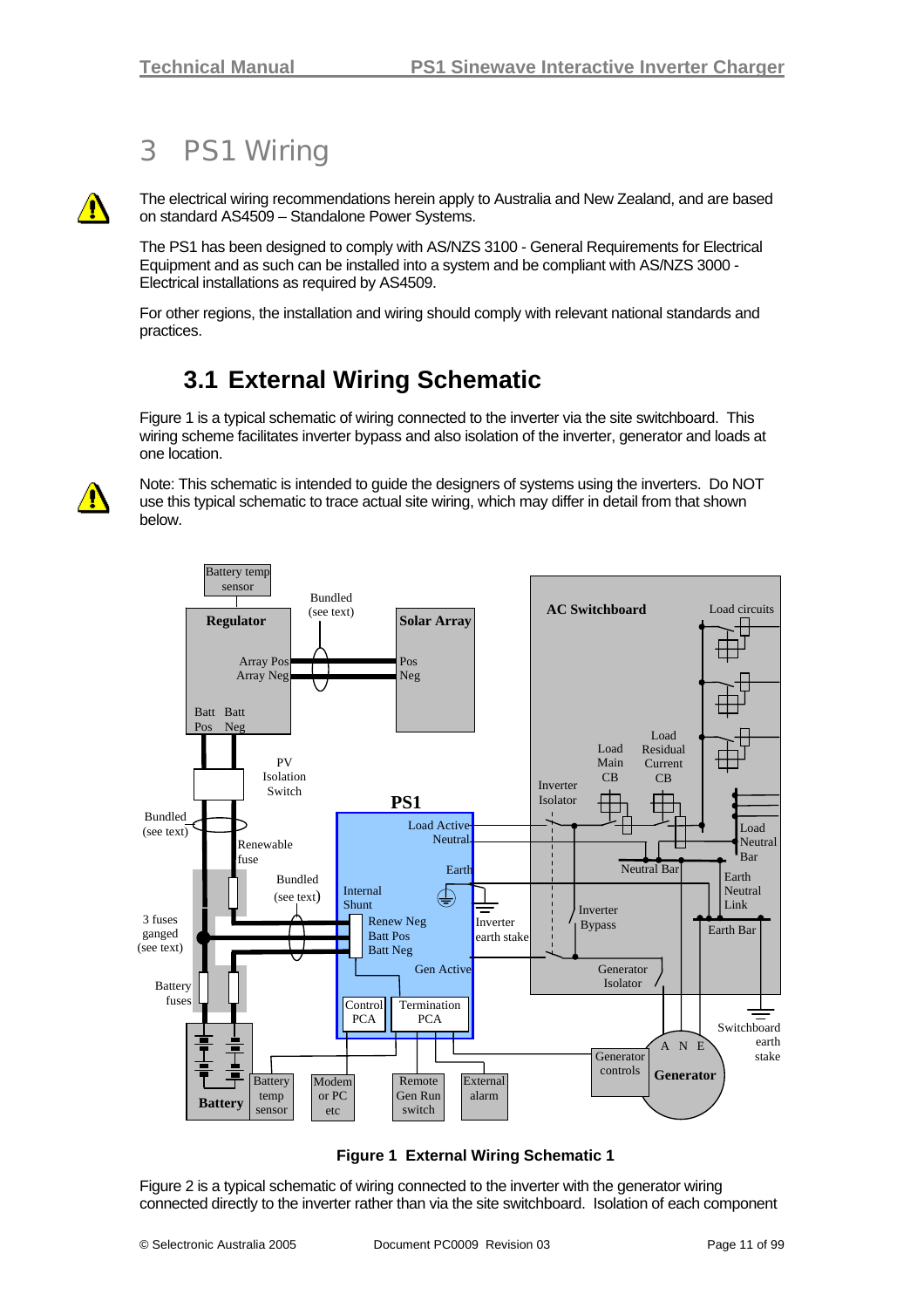# 3 PS1 Wiring

The electrical wiring recommendations herein apply to Australia and New Zealand, and are based on standard AS4509 – Standalone Power Systems.

The PS1 has been designed to comply with AS/NZS 3100 - General Requirements for Electrical Equipment and as such can be installed into a system and be compliant with AS/NZS 3000 - Electrical installations as required by AS4509.

For other regions, the installation and wiring should comply with relevant national standards and practices.

## 3.1 External Wiring Schematic

Figure 1 is a typical schematic of wiring connected to the inverter via the site switchboard. This wiring scheme facilitates inverter bypass and also isolation of the inverter, generator and loads at one location.

Note: This schematic is intended to guide the designers of systems using the inverters. Do NOT use this typical schematic to trace actual site wiring, which may differ in detail from that shown below.

**Figure 1 External Wiring Schematic 1**

Figure 2 is a typical schematic of wiring connected to the inverter with the generator wiring connected directly to the inverter rather than via the site switchboard. Isolation of each component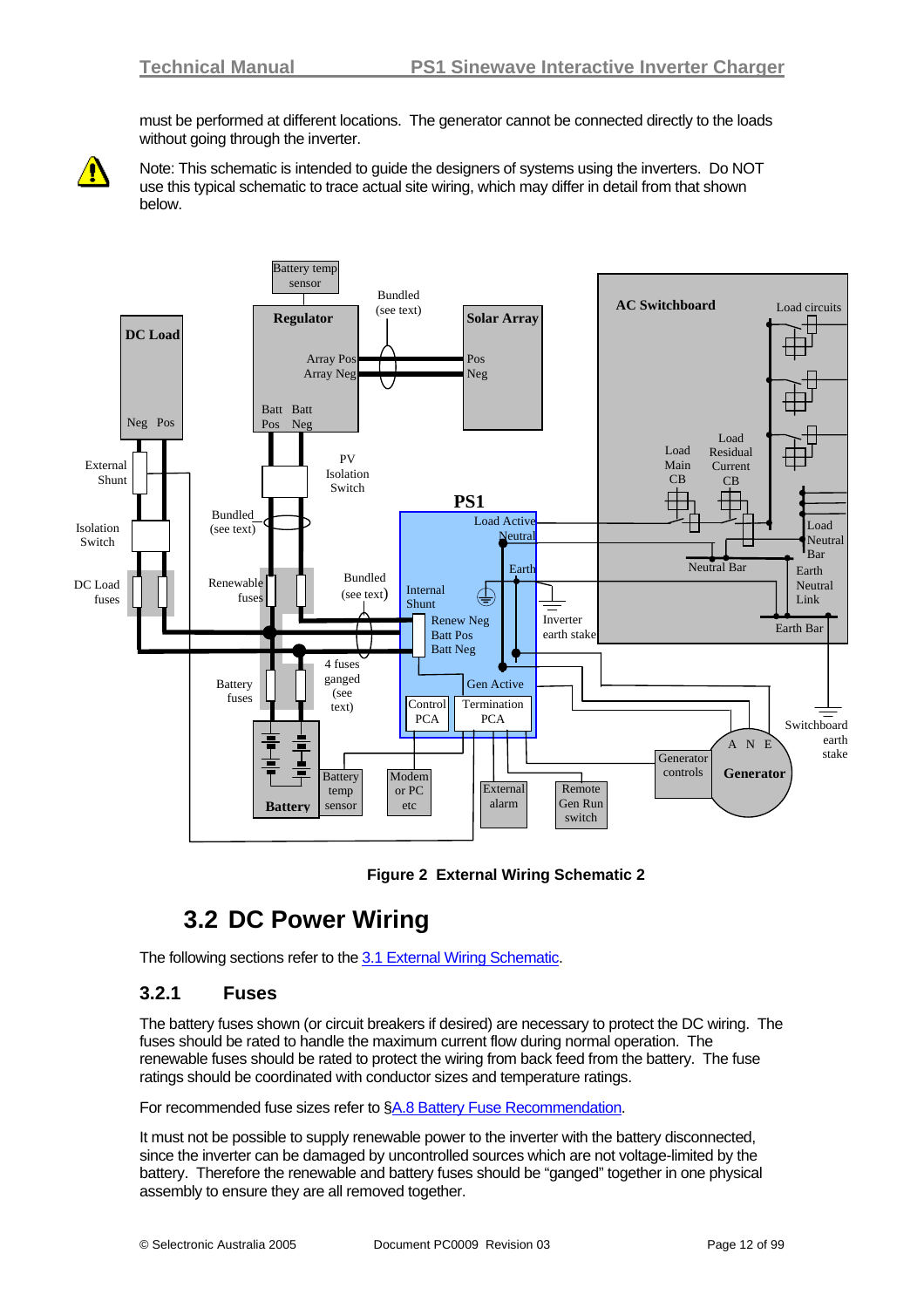must be performed at different locations. The generator cannot be connected directly to the loads without going through the inverter.

Note: This schematic is intended to guide the designers of systems using the inverters. Do NOT use this typical schematic to trace actual site wiring, which may differ in detail from that shown below.

**Figure 2 External Wiring Schematic 2**

## 3.2 DC Power Wiring

The following sections refer to the 3.1 External Wiring Schematic.

### 3.2.1 Fuses

The battery fuses shown (or circuit breakers if desired) are necessary to protect the DC wiring. The fuses should be rated to handle the maximum current flow during normal operation. The renewable fuses should be rated to protect the wiring from back feed from the battery. The fuse ratings should be coordinated with conductor sizes and temperature ratings.

For recommended fuse sizes refer to §A.8 Battery Fuse Recommendation.

It must not be possible to supply renewable power to the inverter with the battery disconnected, since the inverter can be damaged by uncontrolled sources which are not voltage-limited by the battery. Therefore the renewable and battery fuses should be "ganged" together in one physical assembly to ensure they are all removed together.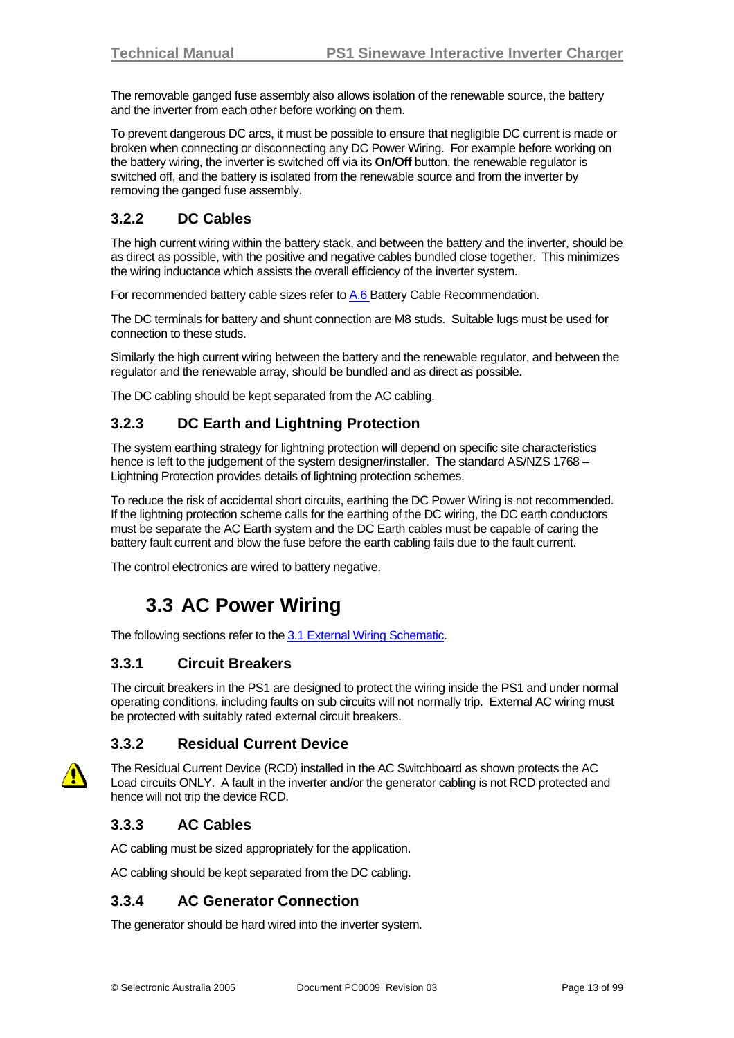The removable ganged fuse assembly also allows isolation of the renewable source, the battery and the inverter from each other before working on them.

To prevent dangerous DC arcs, it must be possible to ensure that negligible DC current is made or broken when connecting or disconnecting any DC Power Wiring. For example before working on the battery wiring, the inverter is switched off via its **On/Off** button, the renewable regulator is switched off, and the battery is isolated from the renewable source and from the inverter by removing the ganged fuse assembly.

### 3.2.2 DC Cables

The high current wiring within the battery stack, and between the battery and the inverter, should be as direct as possible, with the positive and negative cables bundled close together. This minimizes the wiring inductance which assists the overall efficiency of the inverter system.

For recommended battery cable sizes refer to A.6 Battery Cable Recommendation.

The DC terminals for battery and shunt connection are M8 studs. Suitable lugs must be used for connection to these studs.

Similarly the high current wiring between the battery and the renewable regulator, and between the regulator and the renewable array, should be bundled and as direct as possible.

The DC cabling should be kept separated from the AC cabling.

### 3.2.3 DC Earth and Lightning Protection

The system earthing strategy for lightning protection will depend on specific site characteristics hence is left to the judgement of the system designer/installer. The standard AS/NZS 1768 – Lightning Protection provides details of lightning protection schemes.

To reduce the risk of accidental short circuits, earthing the DC Power Wiring is not recommended. If the lightning protection scheme calls for the earthing of the DC wiring, the DC earth conductors must be separate the AC Earth system and the DC Earth cables must be capable of caring the battery fault current and blow the fuse before the earth cabling fails due to the fault current.

The control electronics are wired to battery negative.

## 3.3 AC Power Wiring

The following sections refer to the 3.1 External Wiring Schematic.

### 3.3.1 Circuit Breakers

The circuit breakers in the PS1 are designed to protect the wiring inside the PS1 and under normal operating conditions, including faults on sub circuits will not normally trip. External AC wiring must be protected with suitably rated external circuit breakers.

### 3.3.2 Residual Current Device

The Residual Current Device (RCD) installed in the AC Switchboard as shown protects the AC Load circuits ONLY. A fault in the inverter and/or the generator cabling is not RCD protected and hence will not trip the device RCD.

### 3.3.3 AC Cables

AC cabling must be sized appropriately for the application.

AC cabling should be kept separated from the DC cabling.

### 3.3.4 AC Generator Connection

The generator should be hard wired into the inverter system.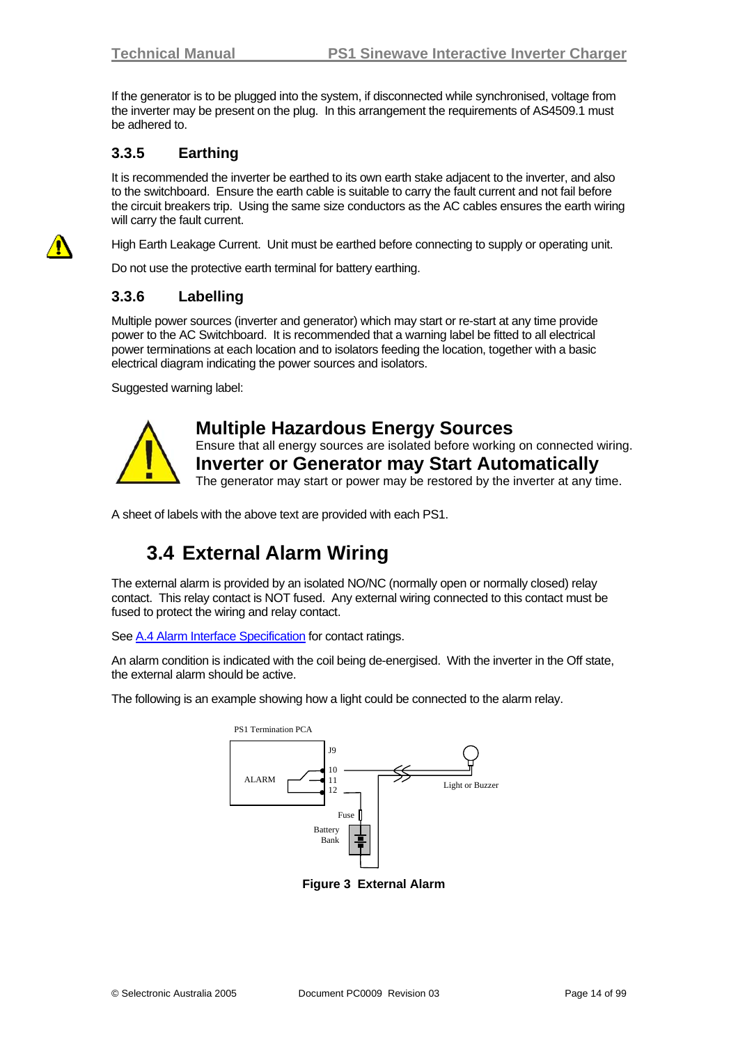If the generator is to be plugged into the system, if disconnected while synchronised, voltage from the inverter may be present on the plug. In this arrangement the requirements of AS4509.1 must be adhered to.

### 3.3.5 Earthing

It is recommended the inverter be earthed to its own earth stake adjacent to the inverter, and also to the switchboard. Ensure the earth cable is suitable to carry the fault current and not fail before the circuit breakers trip. Using the same size conductors as the AC cables ensures the earth wiring will carry the fault current.

High Earth Leakage Current. Unit must be earthed before connecting to supply or operating unit.

Do not use the protective earth terminal for battery earthing.

### 3.3.6 Labelling

Multiple power sources (inverter and generator) which may start or re-start at any time provide power to the AC Switchboard. It is recommended that a warning label be fitted to all electrical power terminations at each location and to isolators feeding the location, together with a basic electrical diagram indicating the power sources and isolators.

Suggested warning label:

**Multiple Hazardous Energy Sources**
Ensure that all energy sources are isolated before working on connected wiring.
**Inverter or Generator may Start Automatically**
The generator may start or power may be restored by the inverter at any time.

A sheet of labels with the above text are provided with each PS1.

## 3.4 External Alarm Wiring

The external alarm is provided by an isolated NO/NC (normally open or normally closed) relay contact. This relay contact is NOT fused. Any external wiring connected to this contact must be fused to protect the wiring and relay contact.

See A.4 Alarm Interface Specification for contact ratings.

An alarm condition is indicated with the coil being de-energised. With the inverter in the Off state, the external alarm should be active.

The following is an example showing how a light could be connected to the alarm relay.

PS1 Termination PCA — ALARM — J9 — 10, 11, 12 — Fuse — Battery Bank — Light or Buzzer

**Figure 3 External Alarm**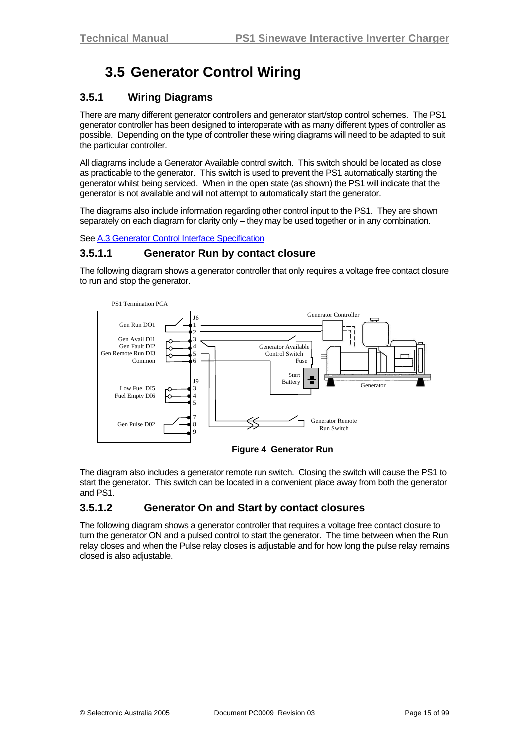# 3.5 Generator Control Wiring

## 3.5.1 Wiring Diagrams

There are many different generator controllers and generator start/stop control schemes. The PS1 generator controller has been designed to interoperate with as many different types of controller as possible. Depending on the type of controller these wiring diagrams will need to be adapted to suit the particular controller.

All diagrams include a Generator Available control switch. This switch should be located as close as practicable to the generator. This switch is used to prevent the PS1 automatically starting the generator whilst being serviced. When in the open state (as shown) the PS1 will indicate that the generator is not available and will not attempt to automatically start the generator.

The diagrams also include information regarding other control input to the PS1. They are shown separately on each diagram for clarity only – they may be used together or in any combination.

See A.3 Generator Control Interface Specification

### 3.5.1.1 Generator Run by contact closure

The following diagram shows a generator controller that only requires a voltage free contact closure to run and stop the generator.

**Figure 4 Generator Run**

The diagram also includes a generator remote run switch. Closing the switch will cause the PS1 to start the generator. This switch can be located in a convenient place away from both the generator and PS1.

### 3.5.1.2 Generator On and Start by contact closures

The following diagram shows a generator controller that requires a voltage free contact closure to turn the generator ON and a pulsed control to start the generator. The time between when the Run relay closes and when the Pulse relay closes is adjustable and for how long the pulse relay remains closed is also adjustable.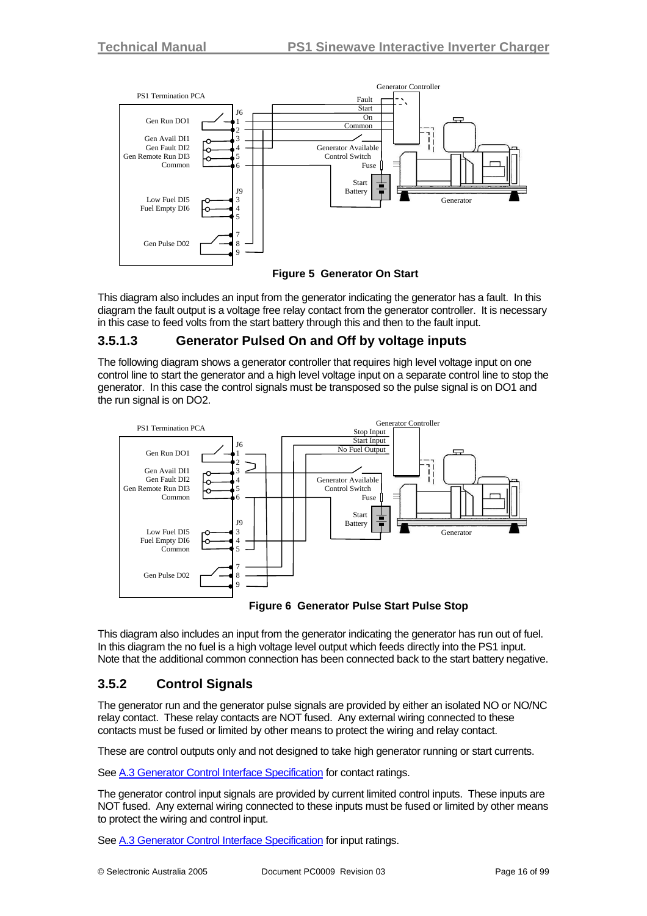**Figure 5 Generator On Start**

This diagram also includes an input from the generator indicating the generator has a fault. In this diagram the fault output is a voltage free relay contact from the generator controller. It is necessary in this case to feed volts from the start battery through this and then to the fault input.

### 3.5.1.3 Generator Pulsed On and Off by voltage inputs

The following diagram shows a generator controller that requires high level voltage input on one control line to start the generator and a high level voltage input on a separate control line to stop the generator. In this case the control signals must be transposed so the pulse signal is on DO1 and the run signal is on DO2.

**Figure 6 Generator Pulse Start Pulse Stop**

This diagram also includes an input from the generator indicating the generator has run out of fuel. In this diagram the no fuel is a high voltage level output which feeds directly into the PS1 input. Note that the additional common connection has been connected back to the start battery negative.

## 3.5.2 Control Signals

The generator run and the generator pulse signals are provided by either an isolated NO or NO/NC relay contact. These relay contacts are NOT fused. Any external wiring connected to these contacts must be fused or limited by other means to protect the wiring and relay contact.

These are control outputs only and not designed to take high generator running or start currents.

See A.3 Generator Control Interface Specification for contact ratings.

The generator control input signals are provided by current limited control inputs. These inputs are NOT fused. Any external wiring connected to these inputs must be fused or limited by other means to protect the wiring and control input.

See A.3 Generator Control Interface Specification for input ratings.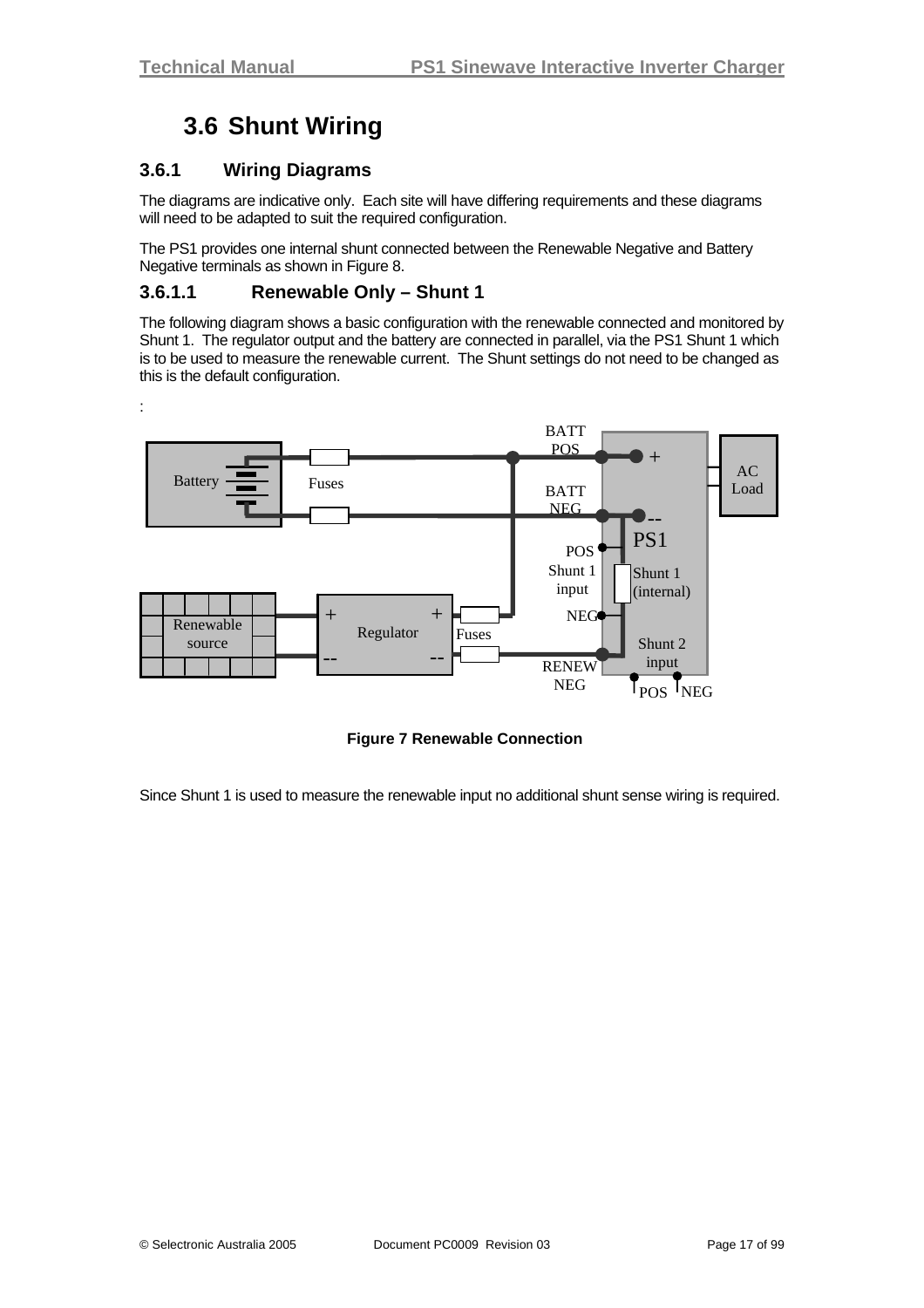# 3.6 Shunt Wiring

## 3.6.1 Wiring Diagrams

The diagrams are indicative only. Each site will have differing requirements and these diagrams will need to be adapted to suit the required configuration.

The PS1 provides one internal shunt connected between the Renewable Negative and Battery Negative terminals as shown in Figure 8.

### 3.6.1.1 Renewable Only – Shunt 1

The following diagram shows a basic configuration with the renewable connected and monitored by Shunt 1. The regulator output and the battery are connected in parallel, via the PS1 Shunt 1 which is to be used to measure the renewable current. The Shunt settings do not need to be changed as this is the default configuration.

:

**Figure 7 Renewable Connection**

Since Shunt 1 is used to measure the renewable input no additional shunt sense wiring is required.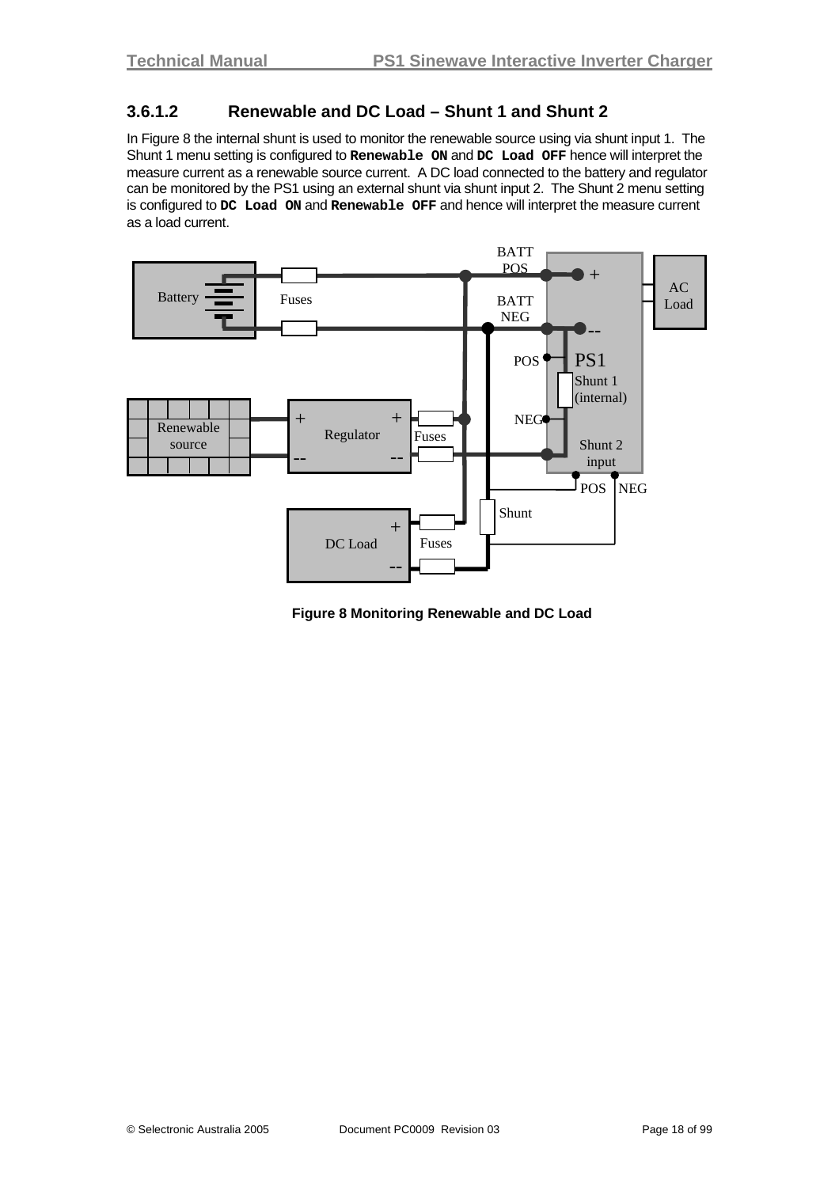### 3.6.1.2 Renewable and DC Load – Shunt 1 and Shunt 2

In Figure 8 the internal shunt is used to monitor the renewable source using via shunt input 1. The Shunt 1 menu setting is configured to **`Renewable ON`** and **`DC Load OFF`** hence will interpret the measure current as a renewable source current. A DC load connected to the battery and regulator can be monitored by the PS1 using an external shunt via shunt input 2. The Shunt 2 menu setting is configured to **`DC Load ON`** and **`Renewable OFF`** and hence will interpret the measure current as a load current.

**Figure 8 Monitoring Renewable and DC Load**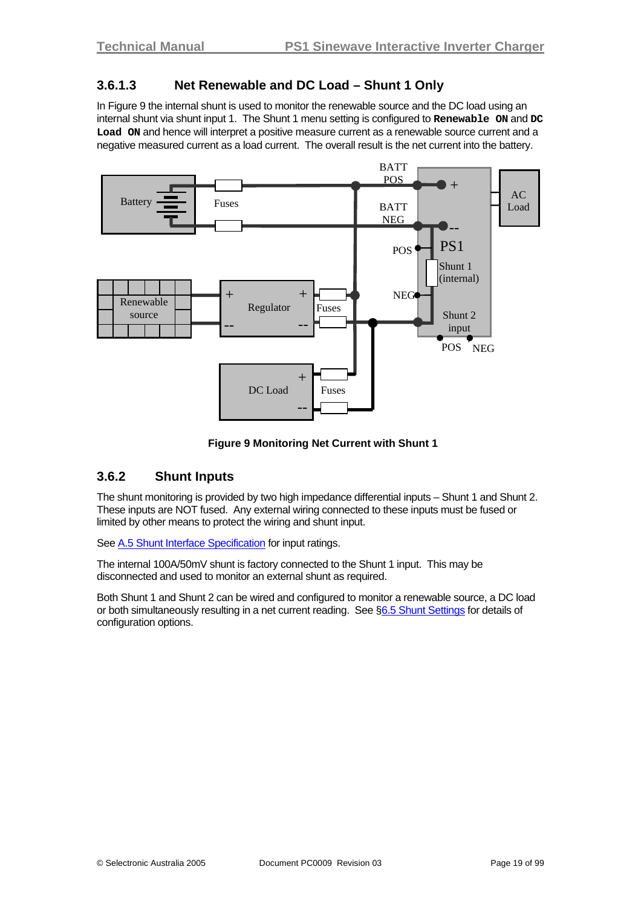### 3.6.1.3 Net Renewable and DC Load – Shunt 1 Only

In Figure 9 the internal shunt is used to monitor the renewable source and the DC load using an internal shunt via shunt input 1. The Shunt 1 menu setting is configured to **`Renewable ON`** and **`DC Load ON`** and hence will interpret a positive measure current as a renewable source current and a negative measured current as a load current. The overall result is the net current into the battery.

**Figure 9 Monitoring Net Current with Shunt 1**

## 3.6.2 Shunt Inputs

The shunt monitoring is provided by two high impedance differential inputs – Shunt 1 and Shunt 2. These inputs are NOT fused. Any external wiring connected to these inputs must be fused or limited by other means to protect the wiring and shunt input.

See A.5 Shunt Interface Specification for input ratings.

The internal 100A/50mV shunt is factory connected to the Shunt 1 input. This may be disconnected and used to monitor an external shunt as required.

Both Shunt 1 and Shunt 2 can be wired and configured to monitor a renewable source, a DC load or both simultaneously resulting in a net current reading. See §6.5 Shunt Settings for details of configuration options.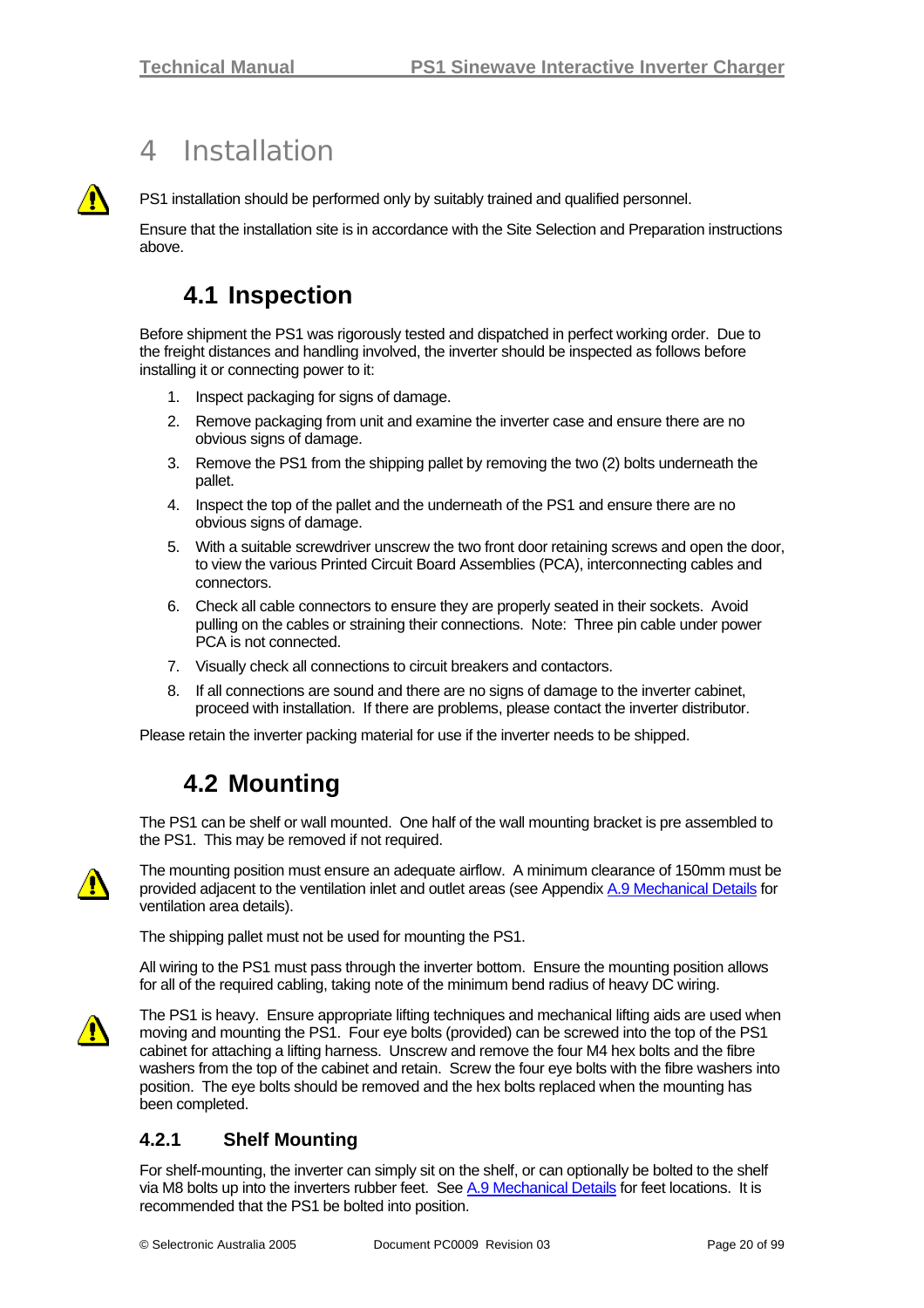# 4 Installation

PS1 installation should be performed only by suitably trained and qualified personnel.

Ensure that the installation site is in accordance with the Site Selection and Preparation instructions above.

## 4.1 Inspection

Before shipment the PS1 was rigorously tested and dispatched in perfect working order. Due to the freight distances and handling involved, the inverter should be inspected as follows before installing it or connecting power to it:

1. Inspect packaging for signs of damage.
2. Remove packaging from unit and examine the inverter case and ensure there are no obvious signs of damage.
3. Remove the PS1 from the shipping pallet by removing the two (2) bolts underneath the pallet.
4. Inspect the top of the pallet and the underneath of the PS1 and ensure there are no obvious signs of damage.
5. With a suitable screwdriver unscrew the two front door retaining screws and open the door, to view the various Printed Circuit Board Assemblies (PCA), interconnecting cables and connectors.
6. Check all cable connectors to ensure they are properly seated in their sockets. Avoid pulling on the cables or straining their connections. Note: Three pin cable under power PCA is not connected.
7. Visually check all connections to circuit breakers and contactors.
8. If all connections are sound and there are no signs of damage to the inverter cabinet, proceed with installation. If there are problems, please contact the inverter distributor.

Please retain the inverter packing material for use if the inverter needs to be shipped.

## 4.2 Mounting

The PS1 can be shelf or wall mounted. One half of the wall mounting bracket is pre assembled to the PS1. This may be removed if not required.

The mounting position must ensure an adequate airflow. A minimum clearance of 150mm must be provided adjacent to the ventilation inlet and outlet areas (see Appendix A.9 Mechanical Details for ventilation area details).

The shipping pallet must not be used for mounting the PS1.

All wiring to the PS1 must pass through the inverter bottom. Ensure the mounting position allows for all of the required cabling, taking note of the minimum bend radius of heavy DC wiring.

The PS1 is heavy. Ensure appropriate lifting techniques and mechanical lifting aids are used when moving and mounting the PS1. Four eye bolts (provided) can be screwed into the top of the PS1 cabinet for attaching a lifting harness. Unscrew and remove the four M4 hex bolts and the fibre washers from the top of the cabinet and retain. Screw the four eye bolts with the fibre washers into position. The eye bolts should be removed and the hex bolts replaced when the mounting has been completed.

### 4.2.1 Shelf Mounting

For shelf-mounting, the inverter can simply sit on the shelf, or can optionally be bolted to the shelf via M8 bolts up into the inverters rubber feet. See A.9 Mechanical Details for feet locations. It is recommended that the PS1 be bolted into position.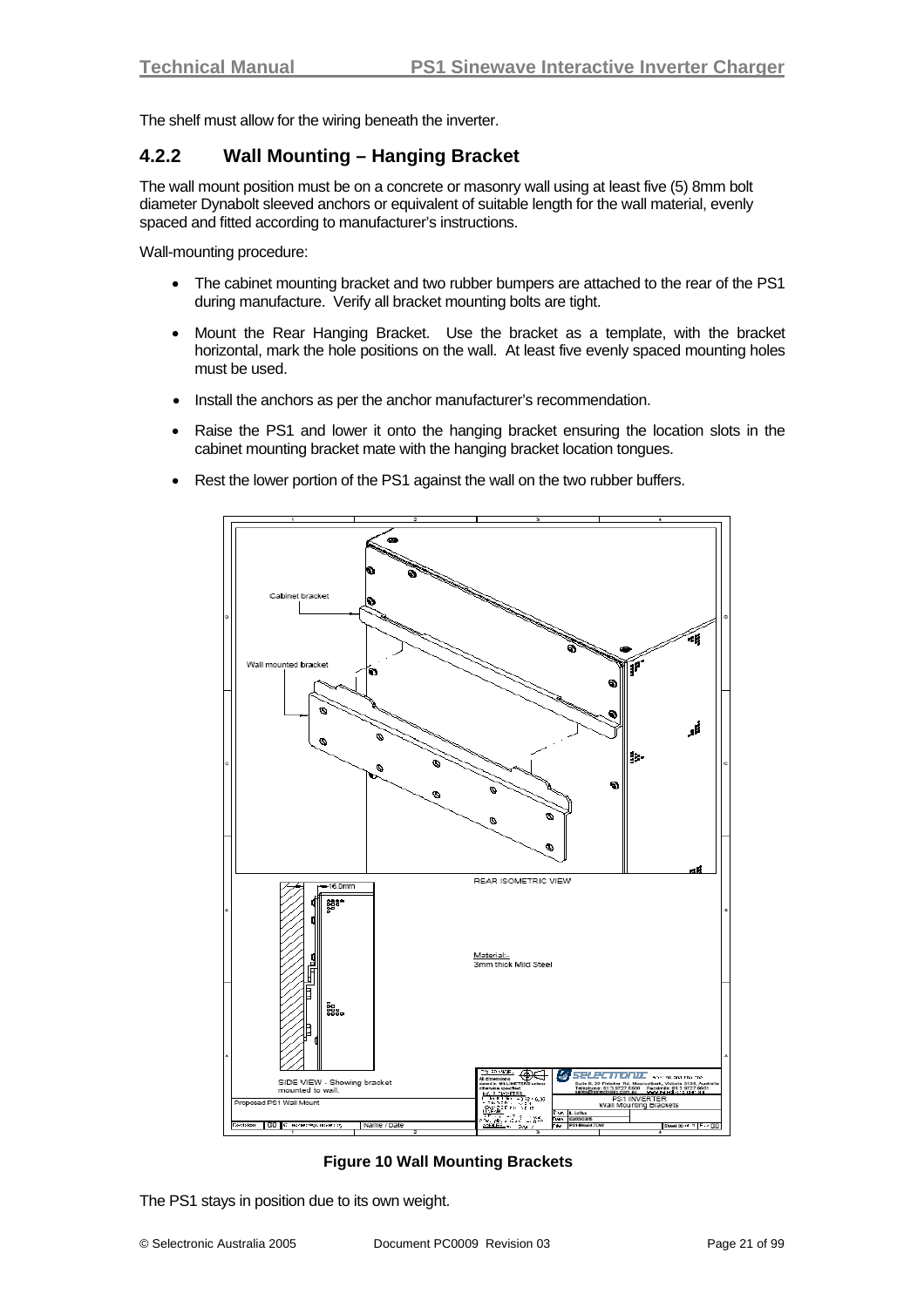The shelf must allow for the wiring beneath the inverter.

### 4.2.2 Wall Mounting – Hanging Bracket

The wall mount position must be on a concrete or masonry wall using at least five (5) 8mm bolt diameter Dynabolt sleeved anchors or equivalent of suitable length for the wall material, evenly spaced and fitted according to manufacturer's instructions.

Wall-mounting procedure:

- The cabinet mounting bracket and two rubber bumpers are attached to the rear of the PS1 during manufacture. Verify all bracket mounting bolts are tight.
- Mount the Rear Hanging Bracket. Use the bracket as a template, with the bracket horizontal, mark the hole positions on the wall. At least five evenly spaced mounting holes must be used.
- Install the anchors as per the anchor manufacturer's recommendation.
- Raise the PS1 and lower it onto the hanging bracket ensuring the location slots in the cabinet mounting bracket mate with the hanging bracket location tongues.
- Rest the lower portion of the PS1 against the wall on the two rubber buffers.

**Figure 10 Wall Mounting Brackets**

The PS1 stays in position due to its own weight.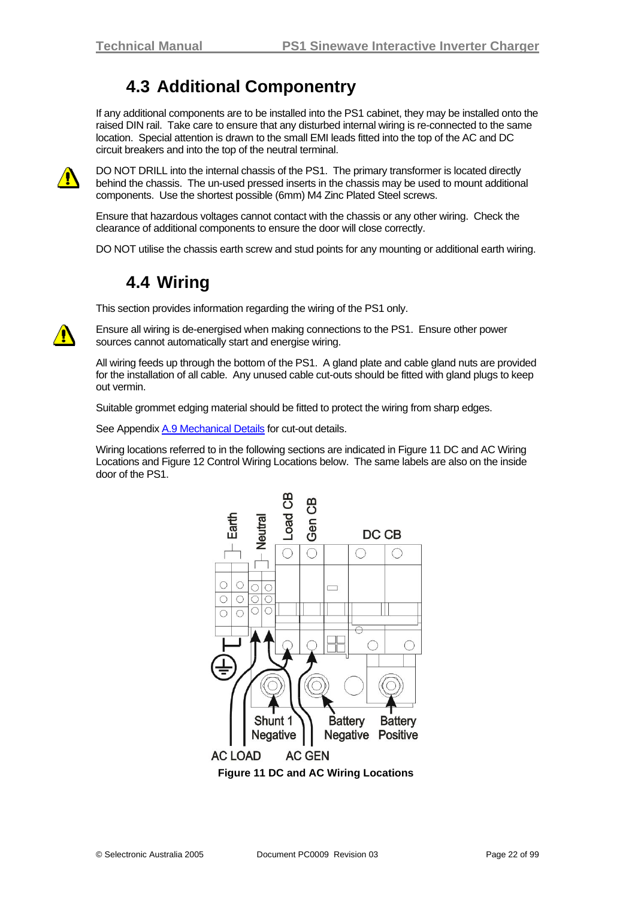## 4.3 Additional Componentry

If any additional components are to be installed into the PS1 cabinet, they may be installed onto the raised DIN rail. Take care to ensure that any disturbed internal wiring is re-connected to the same location. Special attention is drawn to the small EMI leads fitted into the top of the AC and DC circuit breakers and into the top of the neutral terminal.

DO NOT DRILL into the internal chassis of the PS1. The primary transformer is located directly behind the chassis. The un-used pressed inserts in the chassis may be used to mount additional components. Use the shortest possible (6mm) M4 Zinc Plated Steel screws.

Ensure that hazardous voltages cannot contact with the chassis or any other wiring. Check the clearance of additional components to ensure the door will close correctly.

DO NOT utilise the chassis earth screw and stud points for any mounting or additional earth wiring.

## 4.4 Wiring

This section provides information regarding the wiring of the PS1 only.

Ensure all wiring is de-energised when making connections to the PS1. Ensure other power sources cannot automatically start and energise wiring.

All wiring feeds up through the bottom of the PS1. A gland plate and cable gland nuts are provided for the installation of all cable. Any unused cable cut-outs should be fitted with gland plugs to keep out vermin.

Suitable grommet edging material should be fitted to protect the wiring from sharp edges.

See Appendix A.9 Mechanical Details for cut-out details.

Wiring locations referred to in the following sections are indicated in Figure 11 DC and AC Wiring Locations and Figure 12 Control Wiring Locations below. The same labels are also on the inside door of the PS1.

**Figure 11 DC and AC Wiring Locations**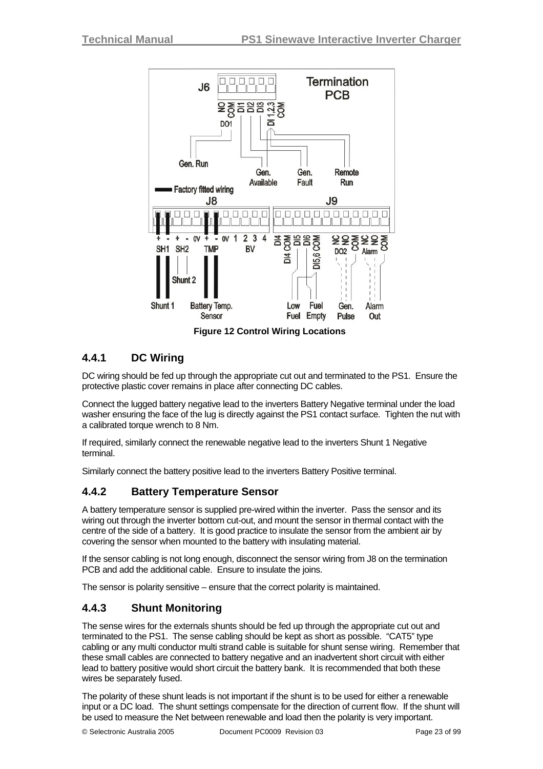Figure 12 Control Wiring Locations

### 4.4.1 DC Wiring

DC wiring should be fed up through the appropriate cut out and terminated to the PS1. Ensure the protective plastic cover remains in place after connecting DC cables.

Connect the lugged battery negative lead to the inverters Battery Negative terminal under the load washer ensuring the face of the lug is directly against the PS1 contact surface. Tighten the nut with a calibrated torque wrench to 8 Nm.

If required, similarly connect the renewable negative lead to the inverters Shunt 1 Negative terminal.

Similarly connect the battery positive lead to the inverters Battery Positive terminal.

### 4.4.2 Battery Temperature Sensor

A battery temperature sensor is supplied pre-wired within the inverter. Pass the sensor and its wiring out through the inverter bottom cut-out, and mount the sensor in thermal contact with the centre of the side of a battery. It is good practice to insulate the sensor from the ambient air by covering the sensor when mounted to the battery with insulating material.

If the sensor cabling is not long enough, disconnect the sensor wiring from J8 on the termination PCB and add the additional cable. Ensure to insulate the joins.

The sensor is polarity sensitive – ensure that the correct polarity is maintained.

### 4.4.3 Shunt Monitoring

The sense wires for the externals shunts should be fed up through the appropriate cut out and terminated to the PS1. The sense cabling should be kept as short as possible. "CAT5" type cabling or any multi conductor multi strand cable is suitable for shunt sense wiring. Remember that these small cables are connected to battery negative and an inadvertent short circuit with either lead to battery positive would short circuit the battery bank. It is recommended that both these wires be separately fused.

The polarity of these shunt leads is not important if the shunt is to be used for either a renewable input or a DC load. The shunt settings compensate for the direction of current flow. If the shunt will be used to measure the Net between renewable and load then the polarity is very important.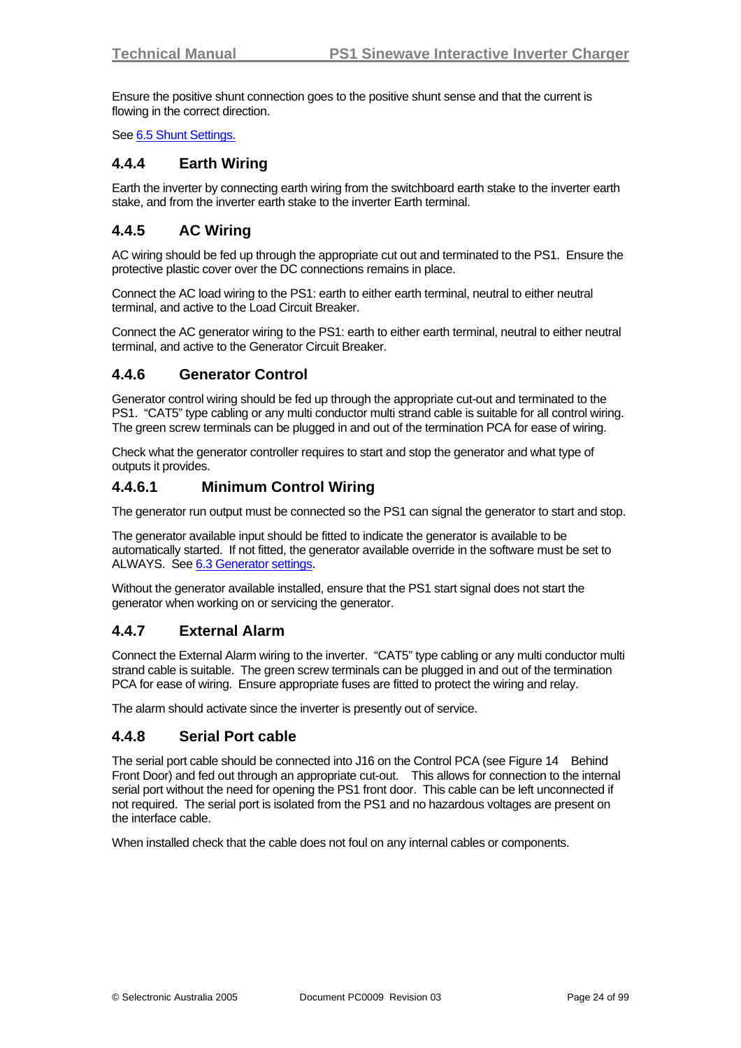Ensure the positive shunt connection goes to the positive shunt sense and that the current is flowing in the correct direction.

See 6.5 Shunt Settings.

### 4.4.4 Earth Wiring

Earth the inverter by connecting earth wiring from the switchboard earth stake to the inverter earth stake, and from the inverter earth stake to the inverter Earth terminal.

### 4.4.5 AC Wiring

AC wiring should be fed up through the appropriate cut out and terminated to the PS1. Ensure the protective plastic cover over the DC connections remains in place.

Connect the AC load wiring to the PS1: earth to either earth terminal, neutral to either neutral terminal, and active to the Load Circuit Breaker.

Connect the AC generator wiring to the PS1: earth to either earth terminal, neutral to either neutral terminal, and active to the Generator Circuit Breaker.

### 4.4.6 Generator Control

Generator control wiring should be fed up through the appropriate cut-out and terminated to the PS1. "CAT5" type cabling or any multi conductor multi strand cable is suitable for all control wiring. The green screw terminals can be plugged in and out of the termination PCA for ease of wiring.

Check what the generator controller requires to start and stop the generator and what type of outputs it provides.

#### 4.4.6.1 Minimum Control Wiring

The generator run output must be connected so the PS1 can signal the generator to start and stop.

The generator available input should be fitted to indicate the generator is available to be automatically started. If not fitted, the generator available override in the software must be set to ALWAYS. See 6.3 Generator settings.

Without the generator available installed, ensure that the PS1 start signal does not start the generator when working on or servicing the generator.

### 4.4.7 External Alarm

Connect the External Alarm wiring to the inverter. "CAT5" type cabling or any multi conductor multi strand cable is suitable. The green screw terminals can be plugged in and out of the termination PCA for ease of wiring. Ensure appropriate fuses are fitted to protect the wiring and relay.

The alarm should activate since the inverter is presently out of service.

### 4.4.8 Serial Port cable

The serial port cable should be connected into J16 on the Control PCA (see Figure 14 Behind Front Door) and fed out through an appropriate cut-out. This allows for connection to the internal serial port without the need for opening the PS1 front door. This cable can be left unconnected if not required. The serial port is isolated from the PS1 and no hazardous voltages are present on the interface cable.

When installed check that the cable does not foul on any internal cables or components.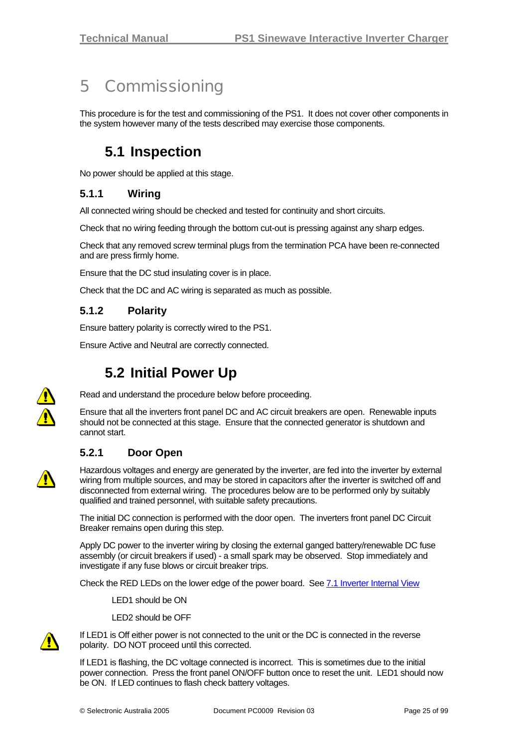// Page 25 - Section 5 Commissioning
# 5 Commissioning

This procedure is for the test and commissioning of the PS1. It does not cover other components in the system however many of the tests described may exercise those components.

## 5.1 Inspection

No power should be applied at this stage.

### 5.1.1 Wiring

All connected wiring should be checked and tested for continuity and short circuits.

Check that no wiring feeding through the bottom cut-out is pressing against any sharp edges.

Check that any removed screw terminal plugs from the termination PCA have been re-connected and are press firmly home.

Ensure that the DC stud insulating cover is in place.

Check that the DC and AC wiring is separated as much as possible.

### 5.1.2 Polarity

Ensure battery polarity is correctly wired to the PS1.

Ensure Active and Neutral are correctly connected.

## 5.2 Initial Power Up

Read and understand the procedure below before proceeding.

Ensure that all the inverters front panel DC and AC circuit breakers are open. Renewable inputs should not be connected at this stage. Ensure that the connected generator is shutdown and cannot start.

### 5.2.1 Door Open

Hazardous voltages and energy are generated by the inverter, are fed into the inverter by external wiring from multiple sources, and may be stored in capacitors after the inverter is switched off and disconnected from external wiring. The procedures below are to be performed only by suitably qualified and trained personnel, with suitable safety precautions.

The initial DC connection is performed with the door open. The inverters front panel DC Circuit Breaker remains open during this step.

Apply DC power to the inverter wiring by closing the external ganged battery/renewable DC fuse assembly (or circuit breakers if used) - a small spark may be observed. Stop immediately and investigate if any fuse blows or circuit breaker trips.

Check the RED LEDs on the lower edge of the power board. See 7.1 Inverter Internal View

LED1 should be ON

LED2 should be OFF

If LED1 is Off either power is not connected to the unit or the DC is connected in the reverse polarity. DO NOT proceed until this corrected.

If LED1 is flashing, the DC voltage connected is incorrect. This is sometimes due to the initial power connection. Press the front panel ON/OFF button once to reset the unit. LED1 should now be ON. If LED continues to flash check battery voltages.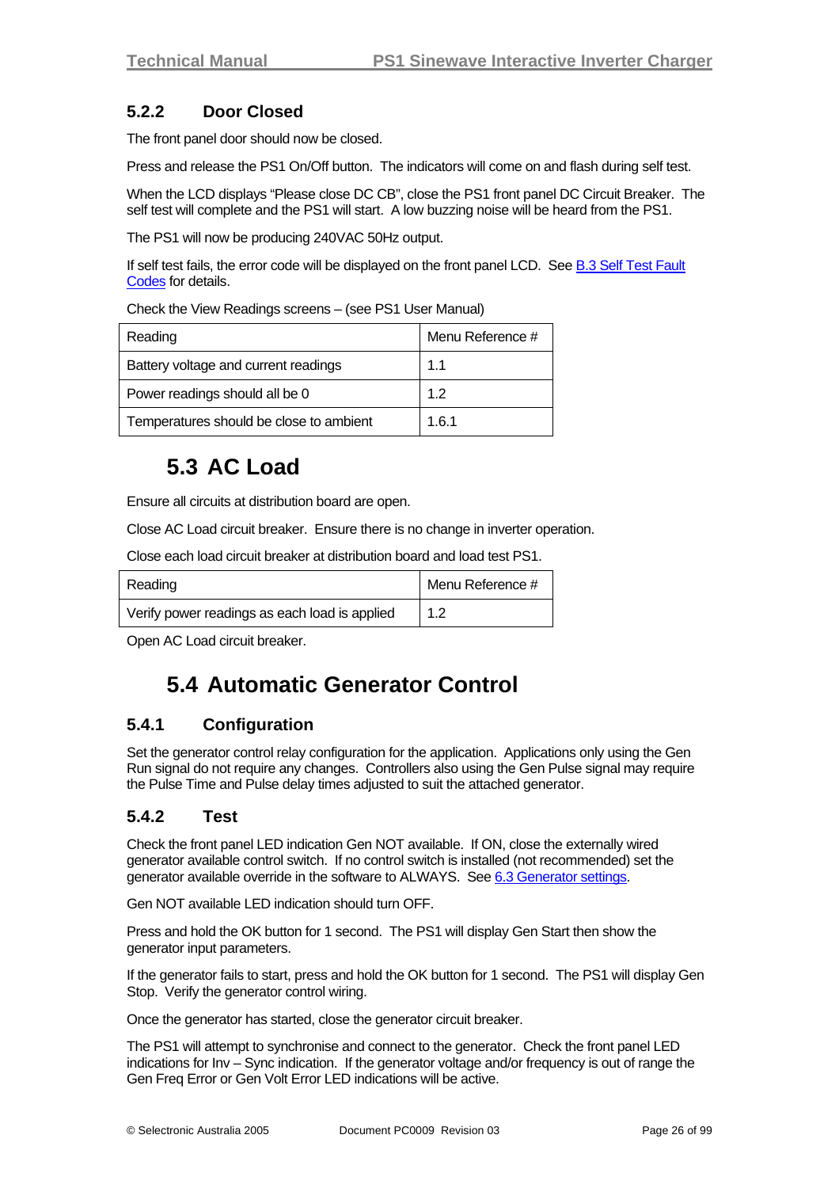### 5.2.2 Door Closed

The front panel door should now be closed.

Press and release the PS1 On/Off button. The indicators will come on and flash during self test.

When the LCD displays "Please close DC CB", close the PS1 front panel DC Circuit Breaker. The self test will complete and the PS1 will start. A low buzzing noise will be heard from the PS1.

The PS1 will now be producing 240VAC 50Hz output.

If self test fails, the error code will be displayed on the front panel LCD. See B.3 Self Test Fault Codes for details.

Check the View Readings screens – (see PS1 User Manual)

| Reading | Menu Reference # |
|---|---|
| Battery voltage and current readings | 1.1 |
| Power readings should all be 0 | 1.2 |
| Temperatures should be close to ambient | 1.6.1 |

## 5.3 AC Load

Ensure all circuits at distribution board are open.

Close AC Load circuit breaker. Ensure there is no change in inverter operation.

Close each load circuit breaker at distribution board and load test PS1.

| Reading | Menu Reference # |
|---|---|
| Verify power readings as each load is applied | 1.2 |

Open AC Load circuit breaker.

## 5.4 Automatic Generator Control

### 5.4.1 Configuration

Set the generator control relay configuration for the application. Applications only using the Gen Run signal do not require any changes. Controllers also using the Gen Pulse signal may require the Pulse Time and Pulse delay times adjusted to suit the attached generator.

### 5.4.2 Test

Check the front panel LED indication Gen NOT available. If ON, close the externally wired generator available control switch. If no control switch is installed (not recommended) set the generator available override in the software to ALWAYS. See 6.3 Generator settings.

Gen NOT available LED indication should turn OFF.

Press and hold the OK button for 1 second. The PS1 will display Gen Start then show the generator input parameters.

If the generator fails to start, press and hold the OK button for 1 second. The PS1 will display Gen Stop. Verify the generator control wiring.

Once the generator has started, close the generator circuit breaker.

The PS1 will attempt to synchronise and connect to the generator. Check the front panel LED indications for Inv – Sync indication. If the generator voltage and/or frequency is out of range the Gen Freq Error or Gen Volt Error LED indications will be active.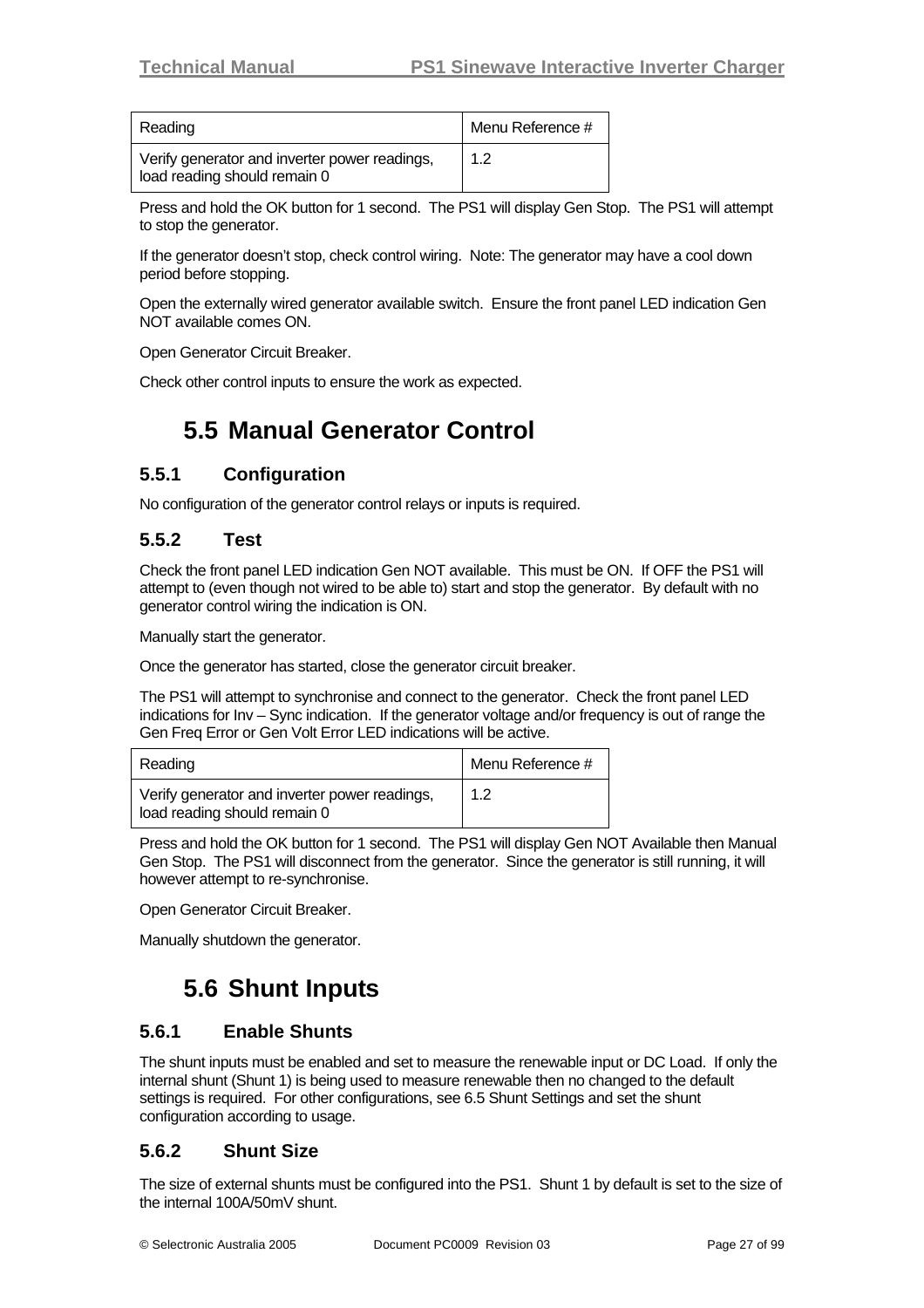| Reading | Menu Reference # |
|---|---|
| Verify generator and inverter power readings, load reading should remain 0 | 1.2 |

Press and hold the OK button for 1 second. The PS1 will display Gen Stop. The PS1 will attempt to stop the generator.

If the generator doesn't stop, check control wiring. Note: The generator may have a cool down period before stopping.

Open the externally wired generator available switch. Ensure the front panel LED indication Gen NOT available comes ON.

Open Generator Circuit Breaker.

Check other control inputs to ensure the work as expected.

## 5.5 Manual Generator Control

### 5.5.1 Configuration

No configuration of the generator control relays or inputs is required.

### 5.5.2 Test

Check the front panel LED indication Gen NOT available. This must be ON. If OFF the PS1 will attempt to (even though not wired to be able to) start and stop the generator. By default with no generator control wiring the indication is ON.

Manually start the generator.

Once the generator has started, close the generator circuit breaker.

The PS1 will attempt to synchronise and connect to the generator. Check the front panel LED indications for Inv – Sync indication. If the generator voltage and/or frequency is out of range the Gen Freq Error or Gen Volt Error LED indications will be active.

| Reading | Menu Reference # |
|---|---|
| Verify generator and inverter power readings, load reading should remain 0 | 1.2 |

Press and hold the OK button for 1 second. The PS1 will display Gen NOT Available then Manual Gen Stop. The PS1 will disconnect from the generator. Since the generator is still running, it will however attempt to re-synchronise.

Open Generator Circuit Breaker.

Manually shutdown the generator.

## 5.6 Shunt Inputs

### 5.6.1 Enable Shunts

The shunt inputs must be enabled and set to measure the renewable input or DC Load. If only the internal shunt (Shunt 1) is being used to measure renewable then no changed to the default settings is required. For other configurations, see 6.5 Shunt Settings and set the shunt configuration according to usage.

### 5.6.2 Shunt Size

The size of external shunts must be configured into the PS1. Shunt 1 by default is set to the size of the internal 100A/50mV shunt.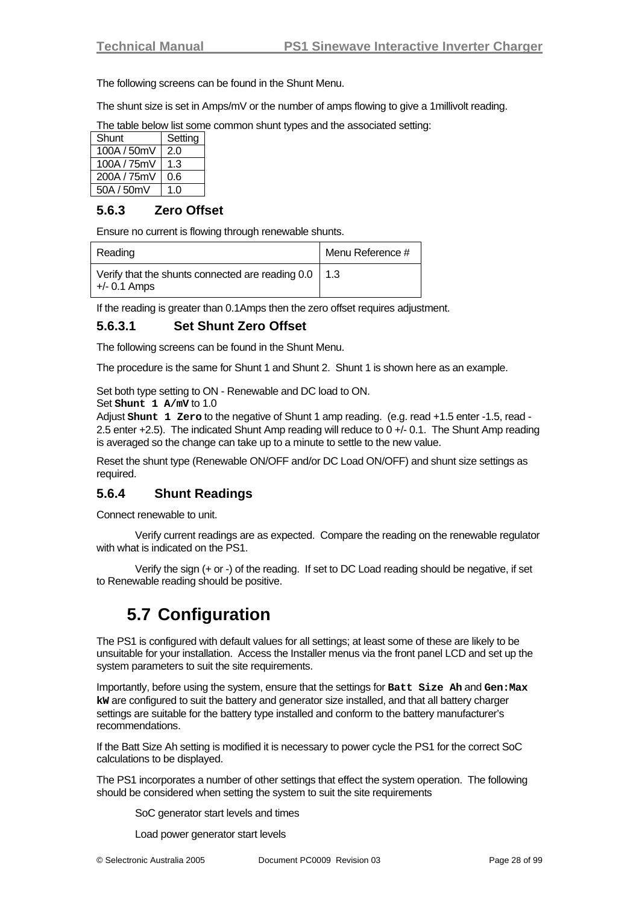The following screens can be found in the Shunt Menu.

The shunt size is set in Amps/mV or the number of amps flowing to give a 1millivolt reading.

The table below list some common shunt types and the associated setting:

| Shunt | Setting |
|---|---|
| 100A / 50mV | 2.0 |
| 100A / 75mV | 1.3 |
| 200A / 75mV | 0.6 |
| 50A / 50mV | 1.0 |

### 5.6.3 Zero Offset

Ensure no current is flowing through renewable shunts.

| Reading | Menu Reference # |
|---|---|
| Verify that the shunts connected are reading 0.0 +/- 0.1 Amps | 1.3 |

If the reading is greater than 0.1Amps then the zero offset requires adjustment.

#### 5.6.3.1 Set Shunt Zero Offset

The following screens can be found in the Shunt Menu.

The procedure is the same for Shunt 1 and Shunt 2. Shunt 1 is shown here as an example.

Set both type setting to ON - Renewable and DC load to ON.
Set **`Shunt 1 A/mV`** to 1.0
Adjust **`Shunt 1 Zero`** to the negative of Shunt 1 amp reading. (e.g. read +1.5 enter -1.5, read -2.5 enter +2.5). The indicated Shunt Amp reading will reduce to 0 +/- 0.1. The Shunt Amp reading is averaged so the change can take up to a minute to settle to the new value.

Reset the shunt type (Renewable ON/OFF and/or DC Load ON/OFF) and shunt size settings as required.

### 5.6.4 Shunt Readings

Connect renewable to unit.

Verify current readings are as expected. Compare the reading on the renewable regulator with what is indicated on the PS1.

Verify the sign (+ or -) of the reading. If set to DC Load reading should be negative, if set to Renewable reading should be positive.

## 5.7 Configuration

The PS1 is configured with default values for all settings; at least some of these are likely to be unsuitable for your installation. Access the Installer menus via the front panel LCD and set up the system parameters to suit the site requirements.

Importantly, before using the system, ensure that the settings for **`Batt Size Ah`** and **`Gen:Max kW`** are configured to suit the battery and generator size installed, and that all battery charger settings are suitable for the battery type installed and conform to the battery manufacturer's recommendations.

If the Batt Size Ah setting is modified it is necessary to power cycle the PS1 for the correct SoC calculations to be displayed.

The PS1 incorporates a number of other settings that effect the system operation. The following should be considered when setting the system to suit the site requirements

SoC generator start levels and times

Load power generator start levels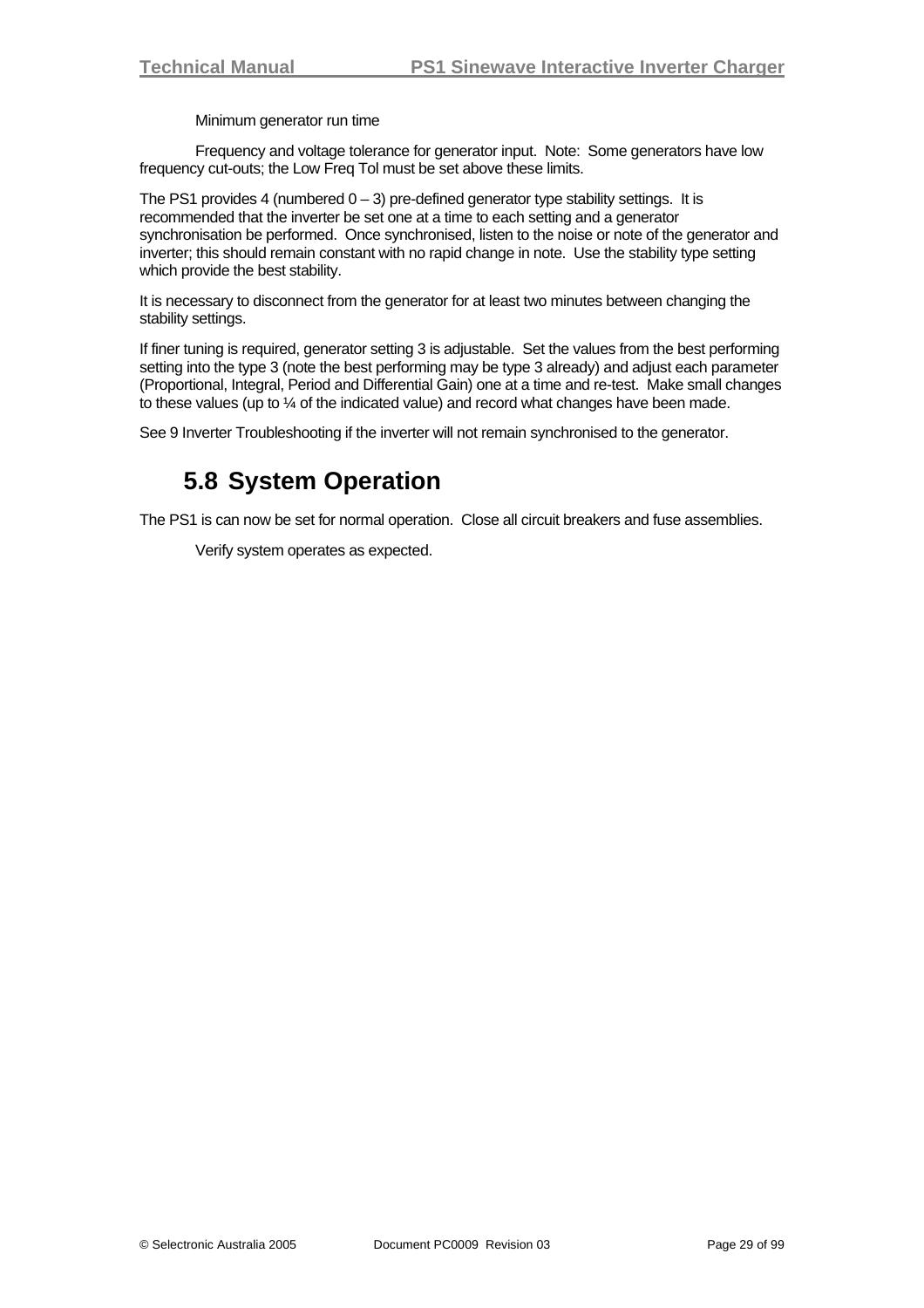Minimum generator run time

Frequency and voltage tolerance for generator input. Note: Some generators have low frequency cut-outs; the Low Freq Tol must be set above these limits.

The PS1 provides 4 (numbered 0 – 3) pre-defined generator type stability settings. It is recommended that the inverter be set one at a time to each setting and a generator synchronisation be performed. Once synchronised, listen to the noise or note of the generator and inverter; this should remain constant with no rapid change in note. Use the stability type setting which provide the best stability.

It is necessary to disconnect from the generator for at least two minutes between changing the stability settings.

If finer tuning is required, generator setting 3 is adjustable. Set the values from the best performing setting into the type 3 (note the best performing may be type 3 already) and adjust each parameter (Proportional, Integral, Period and Differential Gain) one at a time and re-test. Make small changes to these values (up to ¼ of the indicated value) and record what changes have been made.

See 9 Inverter Troubleshooting if the inverter will not remain synchronised to the generator.

## 5.8 System Operation

The PS1 is can now be set for normal operation. Close all circuit breakers and fuse assemblies.

Verify system operates as expected.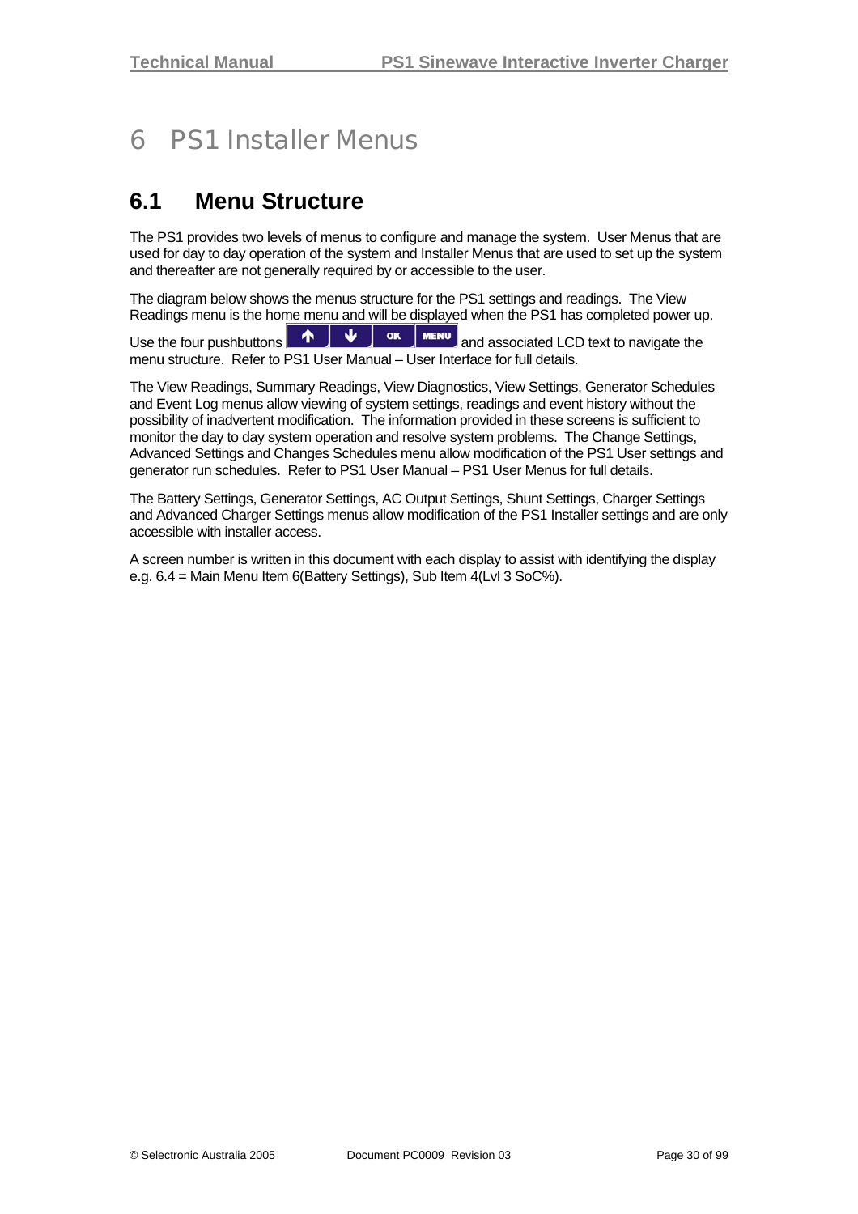# 6 PS1 Installer Menus

## 6.1 Menu Structure

The PS1 provides two levels of menus to configure and manage the system. User Menus that are used for day to day operation of the system and Installer Menus that are used to set up the system and thereafter are not generally required by or accessible to the user.

The diagram below shows the menus structure for the PS1 settings and readings. The View Readings menu is the home menu and will be displayed when the PS1 has completed power up.

Use the four pushbuttons ↑ ↓ OK MENU and associated LCD text to navigate the menu structure. Refer to PS1 User Manual – User Interface for full details.

The View Readings, Summary Readings, View Diagnostics, View Settings, Generator Schedules and Event Log menus allow viewing of system settings, readings and event history without the possibility of inadvertent modification. The information provided in these screens is sufficient to monitor the day to day system operation and resolve system problems. The Change Settings, Advanced Settings and Changes Schedules menu allow modification of the PS1 User settings and generator run schedules. Refer to PS1 User Manual – PS1 User Menus for full details.

The Battery Settings, Generator Settings, AC Output Settings, Shunt Settings, Charger Settings and Advanced Charger Settings menus allow modification of the PS1 Installer settings and are only accessible with installer access.

A screen number is written in this document with each display to assist with identifying the display e.g. 6.4 = Main Menu Item 6(Battery Settings), Sub Item 4(Lvl 3 SoC%).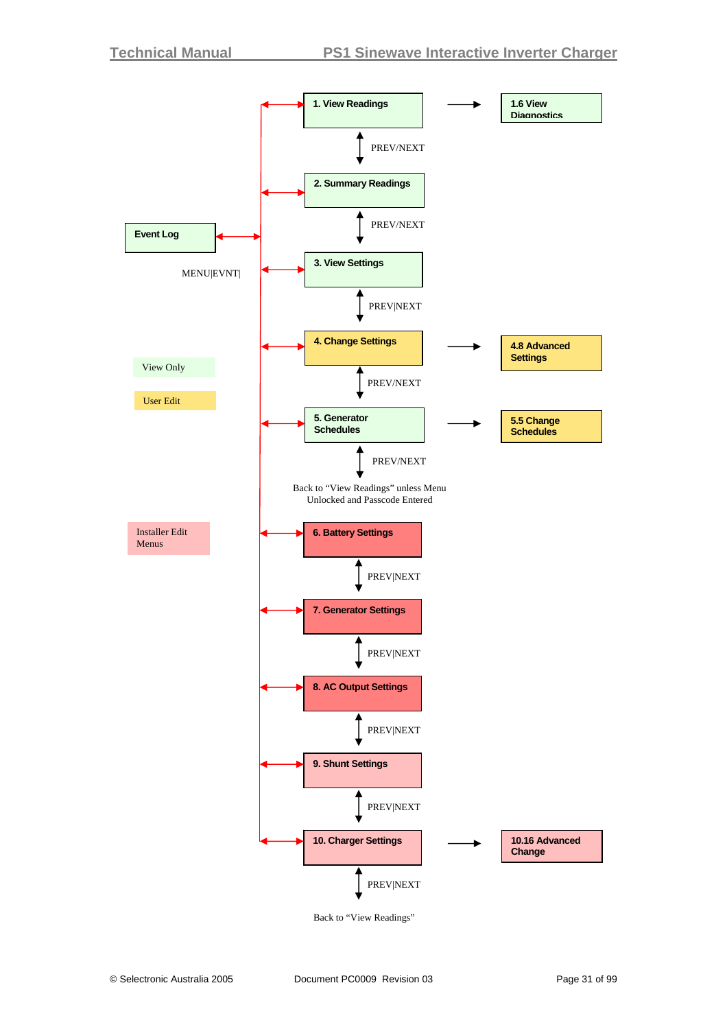1. View Readings → 1.6 View Diagnostics

PREV/NEXT

2. Summary Readings

PREV/NEXT

Event Log

MENU|EVNT|

3. View Settings

PREV|NEXT

4. Change Settings → 4.8 Advanced Settings

PREV/NEXT

View Only

User Edit

5. Generator Schedules → 5.5 Change Schedules

PREV/NEXT

Back to "View Readings" unless Menu Unlocked and Passcode Entered

Installer Edit Menus

6. Battery Settings

PREV|NEXT

7. Generator Settings

PREV|NEXT

8. AC Output Settings

PREV|NEXT

9. Shunt Settings

PREV|NEXT

10. Charger Settings → 10.16 Advanced Change

PREV|NEXT

Back to "View Readings"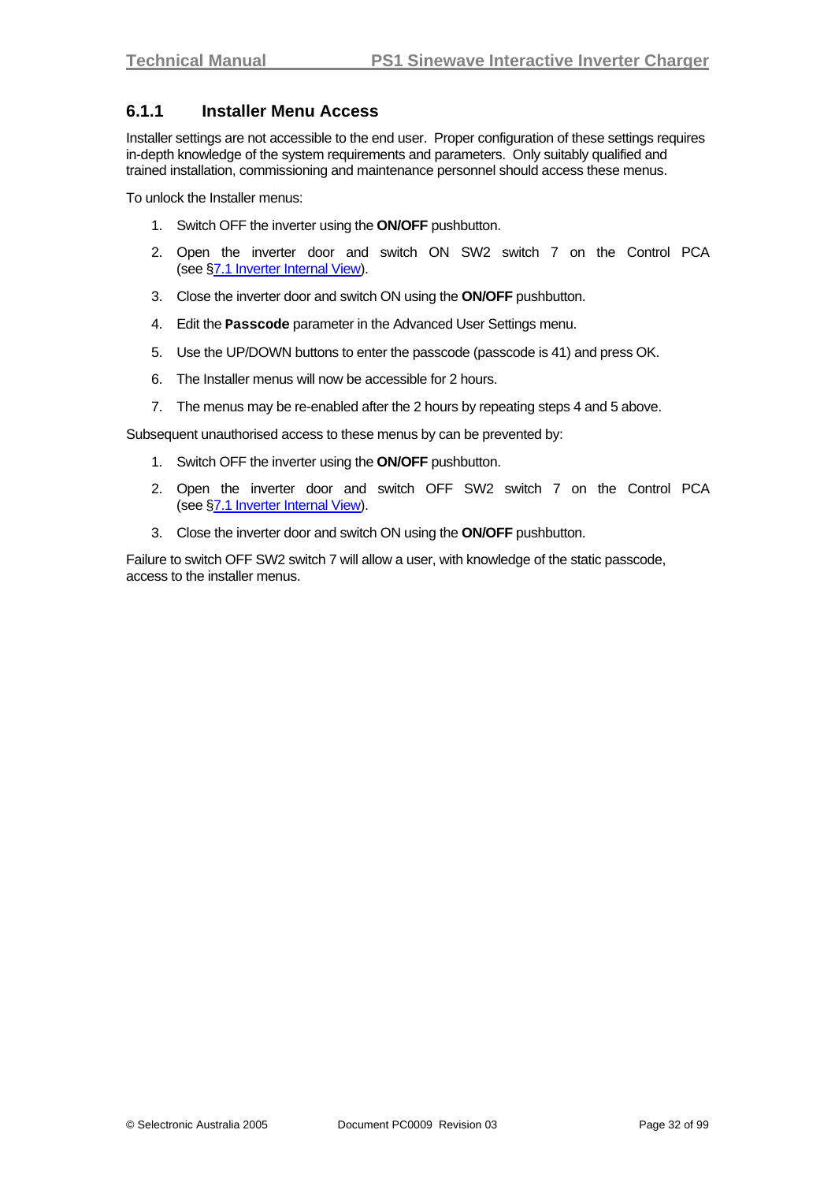### 6.1.1 Installer Menu Access

Installer settings are not accessible to the end user. Proper configuration of these settings requires in-depth knowledge of the system requirements and parameters. Only suitably qualified and trained installation, commissioning and maintenance personnel should access these menus.

To unlock the Installer menus:

1. Switch OFF the inverter using the **ON/OFF** pushbutton.
2. Open the inverter door and switch ON SW2 switch 7 on the Control PCA (see §7.1 Inverter Internal View).
3. Close the inverter door and switch ON using the **ON/OFF** pushbutton.
4. Edit the **Passcode** parameter in the Advanced User Settings menu.
5. Use the UP/DOWN buttons to enter the passcode (passcode is 41) and press OK.
6. The Installer menus will now be accessible for 2 hours.
7. The menus may be re-enabled after the 2 hours by repeating steps 4 and 5 above.

Subsequent unauthorised access to these menus by can be prevented by:

1. Switch OFF the inverter using the **ON/OFF** pushbutton.
2. Open the inverter door and switch OFF SW2 switch 7 on the Control PCA (see §7.1 Inverter Internal View).
3. Close the inverter door and switch ON using the **ON/OFF** pushbutton.

Failure to switch OFF SW2 switch 7 will allow a user, with knowledge of the static passcode, access to the installer menus.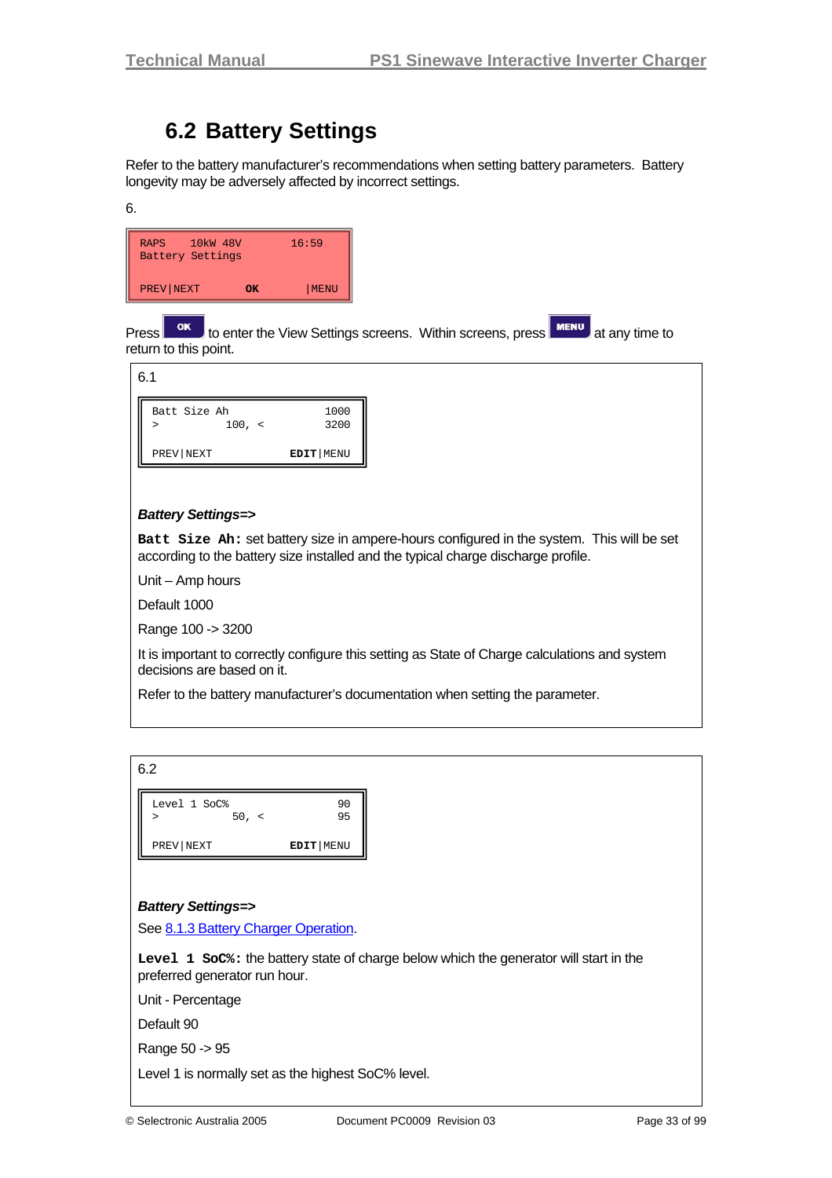## 6.2 Battery Settings

Refer to the battery manufacturer's recommendations when setting battery parameters. Battery longevity may be adversely affected by incorrect settings.

6.

```
RAPS    10kW 48V         16:59
Battery Settings

PREV|NEXT       OK        |MENU
```

Press OK to enter the View Settings screens. Within screens, press MENU at any time to return to this point.

6.1

```
Batt Size Ah                1000
>          100, <           3200

PREV|NEXT              EDIT|MENU
```

***Battery Settings=>***

**`Batt Size Ah:`** set battery size in ampere-hours configured in the system. This will be set according to the battery size installed and the typical charge discharge profile.

Unit – Amp hours

Default 1000

Range 100 -> 3200

It is important to correctly configure this setting as State of Charge calculations and system decisions are based on it.

Refer to the battery manufacturer's documentation when setting the parameter.

6.2

```
Level 1 SoC%                  90
>           50, <             95

PREV|NEXT              EDIT|MENU
```

***Battery Settings=>***

See 8.1.3 Battery Charger Operation.

**`Level 1 SoC%:`** the battery state of charge below which the generator will start in the preferred generator run hour.

Unit - Percentage

Default 90

Range 50 -> 95

Level 1 is normally set as the highest SoC% level.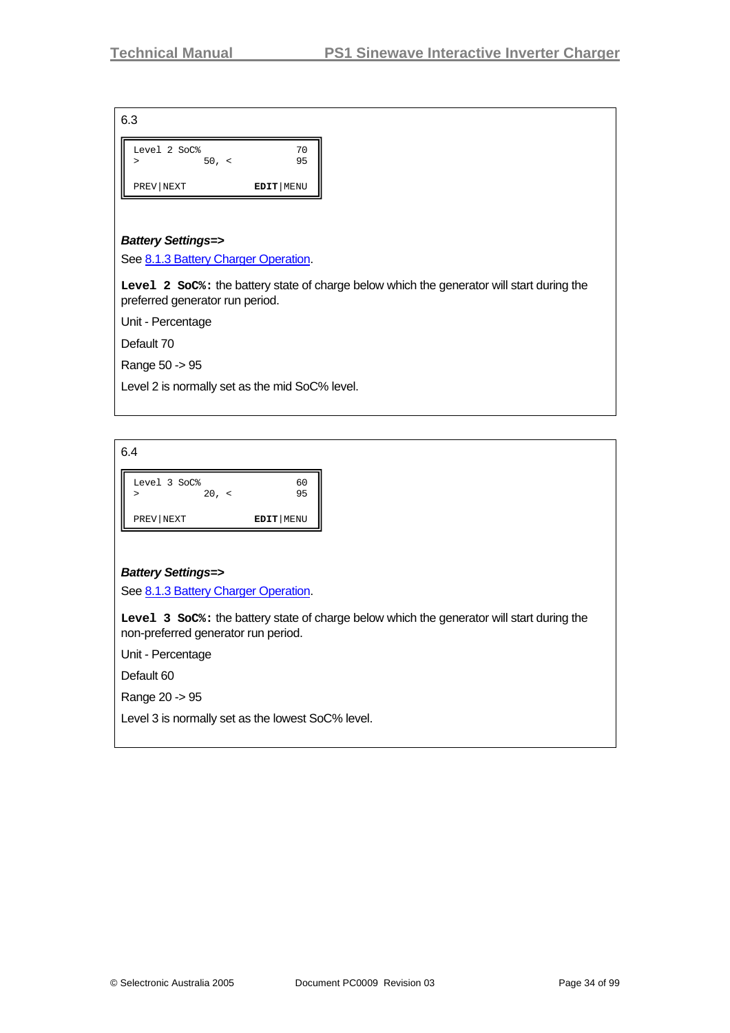6.3

```
Level 2 SoC%                70
>           50, <           95

PREV|NEXT            EDIT|MENU
```

***Battery Settings=>***

See 8.1.3 Battery Charger Operation.

**Level 2 SoC%:** the battery state of charge below which the generator will start during the preferred generator run period.

Unit - Percentage

Default 70

Range 50 -> 95

Level 2 is normally set as the mid SoC% level.

6.4

```
Level 3 SoC%                60
>           20, <           95

PREV|NEXT            EDIT|MENU
```

***Battery Settings=>***

See 8.1.3 Battery Charger Operation.

**Level 3 SoC%:** the battery state of charge below which the generator will start during the non-preferred generator run period.

Unit - Percentage

Default 60

Range 20 -> 95

Level 3 is normally set as the lowest SoC% level.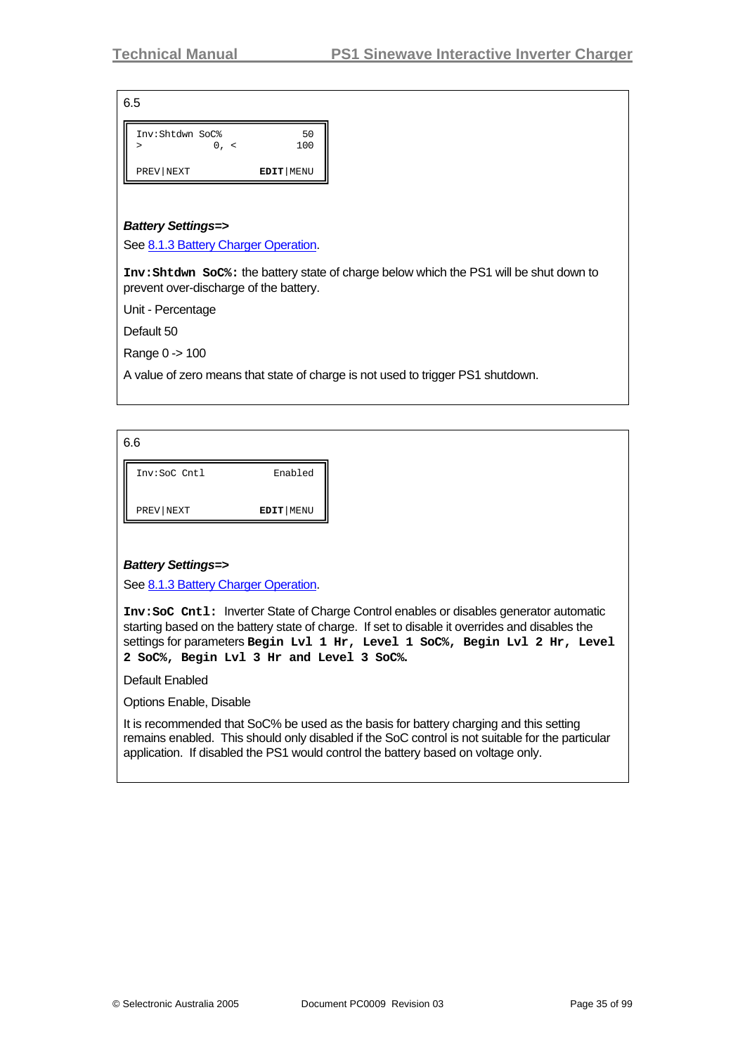6.5

```
Inv:Shtdwn SoC%                50
>             0, <            100

PREV|NEXT               EDIT|MENU
```

***Battery Settings=>***

See 8.1.3 Battery Charger Operation.

**Inv:Shtdwn SoC%:** the battery state of charge below which the PS1 will be shut down to prevent over-discharge of the battery.

Unit - Percentage

Default 50

Range 0 -> 100

A value of zero means that state of charge is not used to trigger PS1 shutdown.

6.6

```
Inv:SoC Cntl              Enabled


PREV|NEXT               EDIT|MENU
```

***Battery Settings=>***

See 8.1.3 Battery Charger Operation.

**Inv:SoC Cntl:** Inverter State of Charge Control enables or disables generator automatic starting based on the battery state of charge. If set to disable it overrides and disables the settings for parameters **Begin Lvl 1 Hr, Level 1 SoC%, Begin Lvl 2 Hr, Level 2 SoC%, Begin Lvl 3 Hr and Level 3 SoC%.**

Default Enabled

Options Enable, Disable

It is recommended that SoC% be used as the basis for battery charging and this setting remains enabled. This should only disabled if the SoC control is not suitable for the particular application. If disabled the PS1 would control the battery based on voltage only.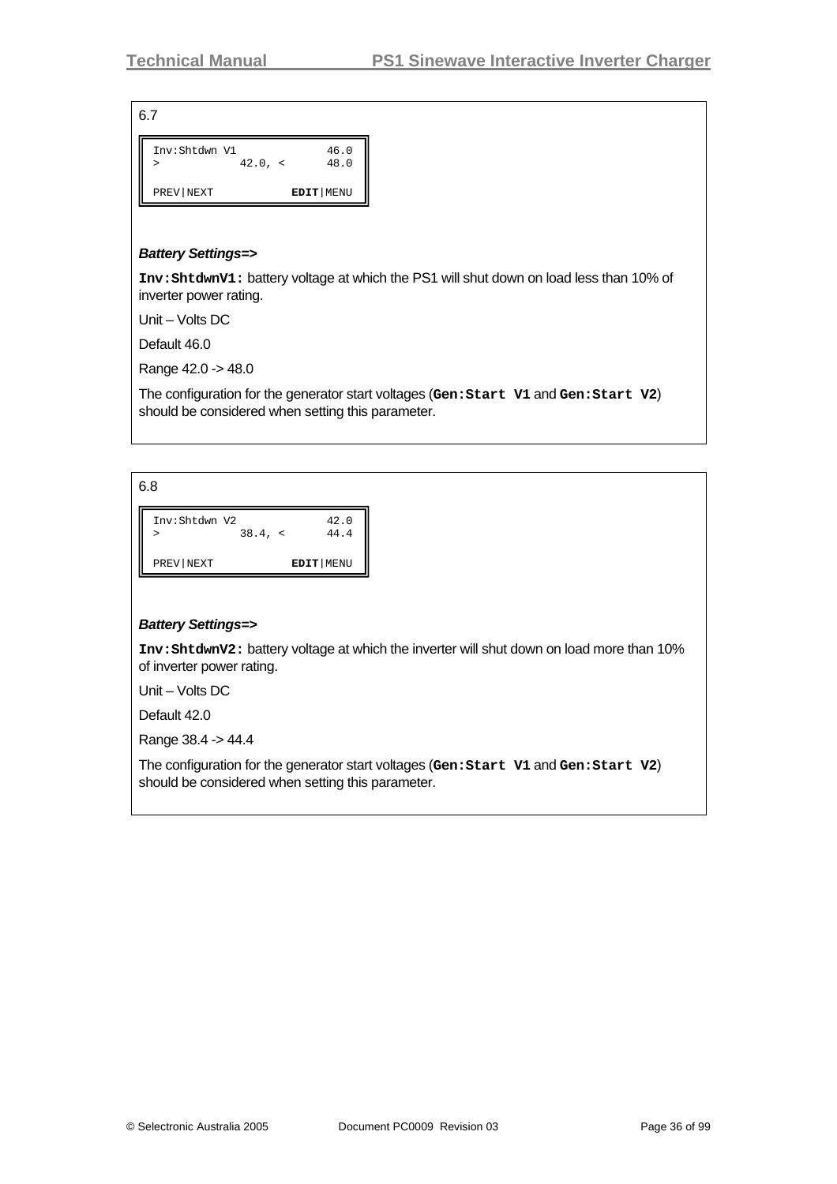6.7

```
Inv:Shtdwn V1              46.0
>            42.0, <       48.0

PREV|NEXT             EDIT|MENU
```

***Battery Settings=>***

**`Inv:ShtdwnV1:`** battery voltage at which the PS1 will shut down on load less than 10% of inverter power rating.

Unit – Volts DC

Default 46.0

Range 42.0 -> 48.0

The configuration for the generator start voltages (**`Gen:Start V1`** and **`Gen:Start V2`**) should be considered when setting this parameter.

6.8

```
Inv:Shtdwn V2              42.0
>            38.4, <       44.4

PREV|NEXT             EDIT|MENU
```

***Battery Settings=>***

**`Inv:ShtdwnV2:`** battery voltage at which the inverter will shut down on load more than 10% of inverter power rating.

Unit – Volts DC

Default 42.0

Range 38.4 -> 44.4

The configuration for the generator start voltages (**`Gen:Start V1`** and **`Gen:Start V2`**) should be considered when setting this parameter.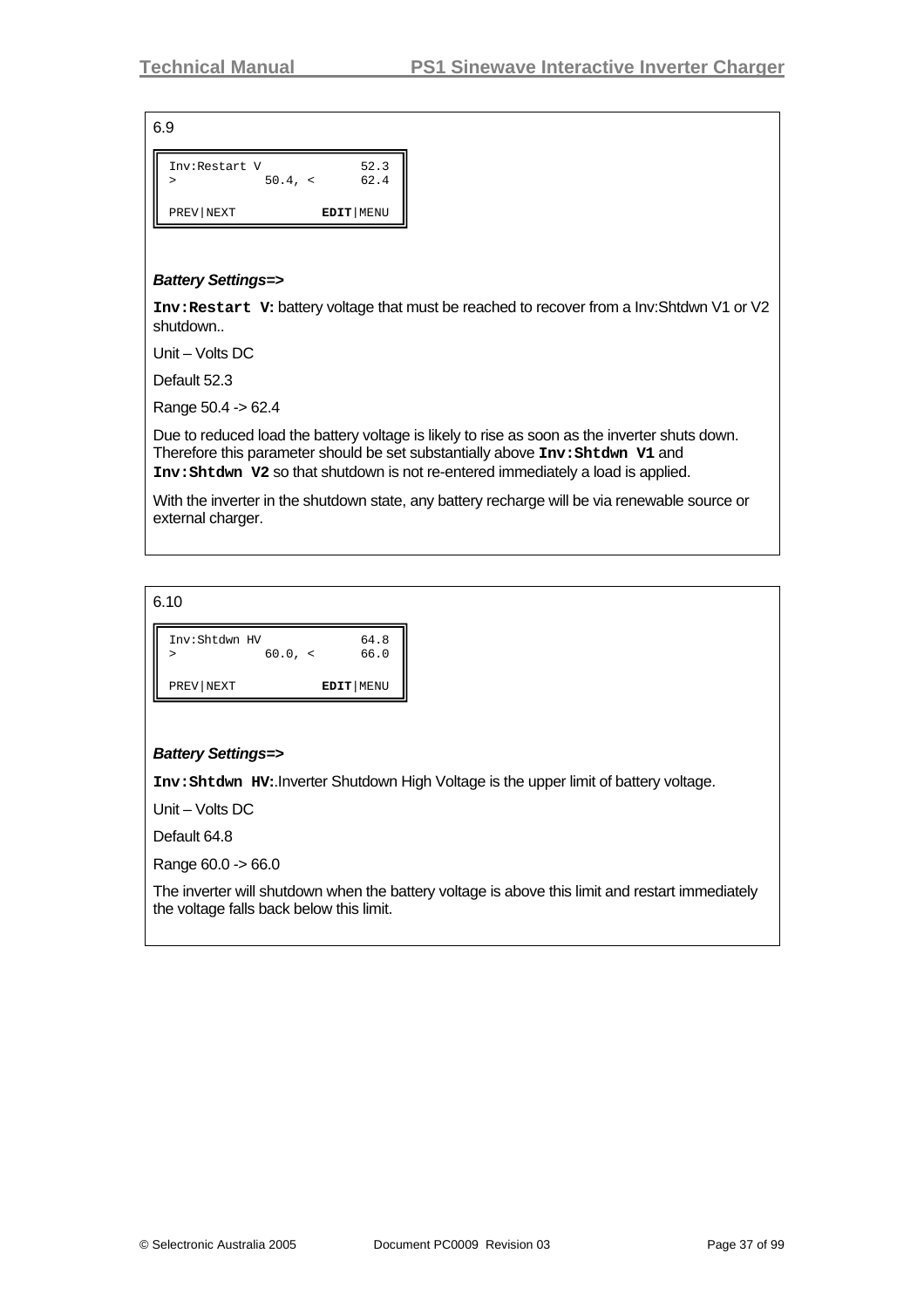6.9

```
Inv:Restart V             52.3
>            50.4, <      62.4

PREV|NEXT            EDIT|MENU
```

***Battery Settings=>***

**Inv:Restart V:** battery voltage that must be reached to recover from a Inv:Shtdwn V1 or V2 shutdown..

Unit – Volts DC

Default 52.3

Range 50.4 -> 62.4

Due to reduced load the battery voltage is likely to rise as soon as the inverter shuts down. Therefore this parameter should be set substantially above **Inv:Shtdwn V1** and **Inv:Shtdwn V2** so that shutdown is not re-entered immediately a load is applied.

With the inverter in the shutdown state, any battery recharge will be via renewable source or external charger.

6.10

```
Inv:Shtdwn HV             64.8
>            60.0, <      66.0

PREV|NEXT            EDIT|MENU
```

***Battery Settings=>***

**Inv:Shtdwn HV:**.Inverter Shutdown High Voltage is the upper limit of battery voltage.

Unit – Volts DC

Default 64.8

Range 60.0 -> 66.0

The inverter will shutdown when the battery voltage is above this limit and restart immediately the voltage falls back below this limit.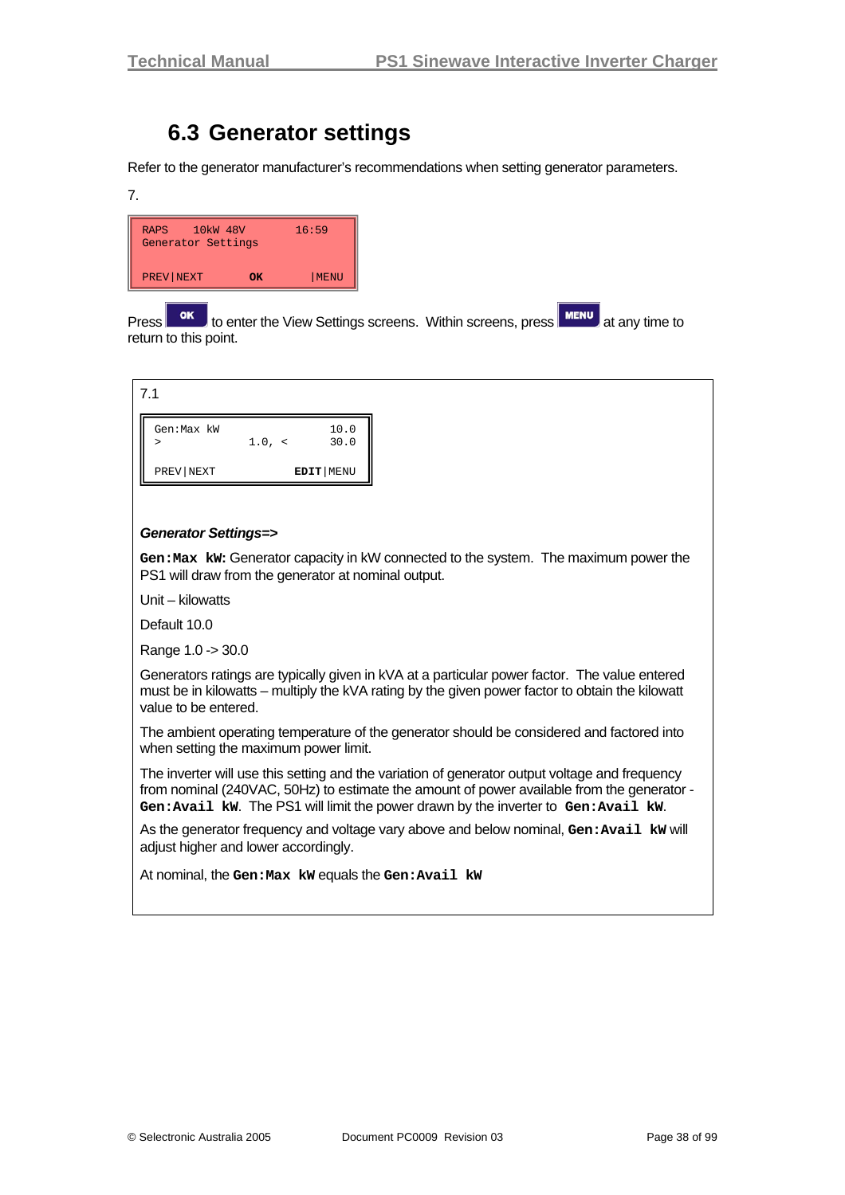## 6.3 Generator settings

Refer to the generator manufacturer's recommendations when setting generator parameters.

7.

```
RAPS    10kW 48V        16:59
Generator Settings

PREV|NEXT      OK        |MENU
```

Press **OK** to enter the View Settings screens. Within screens, press **MENU** at any time to return to this point.

7.1

```
Gen:Max kW                  10.0
>              1.0, <       30.0

PREV|NEXT              EDIT|MENU
```

***Generator Settings=>***

**`Gen:Max kW:`** Generator capacity in kW connected to the system. The maximum power the PS1 will draw from the generator at nominal output.

Unit – kilowatts

Default 10.0

Range 1.0 -> 30.0

Generators ratings are typically given in kVA at a particular power factor. The value entered must be in kilowatts – multiply the kVA rating by the given power factor to obtain the kilowatt value to be entered.

The ambient operating temperature of the generator should be considered and factored into when setting the maximum power limit.

The inverter will use this setting and the variation of generator output voltage and frequency from nominal (240VAC, 50Hz) to estimate the amount of power available from the generator - **`Gen:Avail kW`**. The PS1 will limit the power drawn by the inverter to **`Gen:Avail kW`**.

As the generator frequency and voltage vary above and below nominal, **`Gen:Avail kW`** will adjust higher and lower accordingly.

At nominal, the **`Gen:Max kW`** equals the **`Gen:Avail kW`**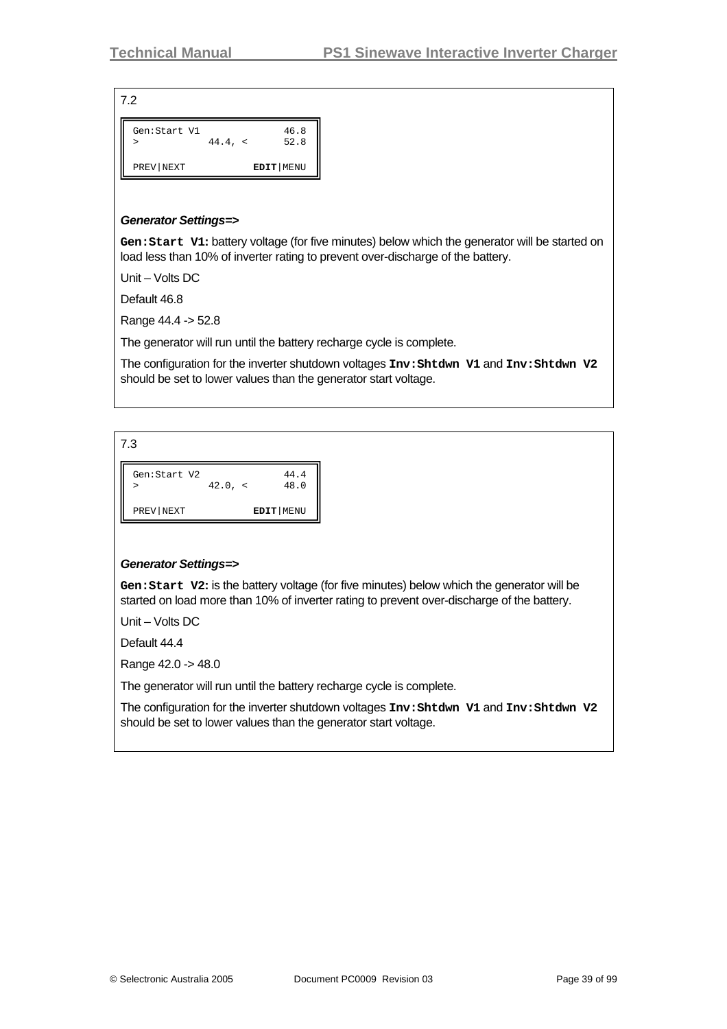7.2

```
Gen:Start V1             46.8
>           44.4, <      52.8

PREV|NEXT           EDIT|MENU
```

***Generator Settings=>***

**Gen:Start V1:** battery voltage (for five minutes) below which the generator will be started on load less than 10% of inverter rating to prevent over-discharge of the battery.

Unit – Volts DC

Default 46.8

Range 44.4 -> 52.8

The generator will run until the battery recharge cycle is complete.

The configuration for the inverter shutdown voltages **Inv:Shtdwn V1** and **Inv:Shtdwn V2** should be set to lower values than the generator start voltage.

7.3

```
Gen:Start V2             44.4
>           42.0, <      48.0

PREV|NEXT           EDIT|MENU
```

***Generator Settings=>***

**Gen:Start V2:** is the battery voltage (for five minutes) below which the generator will be started on load more than 10% of inverter rating to prevent over-discharge of the battery.

Unit – Volts DC

Default 44.4

Range 42.0 -> 48.0

The generator will run until the battery recharge cycle is complete.

The configuration for the inverter shutdown voltages **Inv:Shtdwn V1** and **Inv:Shtdwn V2** should be set to lower values than the generator start voltage.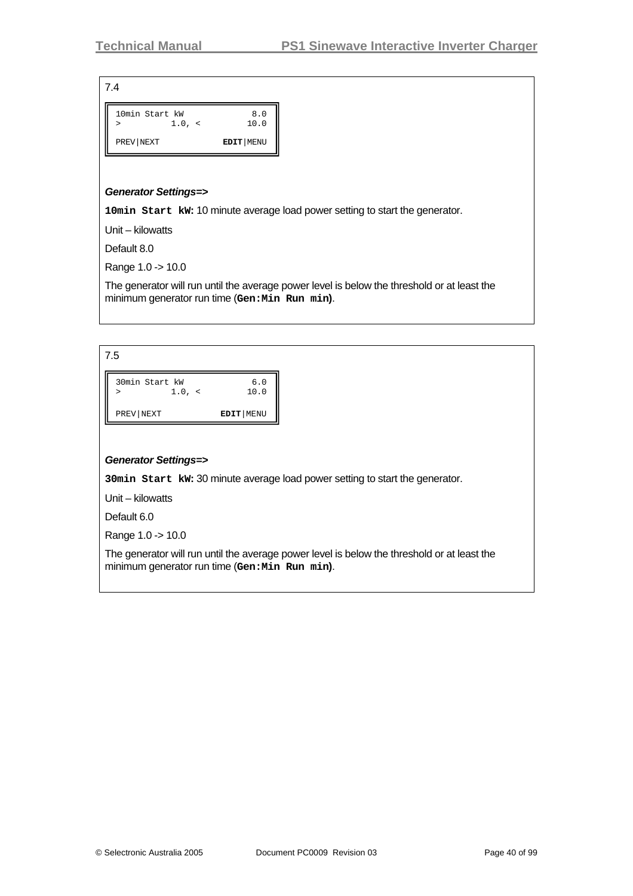7.4

```
10min Start kW            8.0
>          1.0, <        10.0

PREV|NEXT           EDIT|MENU
```

***Generator Settings=>***

**10min Start kW:** 10 minute average load power setting to start the generator.

Unit – kilowatts

Default 8.0

Range 1.0 -> 10.0

The generator will run until the average power level is below the threshold or at least the minimum generator run time (**Gen:Min Run min)**.

7.5

```
30min Start kW            6.0
>          1.0, <        10.0

PREV|NEXT           EDIT|MENU
```

***Generator Settings=>***

**30min Start kW:** 30 minute average load power setting to start the generator.

Unit – kilowatts

Default 6.0

Range 1.0 -> 10.0

The generator will run until the average power level is below the threshold or at least the minimum generator run time (**Gen:Min Run min)**.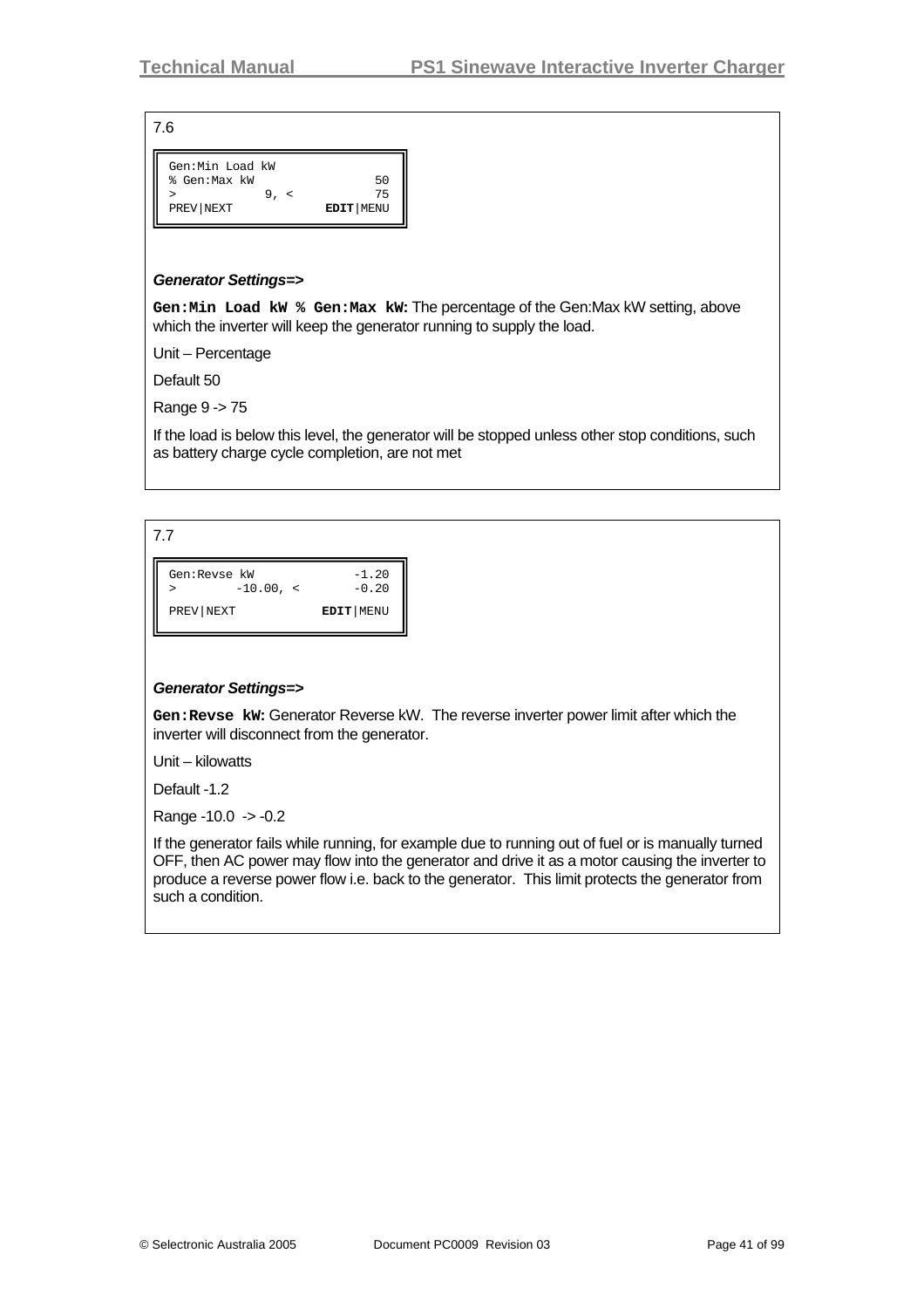7.6

```
Gen:Min Load kW
% Gen:Max kW                50
>           9, <            75
PREV|NEXT            EDIT|MENU
```

***Generator Settings=>***

**`Gen:Min Load kW % Gen:Max kW:`** The percentage of the Gen:Max kW setting, above which the inverter will keep the generator running to supply the load.

Unit – Percentage

Default 50

Range 9 -> 75

If the load is below this level, the generator will be stopped unless other stop conditions, such as battery charge cycle completion, are not met

7.7

```
Gen:Revse kW             -1.20
>        -10.00, <       -0.20

PREV|NEXT            EDIT|MENU
```

***Generator Settings=>***

**`Gen:Revse kW:`** Generator Reverse kW. The reverse inverter power limit after which the inverter will disconnect from the generator.

Unit – kilowatts

Default -1.2

Range -10.0 -> -0.2

If the generator fails while running, for example due to running out of fuel or is manually turned OFF, then AC power may flow into the generator and drive it as a motor causing the inverter to produce a reverse power flow i.e. back to the generator. This limit protects the generator from such a condition.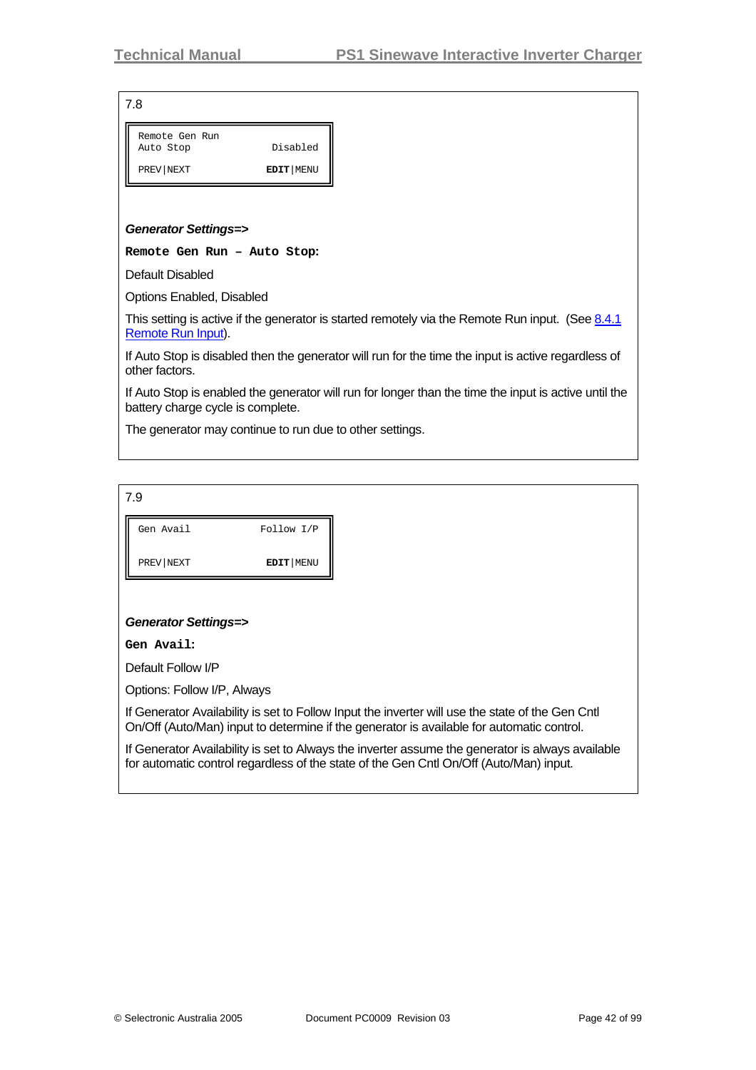7.8

```
Remote Gen Run
Auto Stop                Disabled

PREV|NEXT               EDIT|MENU
```

***Generator Settings=>***

**`Remote Gen Run – Auto Stop:`**

Default Disabled

Options Enabled, Disabled

This setting is active if the generator is started remotely via the Remote Run input. (See 8.4.1 Remote Run Input).

If Auto Stop is disabled then the generator will run for the time the input is active regardless of other factors.

If Auto Stop is enabled the generator will run for longer than the time the input is active until the battery charge cycle is complete.

The generator may continue to run due to other settings.

7.9

```
Gen Avail              Follow I/P

PREV|NEXT               EDIT|MENU
```

***Generator Settings=>***

**`Gen Avail:`**

Default Follow I/P

Options: Follow I/P, Always

If Generator Availability is set to Follow Input the inverter will use the state of the Gen Cntl On/Off (Auto/Man) input to determine if the generator is available for automatic control.

If Generator Availability is set to Always the inverter assume the generator is always available for automatic control regardless of the state of the Gen Cntl On/Off (Auto/Man) input.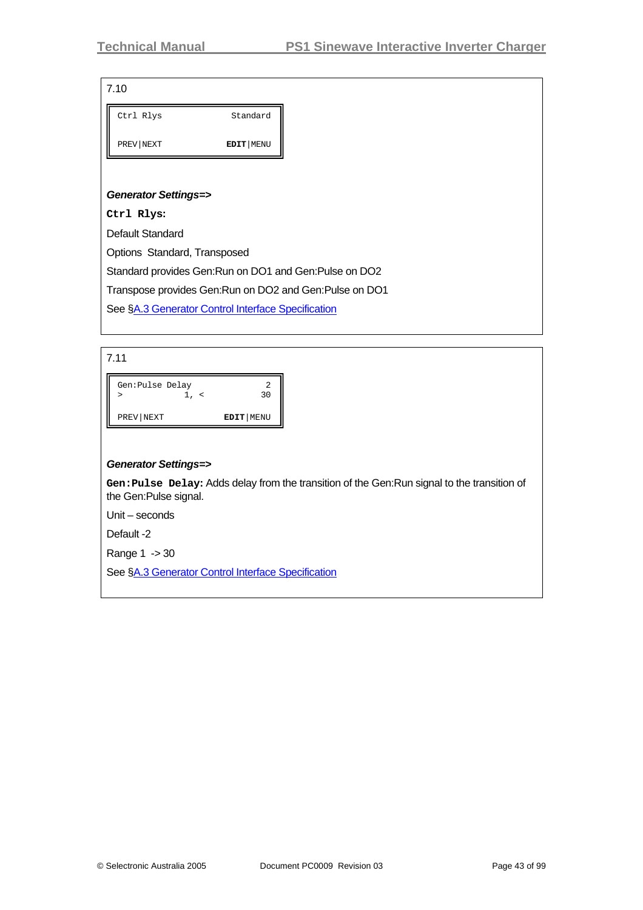7.10

```
Ctrl Rlys                Standard

PREV|NEXT               EDIT|MENU
```

***Generator Settings=>***

**`Ctrl Rlys`:**

Default Standard

Options Standard, Transposed

Standard provides Gen:Run on DO1 and Gen:Pulse on DO2

Transpose provides Gen:Run on DO2 and Gen:Pulse on DO1

See §A.3 Generator Control Interface Specification

7.11

```
Gen:Pulse Delay                 2
>             1, <             30

PREV|NEXT               EDIT|MENU
```

***Generator Settings=>***

**`Gen:Pulse Delay`:** Adds delay from the transition of the Gen:Run signal to the transition of the Gen:Pulse signal.

Unit – seconds

Default -2

Range 1 -> 30

See §A.3 Generator Control Interface Specification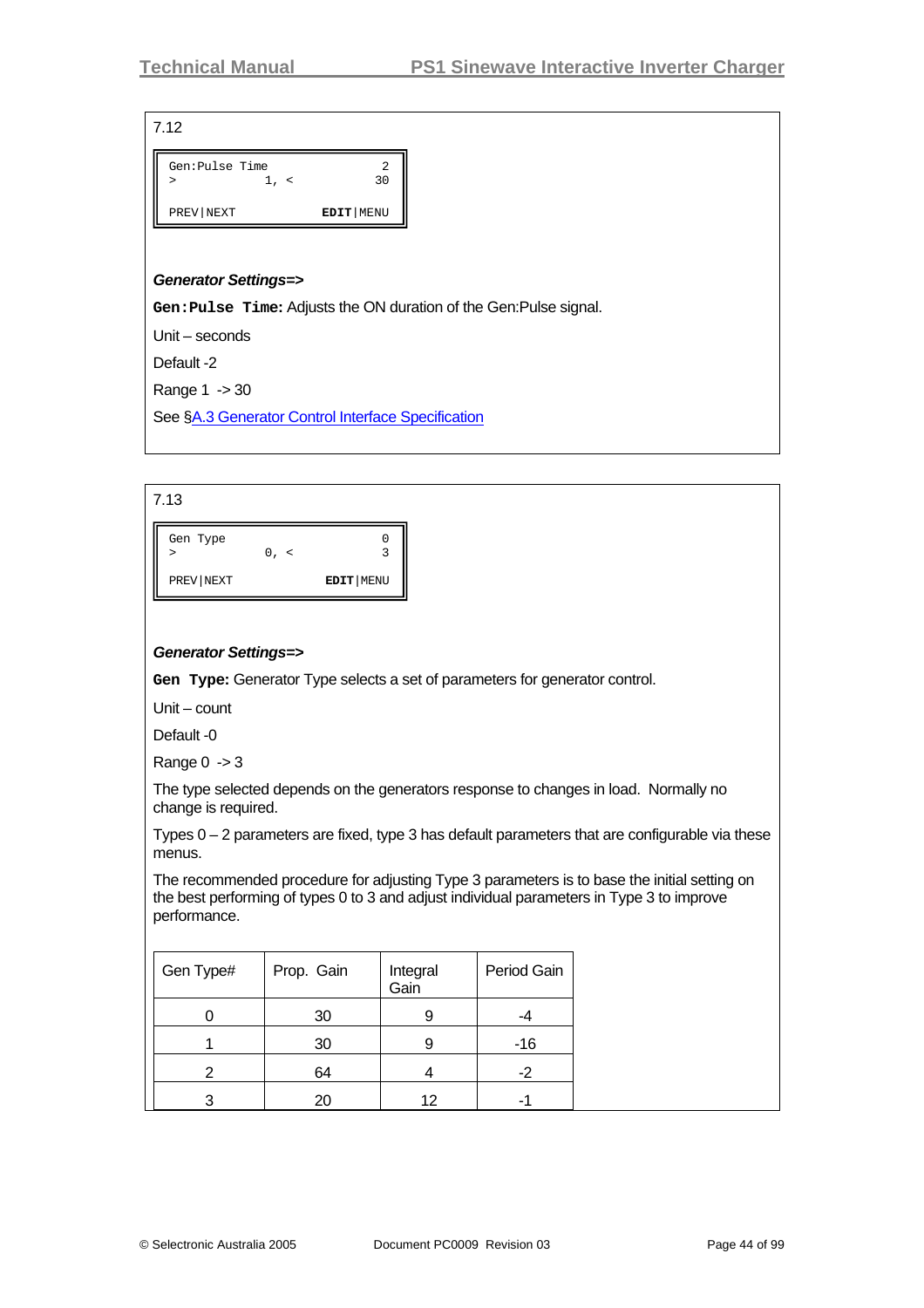7.12

```
Gen:Pulse Time              2
>           1, <           30

PREV|NEXT           EDIT|MENU
```

***Generator Settings=>***

**Gen:Pulse Time:** Adjusts the ON duration of the Gen:Pulse signal.

Unit – seconds

Default -2

Range 1 -> 30

See §A.3 Generator Control Interface Specification

7.13

```
Gen Type                    0
>           0, <            3

PREV|NEXT           EDIT|MENU
```

***Generator Settings=>***

**Gen Type:** Generator Type selects a set of parameters for generator control.

Unit – count

Default -0

Range 0 -> 3

The type selected depends on the generators response to changes in load. Normally no change is required.

Types 0 – 2 parameters are fixed, type 3 has default parameters that are configurable via these menus.

The recommended procedure for adjusting Type 3 parameters is to base the initial setting on the best performing of types 0 to 3 and adjust individual parameters in Type 3 to improve performance.

| Gen Type# | Prop. Gain | Integral Gain | Period Gain |
|---|---|---|---|
| 0 | 30 | 9 | -4 |
| 1 | 30 | 9 | -16 |
| 2 | 64 | 4 | -2 |
| 3 | 20 | 12 | -1 |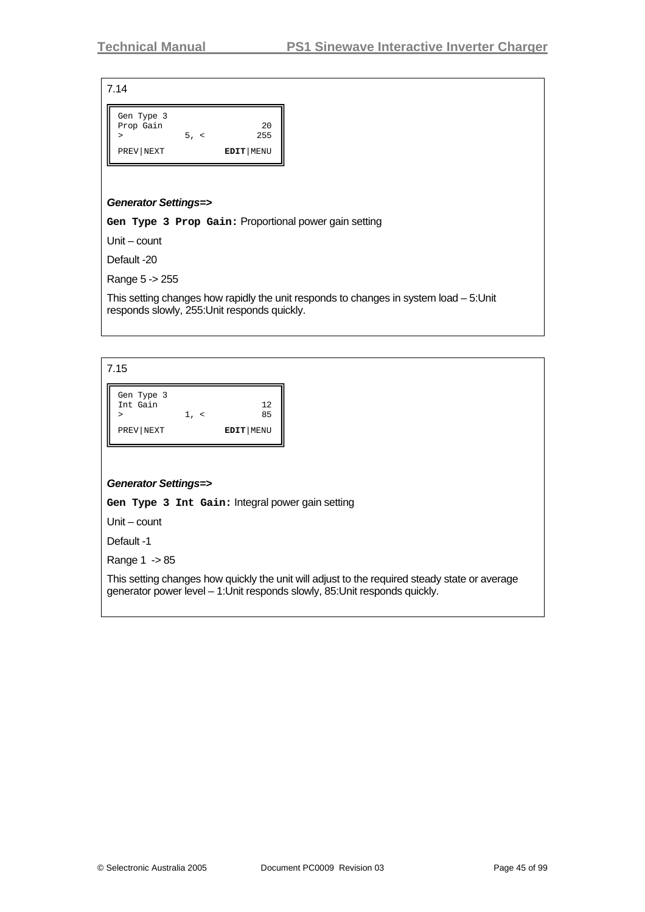7.14

```
Gen Type 3
Prop Gain                 20
>           5, <         255
PREV|NEXT          EDIT|MENU
```

***Generator Settings=>***

**Gen Type 3 Prop Gain:** Proportional power gain setting

Unit – count

Default -20

Range 5 -> 255

This setting changes how rapidly the unit responds to changes in system load – 5:Unit responds slowly, 255:Unit responds quickly.

7.15

```
Gen Type 3
Int Gain                  12
>           1, <          85
PREV|NEXT          EDIT|MENU
```

***Generator Settings=>***

**Gen Type 3 Int Gain:** Integral power gain setting

Unit – count

Default -1

Range 1 -> 85

This setting changes how quickly the unit will adjust to the required steady state or average generator power level – 1:Unit responds slowly, 85:Unit responds quickly.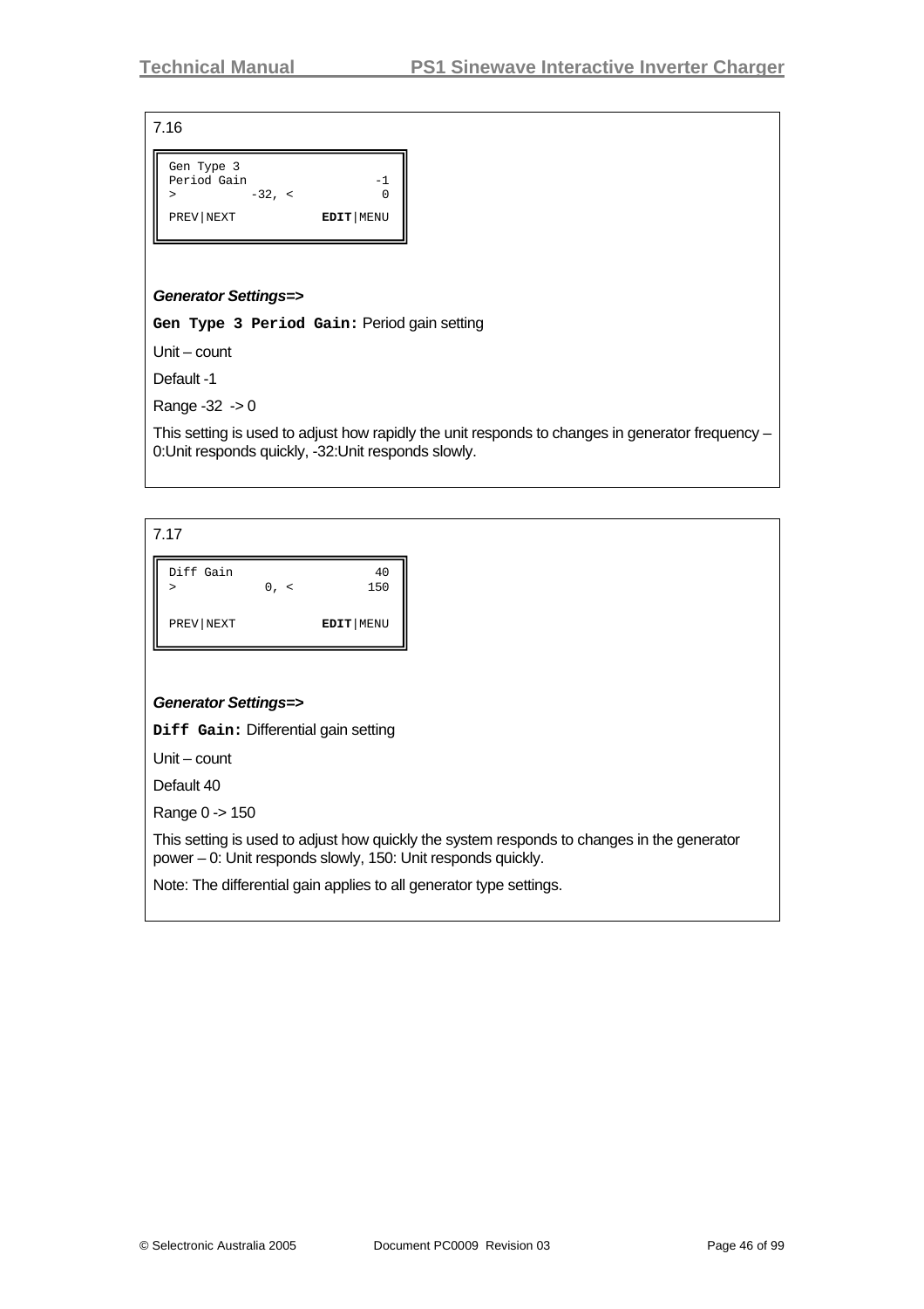7.16

```
Gen Type 3
Period Gain                 -1
>         -32, <             0

PREV|NEXT            EDIT|MENU
```

***Generator Settings=>***

**`Gen Type 3 Period Gain:`** Period gain setting

Unit – count

Default -1

Range -32 -> 0

This setting is used to adjust how rapidly the unit responds to changes in generator frequency – 0:Unit responds quickly, -32:Unit responds slowly.

7.17

```
Diff Gain                   40
>           0, <           150

PREV|NEXT            EDIT|MENU
```

***Generator Settings=>***

**`Diff Gain:`** Differential gain setting

Unit – count

Default 40

Range 0 -> 150

This setting is used to adjust how quickly the system responds to changes in the generator power – 0: Unit responds slowly, 150: Unit responds quickly.

Note: The differential gain applies to all generator type settings.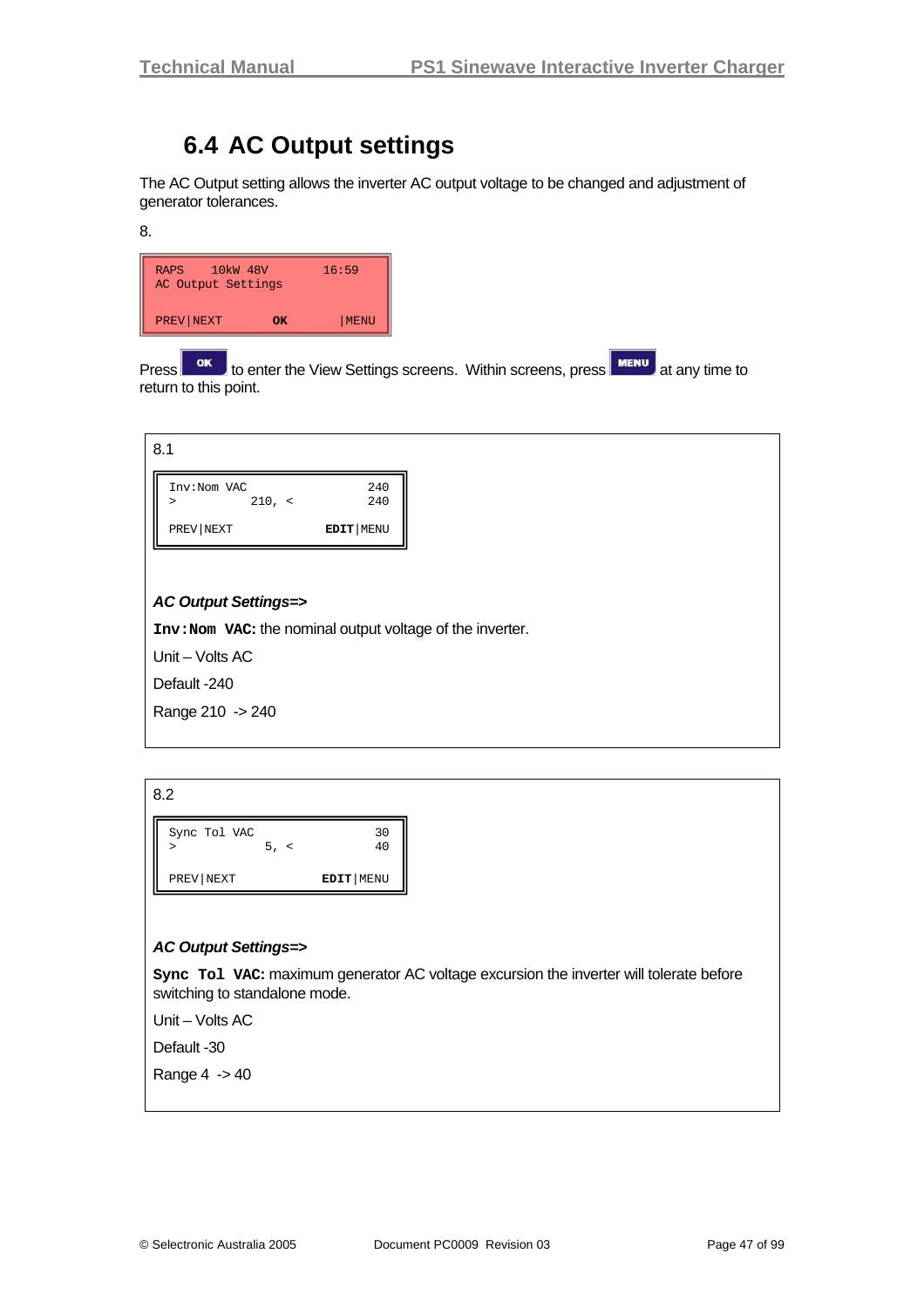## 6.4 AC Output settings

The AC Output setting allows the inverter AC output voltage to be changed and adjustment of generator tolerances.

8.

```
RAPS    10kW 48V        16:59
AC Output Settings

PREV|NEXT       OK       |MENU
```

Press OK to enter the View Settings screens. Within screens, press MENU at any time to return to this point.

8.1

```
Inv:Nom VAC                240
>           210, <         240

PREV|NEXT            EDIT|MENU
```

***AC Output Settings=>***

**`Inv:Nom VAC:`** the nominal output voltage of the inverter.

Unit – Volts AC

Default -240

Range 210 -> 240

8.2

```
Sync Tol VAC                30
>             5, <          40

PREV|NEXT            EDIT|MENU
```

***AC Output Settings=>***

**`Sync Tol VAC:`** maximum generator AC voltage excursion the inverter will tolerate before switching to standalone mode.

Unit – Volts AC

Default -30

Range 4 -> 40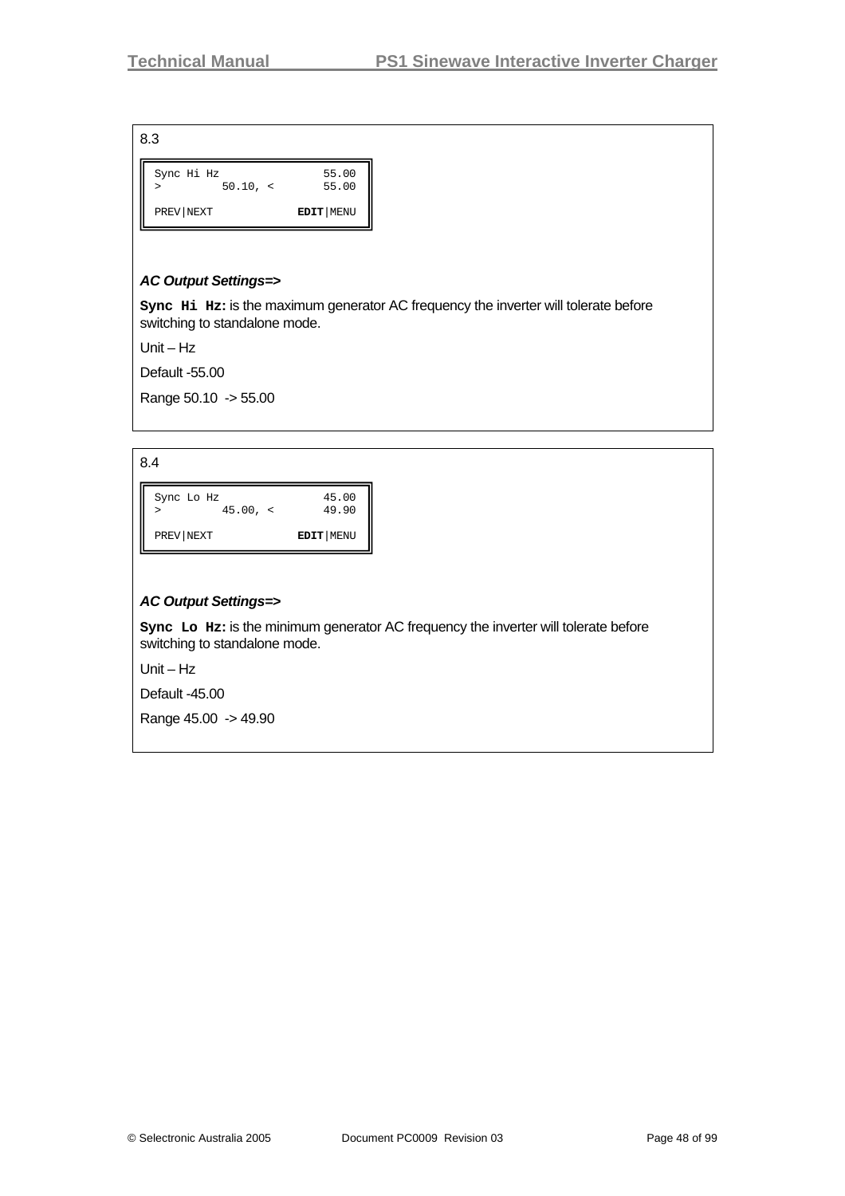8.3

```
Sync Hi Hz              55.00
>        50.10, <       55.00

PREV|NEXT           EDIT|MENU
```

***AC Output Settings=>***

**`Sync Hi Hz:`** is the maximum generator AC frequency the inverter will tolerate before switching to standalone mode.

Unit – Hz

Default -55.00

Range 50.10 -> 55.00

8.4

```
Sync Lo Hz              45.00
>        45.00, <       49.90

PREV|NEXT           EDIT|MENU
```

***AC Output Settings=>***

**`Sync Lo Hz:`** is the minimum generator AC frequency the inverter will tolerate before switching to standalone mode.

Unit – Hz

Default -45.00

Range 45.00 -> 49.90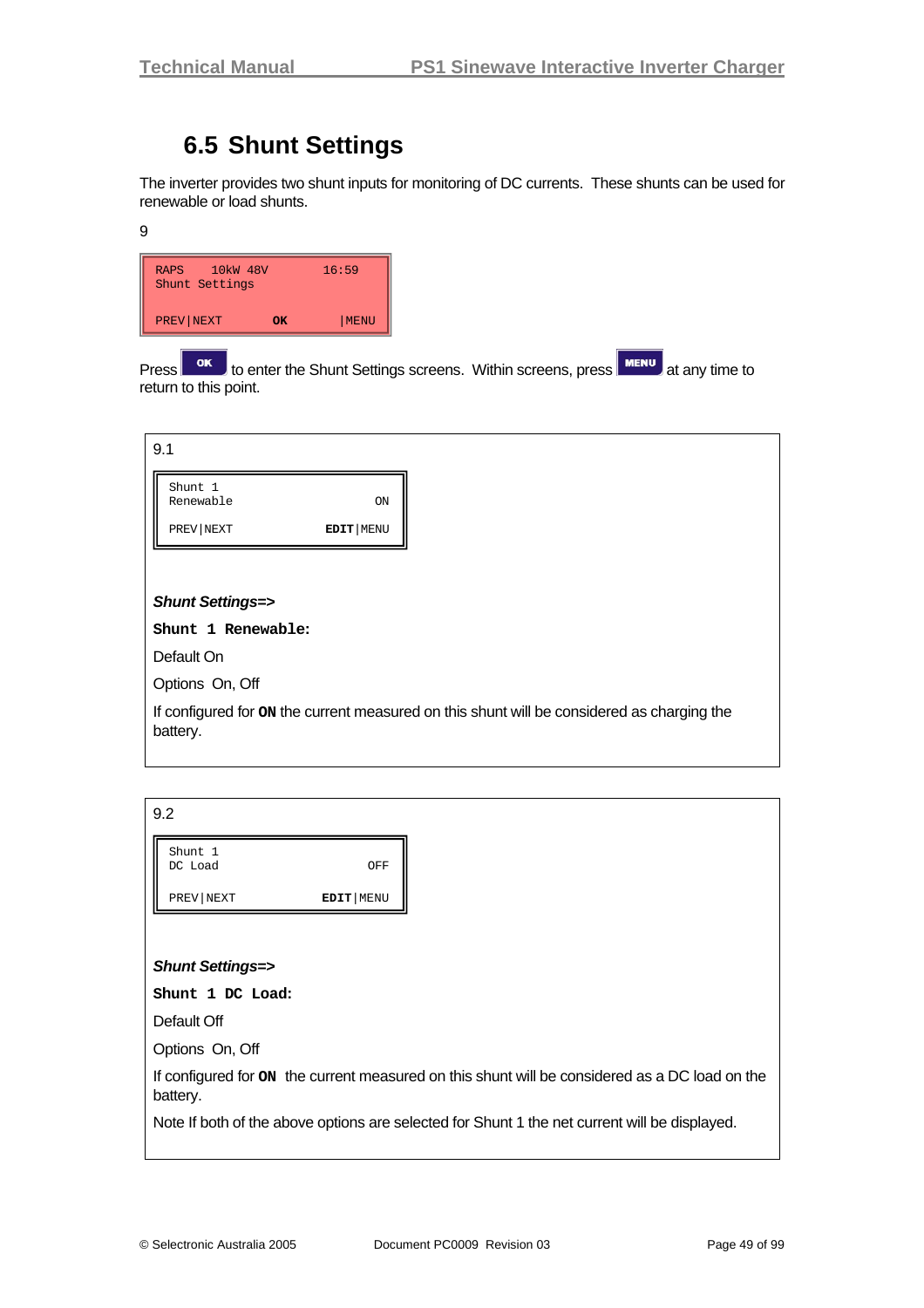## 6.5 Shunt Settings

The inverter provides two shunt inputs for monitoring of DC currents. These shunts can be used for renewable or load shunts.

9

```
RAPS    10kW 48V        16:59
Shunt Settings

PREV|NEXT       OK        |MENU
```

Press **OK** to enter the Shunt Settings screens. Within screens, press **MENU** at any time to return to this point.

---

9.1

```
Shunt 1
Renewable                   ON

PREV|NEXT           EDIT|MENU
```

***Shunt Settings=>***

**`Shunt 1 Renewable:`**

Default On

Options On, Off

If configured for **`ON`** the current measured on this shunt will be considered as charging the battery.

---

9.2

```
Shunt 1
DC Load                    OFF

PREV|NEXT           EDIT|MENU
```

***Shunt Settings=>***

**`Shunt 1 DC Load:`**

Default Off

Options On, Off

If configured for **`ON`** the current measured on this shunt will be considered as a DC load on the battery.

Note If both of the above options are selected for Shunt 1 the net current will be displayed.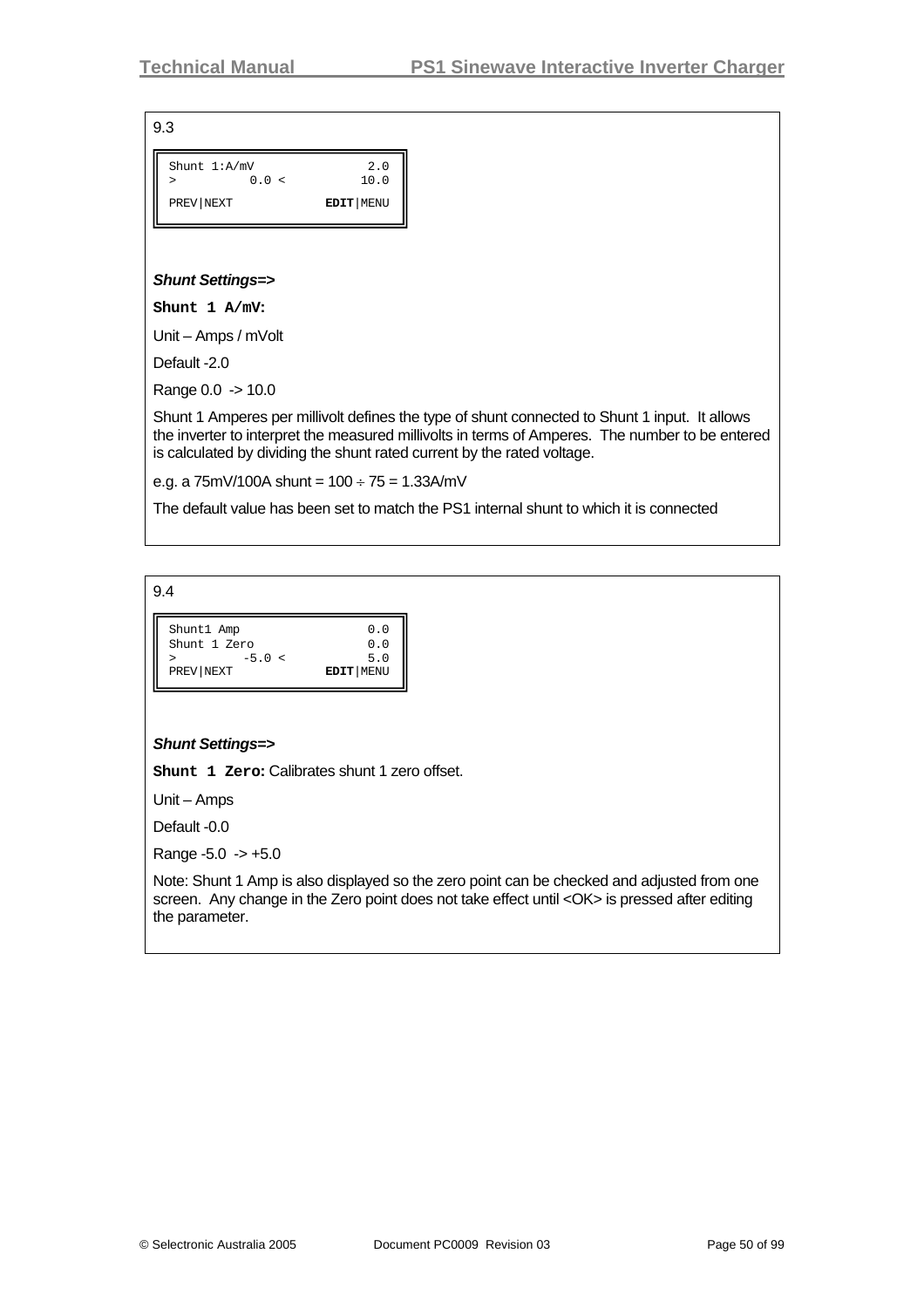9.3

```
Shunt 1:A/mV              2.0
>         0.0 <          10.0
PREV|NEXT           EDIT|MENU
```

***Shunt Settings=>***

**`Shunt 1 A/mV:`**

Unit – Amps / mVolt

Default -2.0

Range 0.0 -> 10.0

Shunt 1 Amperes per millivolt defines the type of shunt connected to Shunt 1 input. It allows the inverter to interpret the measured millivolts in terms of Amperes. The number to be entered is calculated by dividing the shunt rated current by the rated voltage.

e.g. a 75mV/100A shunt = 100 ÷ 75 = 1.33A/mV

The default value has been set to match the PS1 internal shunt to which it is connected

9.4

```
Shunt1 Amp                0.0
Shunt 1 Zero              0.0
>        -5.0 <           5.0
PREV|NEXT           EDIT|MENU
```

***Shunt Settings=>***

**`Shunt 1 Zero:`** Calibrates shunt 1 zero offset.

Unit – Amps

Default -0.0

Range -5.0 -> +5.0

Note: Shunt 1 Amp is also displayed so the zero point can be checked and adjusted from one screen. Any change in the Zero point does not take effect until <OK> is pressed after editing the parameter.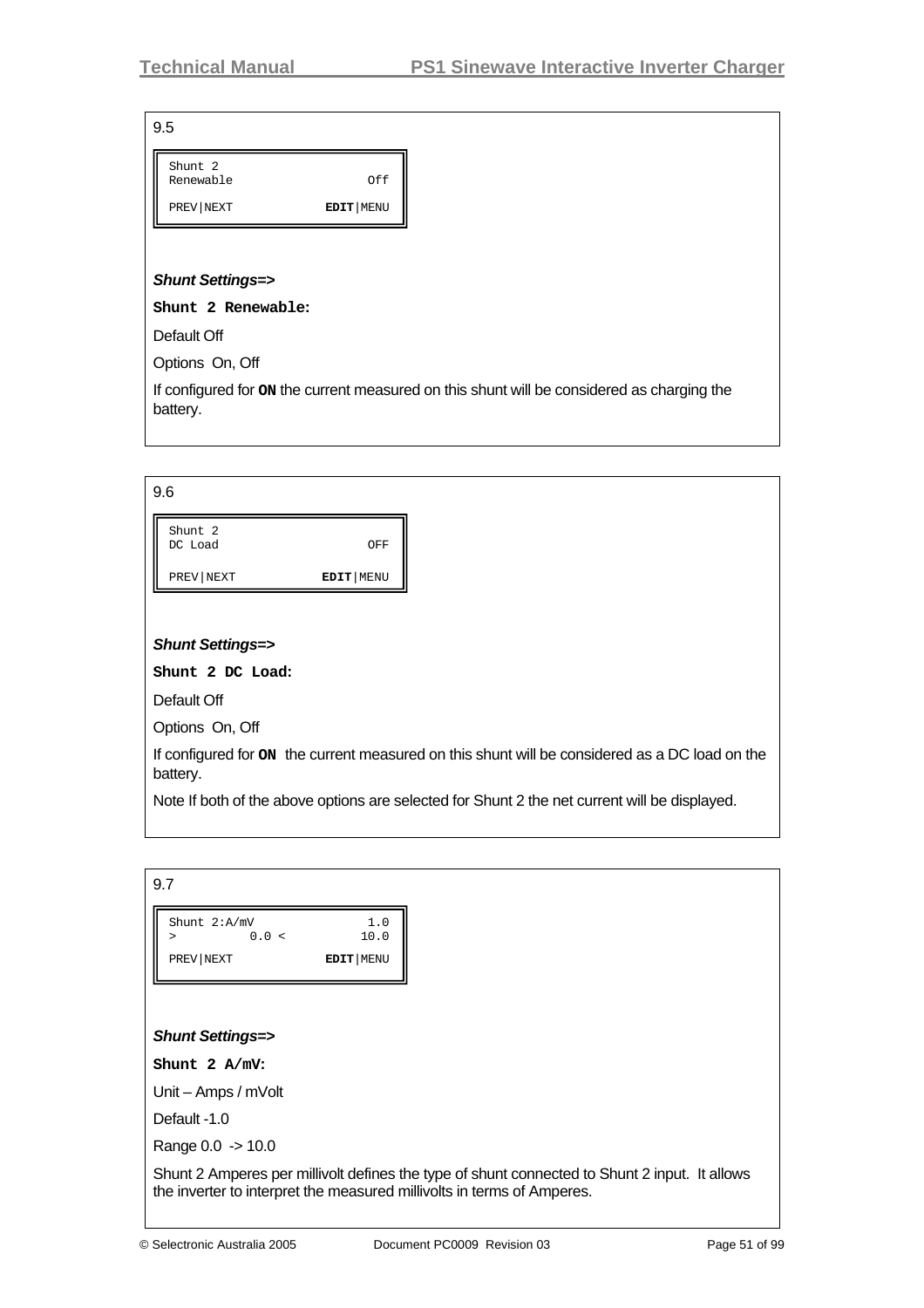9.5

```
Shunt 2
Renewable                  Off

PREV|NEXT            EDIT|MENU
```

***Shunt Settings=>***

**Shunt 2 Renewable:**

Default Off

Options On, Off

If configured for **ON** the current measured on this shunt will be considered as charging the battery.

9.6

```
Shunt 2
DC Load                    OFF

PREV|NEXT            EDIT|MENU
```

***Shunt Settings=>***

**Shunt 2 DC Load:**

Default Off

Options On, Off

If configured for **ON** the current measured on this shunt will be considered as a DC load on the battery.

Note If both of the above options are selected for Shunt 2 the net current will be displayed.

9.7

```
Shunt 2:A/mV               1.0
>          0.0 <          10.0

PREV|NEXT            EDIT|MENU
```

***Shunt Settings=>***

**Shunt 2 A/mV:**

Unit – Amps / mVolt

Default -1.0

Range 0.0 -> 10.0

Shunt 2 Amperes per millivolt defines the type of shunt connected to Shunt 2 input. It allows the inverter to interpret the measured millivolts in terms of Amperes.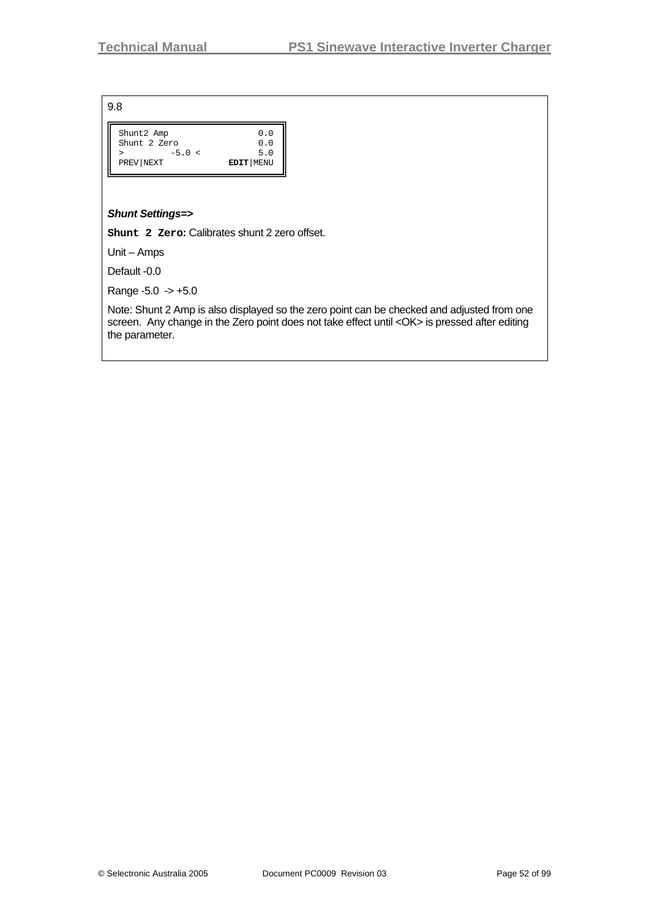9.8

```
Shunt2 Amp               0.0
Shunt 2 Zero             0.0
>        -5.0 <          5.0
PREV|NEXT          EDIT|MENU
```

***Shunt Settings=>***

**Shunt 2 Zero:** Calibrates shunt 2 zero offset.

Unit – Amps

Default -0.0

Range -5.0 -> +5.0

Note: Shunt 2 Amp is also displayed so the zero point can be checked and adjusted from one screen. Any change in the Zero point does not take effect until <OK> is pressed after editing the parameter.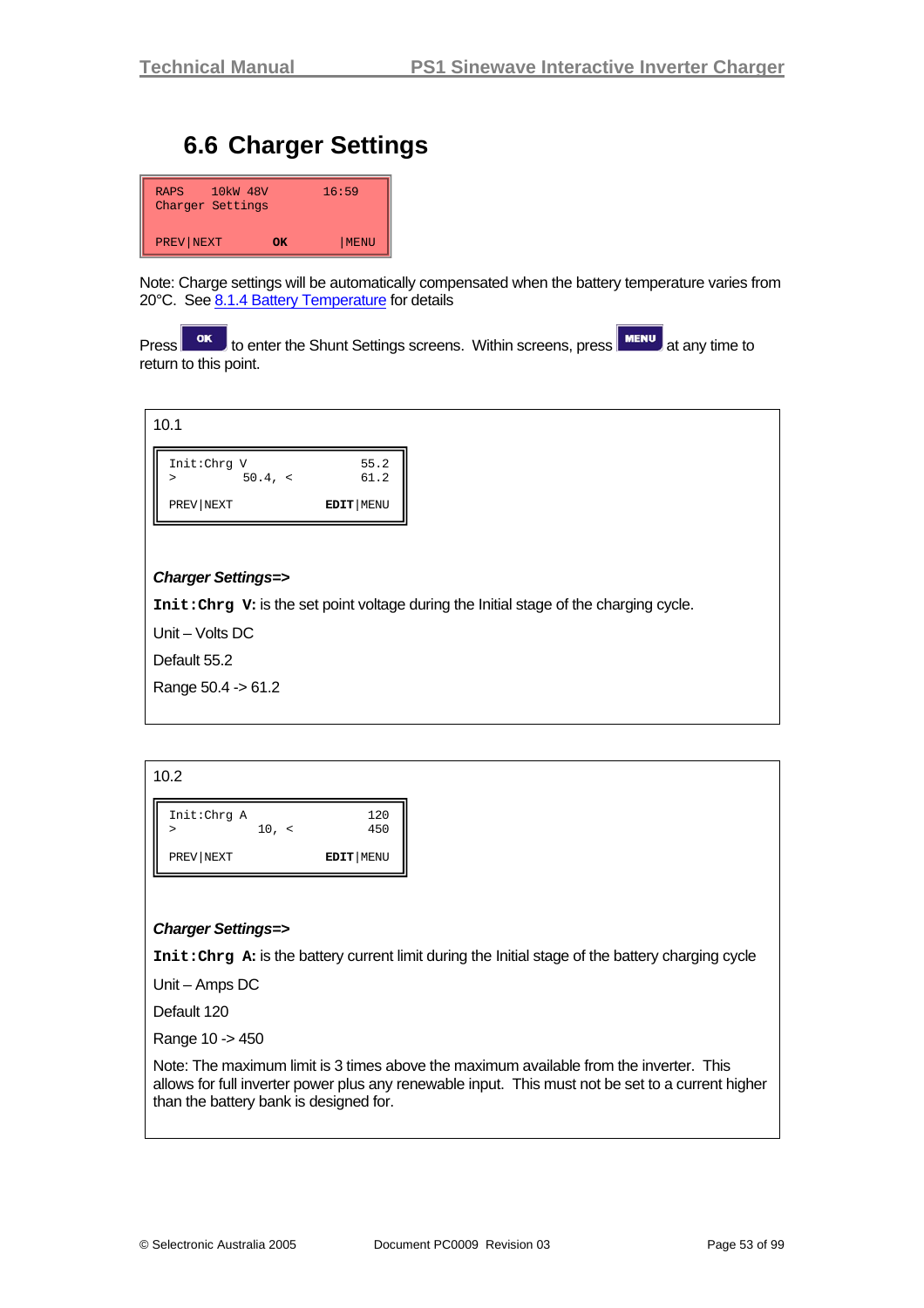## 6.6 Charger Settings

```
RAPS    10kW 48V         16:59
Charger Settings

PREV|NEXT       OK        |MENU
```

Note: Charge settings will be automatically compensated when the battery temperature varies from 20°C. See 8.1.4 Battery Temperature for details

Press **OK** to enter the Shunt Settings screens. Within screens, press **MENU** at any time to return to this point.

10.1

```
Init:Chrg V              55.2
>          50.4, <       61.2

PREV|NEXT           EDIT|MENU
```

***Charger Settings=>***

**`Init:Chrg V:`** is the set point voltage during the Initial stage of the charging cycle.

Unit – Volts DC

Default 55.2

Range 50.4 -> 61.2

10.2

```
Init:Chrg A               120
>            10, <        450

PREV|NEXT           EDIT|MENU
```

***Charger Settings=>***

**`Init:Chrg A:`** is the battery current limit during the Initial stage of the battery charging cycle

Unit – Amps DC

Default 120

Range 10 -> 450

Note: The maximum limit is 3 times above the maximum available from the inverter. This allows for full inverter power plus any renewable input. This must not be set to a current higher than the battery bank is designed for.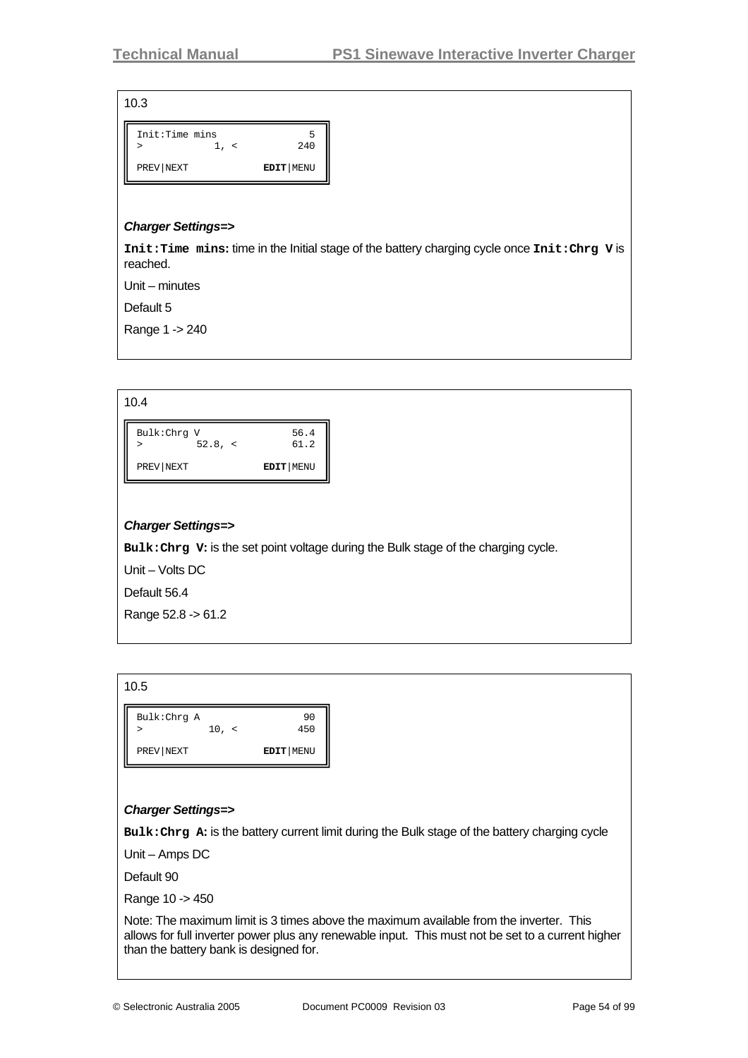10.3

```
Init:Time mins              5
>           1, <          240

PREV|NEXT           EDIT|MENU
```

***Charger Settings=>***

**`Init:Time mins`:** time in the Initial stage of the battery charging cycle once **`Init:Chrg V`** is reached.

Unit – minutes

Default 5

Range 1 -> 240

10.4

```
Bulk:Chrg V              56.4
>          52.8, <       61.2

PREV|NEXT           EDIT|MENU
```

***Charger Settings=>***

**`Bulk:Chrg V`:** is the set point voltage during the Bulk stage of the charging cycle.

Unit – Volts DC

Default 56.4

Range 52.8 -> 61.2

10.5

```
Bulk:Chrg A                90
>           10, <         450

PREV|NEXT           EDIT|MENU
```

***Charger Settings=>***

**`Bulk:Chrg A`:** is the battery current limit during the Bulk stage of the battery charging cycle

Unit – Amps DC

Default 90

Range 10 -> 450

Note: The maximum limit is 3 times above the maximum available from the inverter. This allows for full inverter power plus any renewable input. This must not be set to a current higher than the battery bank is designed for.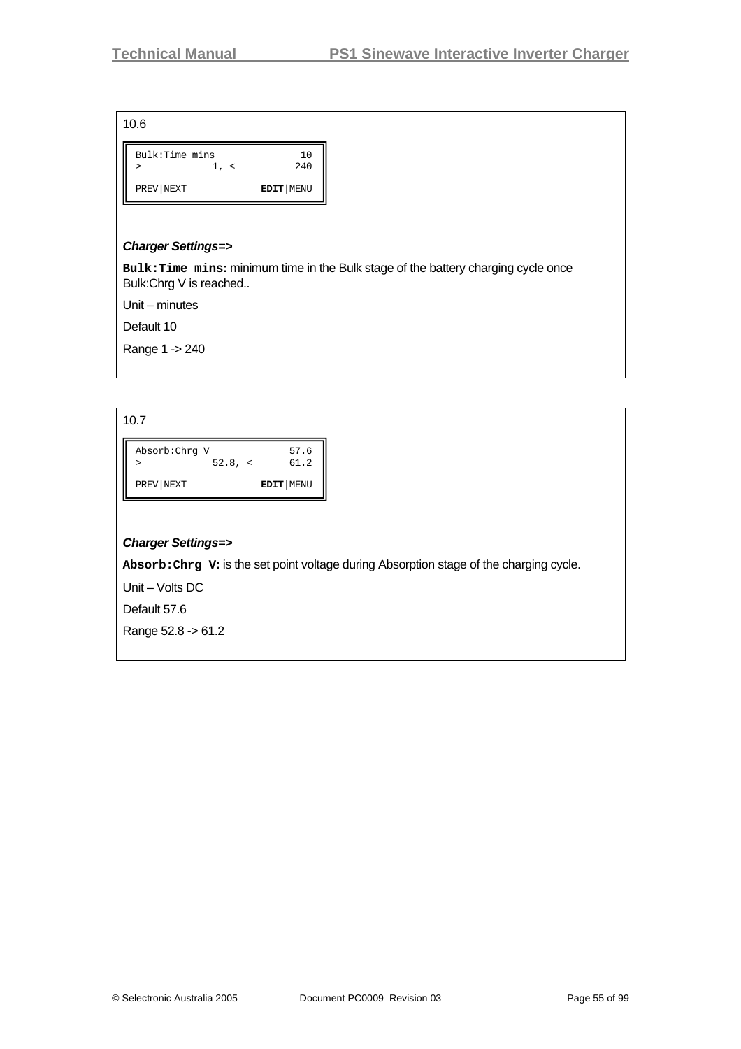10.6

```
Bulk:Time mins              10
>           1, <           240

PREV|NEXT            EDIT|MENU
```

***Charger Settings=>***

**`Bulk:Time mins:`** minimum time in the Bulk stage of the battery charging cycle once Bulk:Chrg V is reached..

Unit – minutes

Default 10

Range 1 -> 240

10.7

```
Absorb:Chrg V             57.6
>           52.8, <       61.2

PREV|NEXT            EDIT|MENU
```

***Charger Settings=>***

**`Absorb:Chrg V:`** is the set point voltage during Absorption stage of the charging cycle.

Unit – Volts DC

Default 57.6

Range 52.8 -> 61.2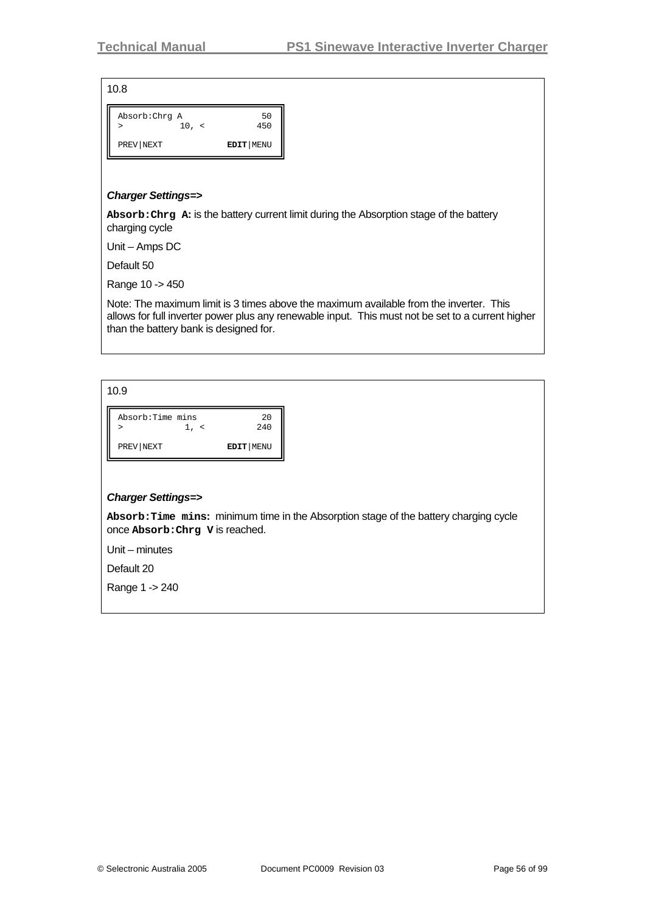10.8

```
Absorb:Chrg A              50
>          10, <          450

PREV|NEXT           EDIT|MENU
```

***Charger Settings=>***

**`Absorb:Chrg A:`** is the battery current limit during the Absorption stage of the battery charging cycle

Unit – Amps DC

Default 50

Range 10 -> 450

Note: The maximum limit is 3 times above the maximum available from the inverter. This allows for full inverter power plus any renewable input. This must not be set to a current higher than the battery bank is designed for.

10.9

```
Absorb:Time mins           20
>           1, <          240

PREV|NEXT           EDIT|MENU
```

***Charger Settings=>***

**`Absorb:Time mins:`** minimum time in the Absorption stage of the battery charging cycle once **`Absorb:Chrg V`** is reached.

Unit – minutes

Default 20

Range 1 -> 240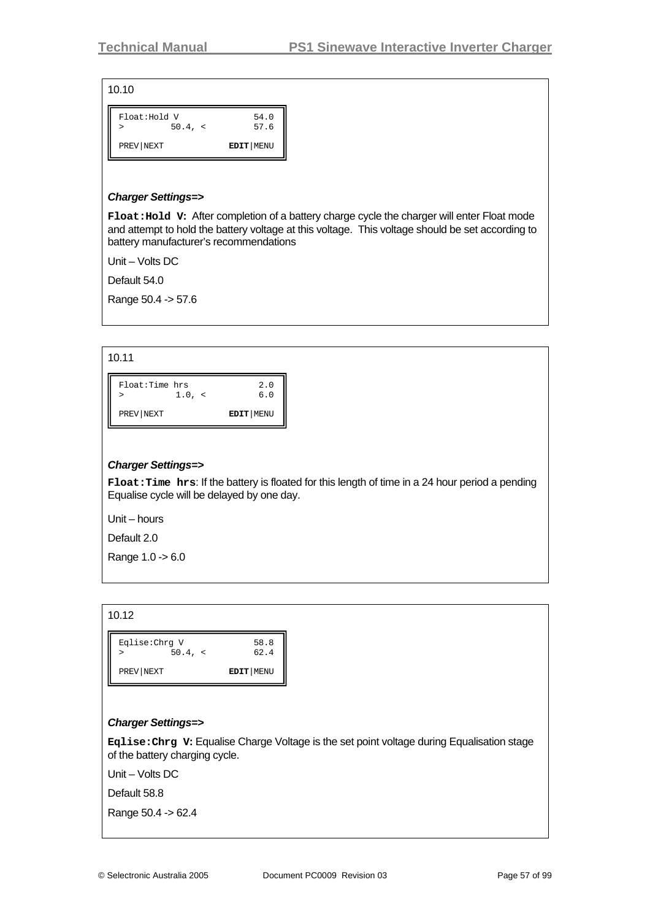10.10

```
Float:Hold V              54.0
>         50.4, <         57.6

PREV|NEXT            EDIT|MENU
```

***Charger Settings=>***

**`Float:Hold V:`** After completion of a battery charge cycle the charger will enter Float mode and attempt to hold the battery voltage at this voltage. This voltage should be set according to battery manufacturer's recommendations

Unit – Volts DC

Default 54.0

Range 50.4 -> 57.6

10.11

```
Float:Time hrs             2.0
>          1.0, <          6.0

PREV|NEXT            EDIT|MENU
```

***Charger Settings=>***

**`Float:Time hrs`**: If the battery is floated for this length of time in a 24 hour period a pending Equalise cycle will be delayed by one day.

Unit – hours

Default 2.0

Range 1.0 -> 6.0

10.12

```
Eqlise:Chrg V             58.8
>         50.4, <         62.4

PREV|NEXT            EDIT|MENU
```

***Charger Settings=>***

**`Eqlise:Chrg V:`** Equalise Charge Voltage is the set point voltage during Equalisation stage of the battery charging cycle.

Unit – Volts DC

Default 58.8

Range 50.4 -> 62.4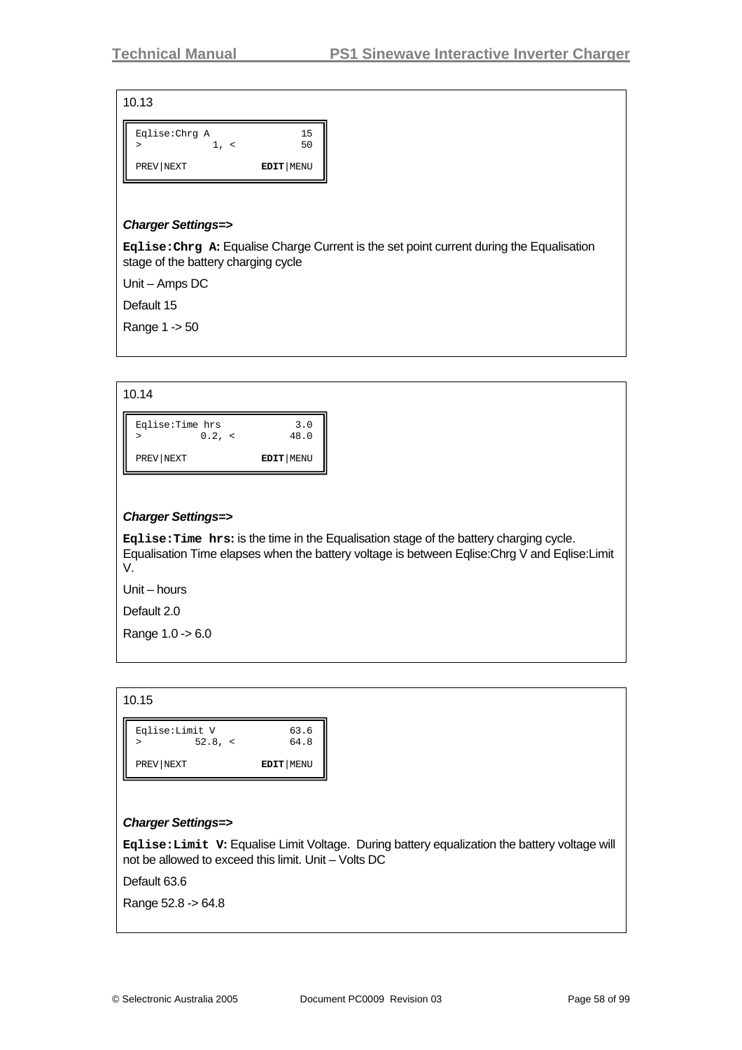10.13

```
Eqlise:Chrg A              15
>           1, <           50

PREV|NEXT           EDIT|MENU
```

***Charger Settings=>***

**`Eqlise:Chrg A`:** Equalise Charge Current is the set point current during the Equalisation stage of the battery charging cycle

Unit – Amps DC

Default 15

Range 1 -> 50

10.14

```
Eqlise:Time hrs           3.0
>          0.2, <         48.0

PREV|NEXT           EDIT|MENU
```

***Charger Settings=>***

**`Eqlise:Time hrs`:** is the time in the Equalisation stage of the battery charging cycle. Equalisation Time elapses when the battery voltage is between Eqlise:Chrg V and Eqlise:Limit V.

Unit – hours

Default 2.0

Range 1.0 -> 6.0

10.15

```
Eqlise:Limit V            63.6
>         52.8, <         64.8

PREV|NEXT           EDIT|MENU
```

***Charger Settings=>***

**`Eqlise:Limit V`:** Equalise Limit Voltage. During battery equalization the battery voltage will not be allowed to exceed this limit. Unit – Volts DC

Default 63.6

Range 52.8 -> 64.8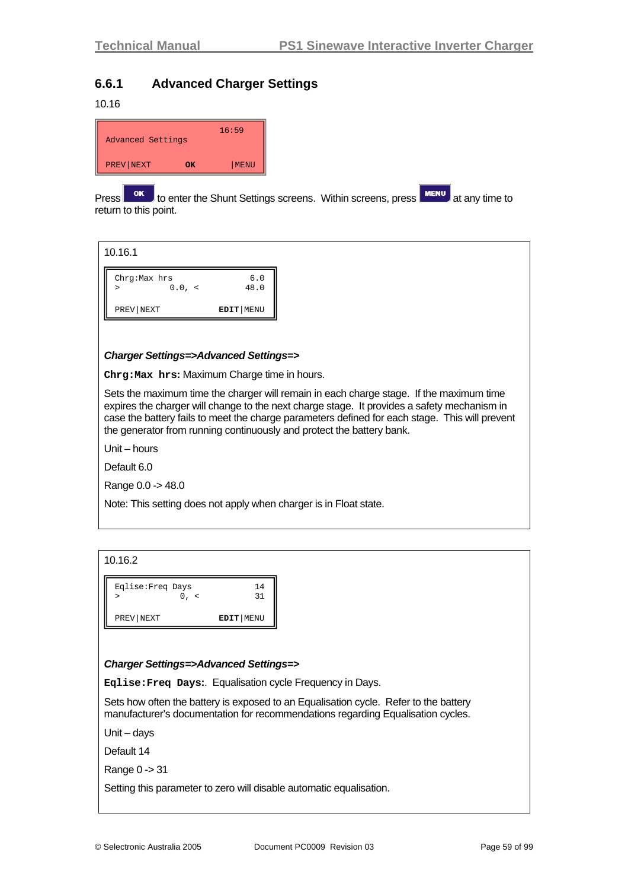## 6.6.1 Advanced Charger Settings

10.16

```
Advanced Settings          16:59

PREV|NEXT        OK        |MENU
```

Press OK to enter the Shunt Settings screens. Within screens, press MENU at any time to return to this point.

10.16.1

```
Chrg:Max hrs               6.0
>          0.0, <         48.0

PREV|NEXT            EDIT|MENU
```

***Charger Settings=>Advanced Settings=>***

**`Chrg:Max hrs`:** Maximum Charge time in hours.

Sets the maximum time the charger will remain in each charge stage. If the maximum time expires the charger will change to the next charge stage. It provides a safety mechanism in case the battery fails to meet the charge parameters defined for each stage. This will prevent the generator from running continuously and protect the battery bank.

Unit – hours

Default 6.0

Range 0.0 -> 48.0

Note: This setting does not apply when charger is in Float state.

10.16.2

```
Eqlise:Freq Days            14
>            0, <           31

PREV|NEXT            EDIT|MENU
```

***Charger Settings=>Advanced Settings=>***

**`Eqlise:Freq Days`:**. Equalisation cycle Frequency in Days.

Sets how often the battery is exposed to an Equalisation cycle. Refer to the battery manufacturer's documentation for recommendations regarding Equalisation cycles.

Unit – days

Default 14

Range 0 -> 31

Setting this parameter to zero will disable automatic equalisation.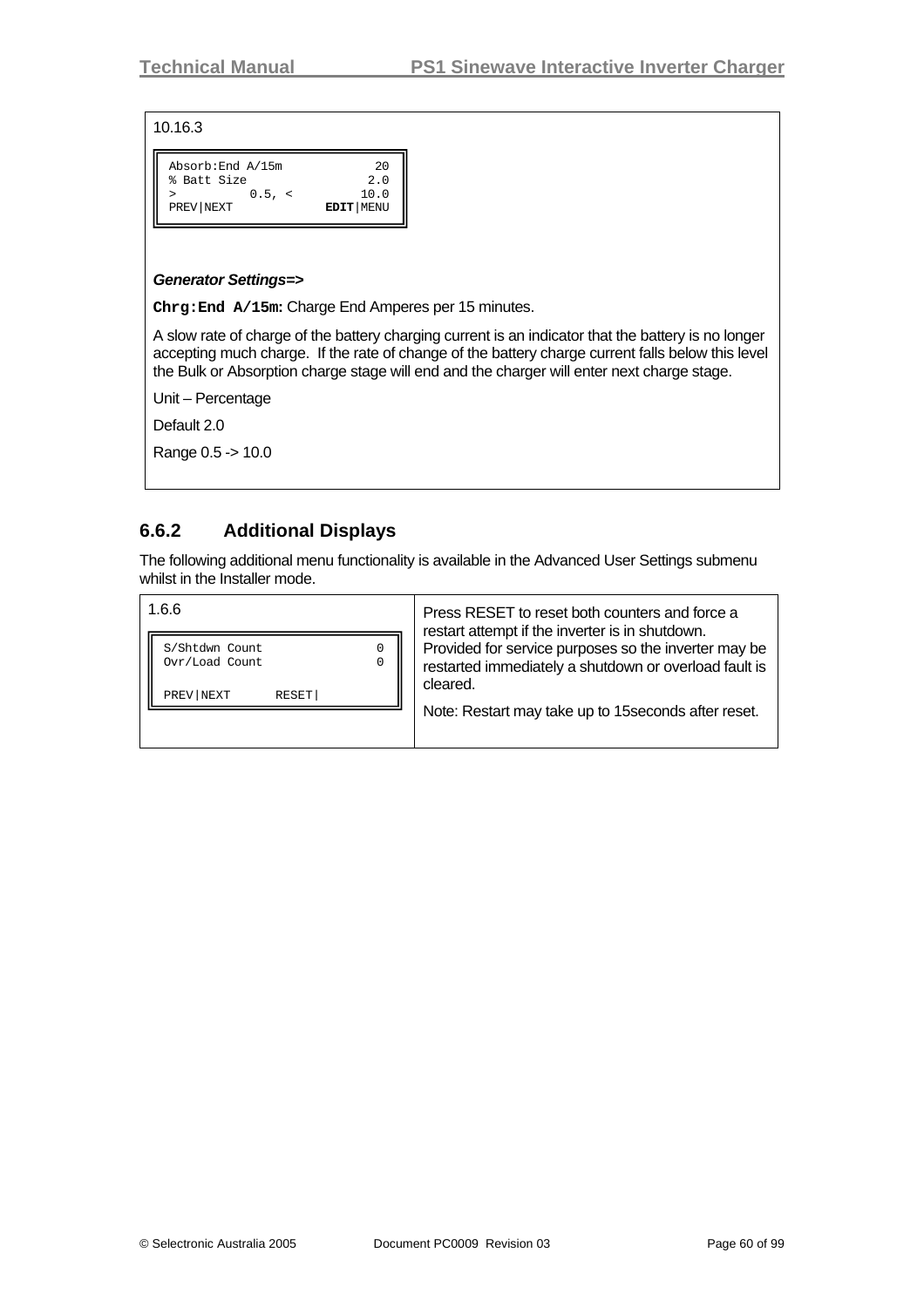10.16.3

```
Absorb:End A/15m            20
% Batt Size                2.0
>         0.5, <          10.0
PREV|NEXT            EDIT|MENU
```

***Generator Settings=>***

**`Chrg:End A/15m:`** Charge End Amperes per 15 minutes.

A slow rate of charge of the battery charging current is an indicator that the battery is no longer accepting much charge. If the rate of change of the battery charge current falls below this level the Bulk or Absorption charge stage will end and the charger will enter next charge stage.

Unit – Percentage

Default 2.0

Range 0.5 -> 10.0

### 6.6.2 Additional Displays

The following additional menu functionality is available in the Advanced User Settings submenu whilst in the Installer mode.

1.6.6

```
S/Shtdwn Count              0
Ovr/Load Count              0

PREV|NEXT      RESET|
```

Press RESET to reset both counters and force a restart attempt if the inverter is in shutdown. Provided for service purposes so the inverter may be restarted immediately a shutdown or overload fault is cleared.

Note: Restart may take up to 15seconds after reset.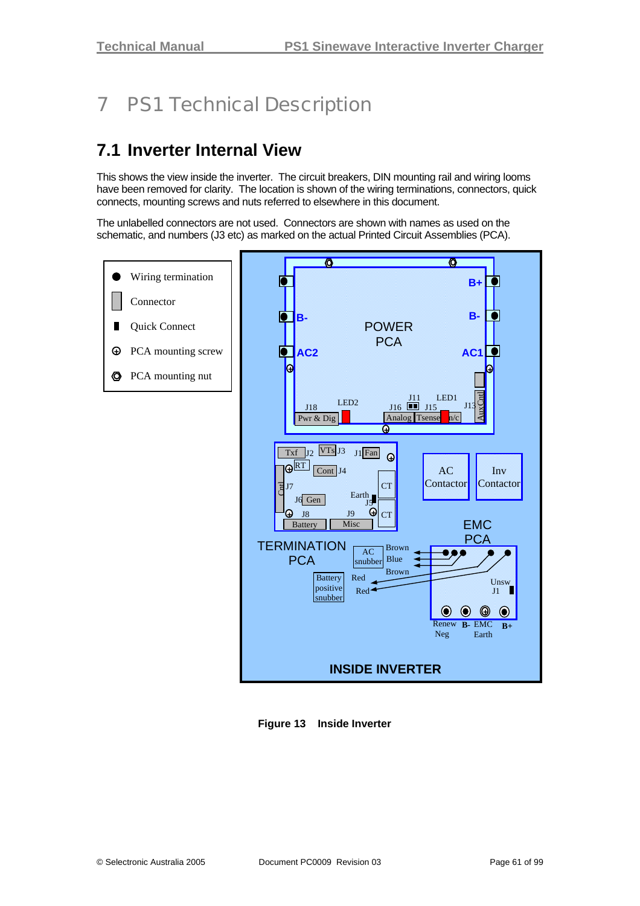# 7 PS1 Technical Description

## 7.1 Inverter Internal View

This shows the view inside the inverter. The circuit breakers, DIN mounting rail and wiring looms have been removed for clarity. The location is shown of the wiring terminations, connectors, quick connects, mounting screws and nuts referred to elsewhere in this document.

The unlabelled connectors are not used. Connectors are shown with names as used on the schematic, and numbers (J3 etc) as marked on the actual Printed Circuit Assemblies (PCA).

**Figure 13 Inside Inverter**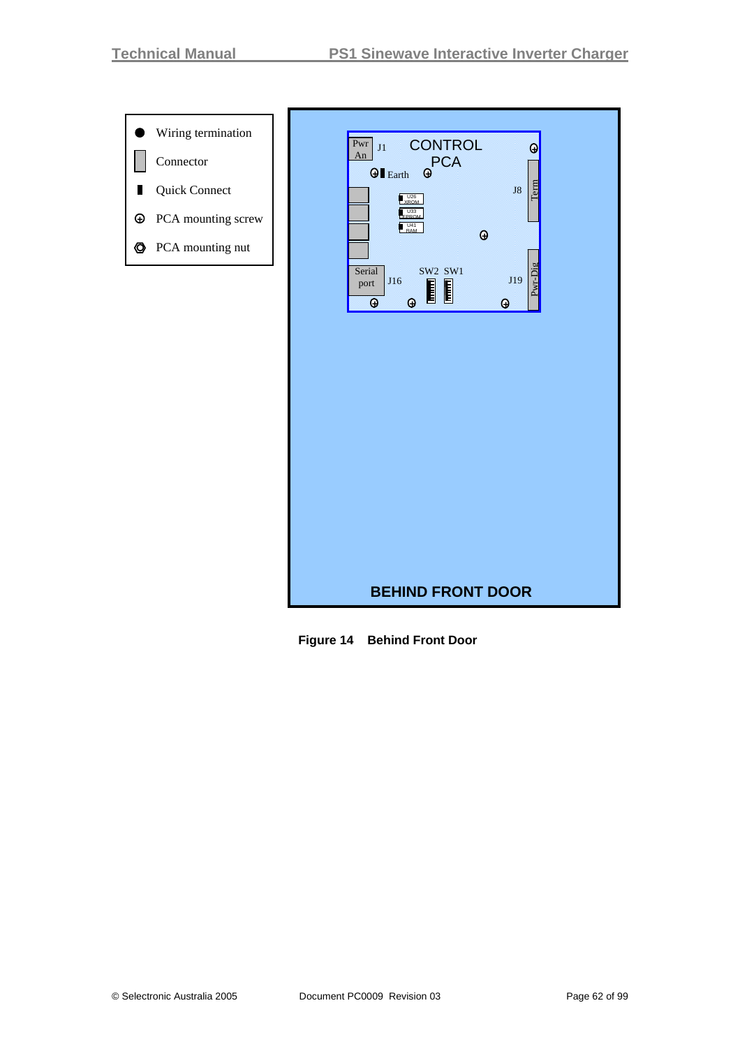Figure 14 Behind Front Door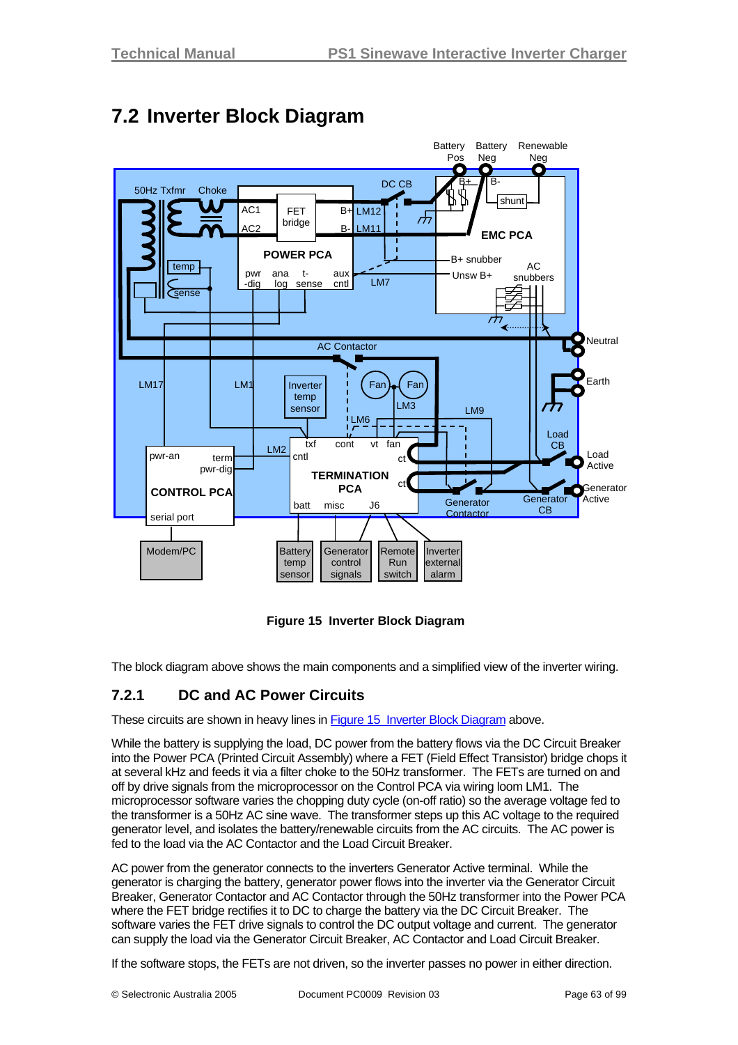## 7.2 Inverter Block Diagram

**Figure 15 Inverter Block Diagram**

The block diagram above shows the main components and a simplified view of the inverter wiring.

### 7.2.1 DC and AC Power Circuits

These circuits are shown in heavy lines in Figure 15 Inverter Block Diagram above.

While the battery is supplying the load, DC power from the battery flows via the DC Circuit Breaker into the Power PCA (Printed Circuit Assembly) where a FET (Field Effect Transistor) bridge chops it at several kHz and feeds it via a filter choke to the 50Hz transformer. The FETs are turned on and off by drive signals from the microprocessor on the Control PCA via wiring loom LM1. The microprocessor software varies the chopping duty cycle (on-off ratio) so the average voltage fed to the transformer is a 50Hz AC sine wave. The transformer steps up this AC voltage to the required generator level, and isolates the battery/renewable circuits from the AC circuits. The AC power is fed to the load via the AC Contactor and the Load Circuit Breaker.

AC power from the generator connects to the inverters Generator Active terminal. While the generator is charging the battery, generator power flows into the inverter via the Generator Circuit Breaker, Generator Contactor and AC Contactor through the 50Hz transformer into the Power PCA where the FET bridge rectifies it to DC to charge the battery via the DC Circuit Breaker. The software varies the FET drive signals to control the DC output voltage and current. The generator can supply the load via the Generator Circuit Breaker, AC Contactor and Load Circuit Breaker.

If the software stops, the FETs are not driven, so the inverter passes no power in either direction.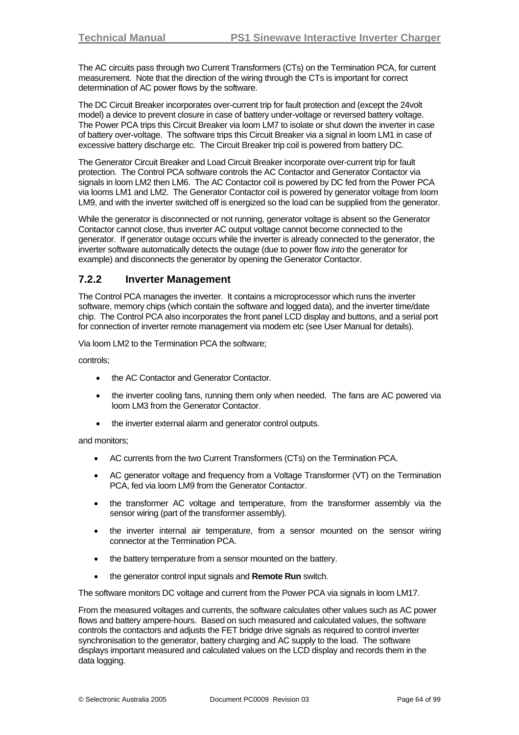The AC circuits pass through two Current Transformers (CTs) on the Termination PCA, for current measurement. Note that the direction of the wiring through the CTs is important for correct determination of AC power flows by the software.

The DC Circuit Breaker incorporates over-current trip for fault protection and (except the 24volt model) a device to prevent closure in case of battery under-voltage or reversed battery voltage. The Power PCA trips this Circuit Breaker via loom LM7 to isolate or shut down the inverter in case of battery over-voltage. The software trips this Circuit Breaker via a signal in loom LM1 in case of excessive battery discharge etc. The Circuit Breaker trip coil is powered from battery DC.

The Generator Circuit Breaker and Load Circuit Breaker incorporate over-current trip for fault protection. The Control PCA software controls the AC Contactor and Generator Contactor via signals in loom LM2 then LM6. The AC Contactor coil is powered by DC fed from the Power PCA via looms LM1 and LM2. The Generator Contactor coil is powered by generator voltage from loom LM9, and with the inverter switched off is energized so the load can be supplied from the generator.

While the generator is disconnected or not running, generator voltage is absent so the Generator Contactor cannot close, thus inverter AC output voltage cannot become connected to the generator. If generator outage occurs while the inverter is already connected to the generator, the inverter software automatically detects the outage (due to power flow *into* the generator for example) and disconnects the generator by opening the Generator Contactor.

### 7.2.2 Inverter Management

The Control PCA manages the inverter. It contains a microprocessor which runs the inverter software, memory chips (which contain the software and logged data), and the inverter time/date chip. The Control PCA also incorporates the front panel LCD display and buttons, and a serial port for connection of inverter remote management via modem etc (see User Manual for details).

Via loom LM2 to the Termination PCA the software;

controls;

- the AC Contactor and Generator Contactor.
- the inverter cooling fans, running them only when needed. The fans are AC powered via loom LM3 from the Generator Contactor.
- the inverter external alarm and generator control outputs.

and monitors;

- AC currents from the two Current Transformers (CTs) on the Termination PCA.
- AC generator voltage and frequency from a Voltage Transformer (VT) on the Termination PCA, fed via loom LM9 from the Generator Contactor.
- the transformer AC voltage and temperature, from the transformer assembly via the sensor wiring (part of the transformer assembly).
- the inverter internal air temperature, from a sensor mounted on the sensor wiring connector at the Termination PCA.
- the battery temperature from a sensor mounted on the battery.
- the generator control input signals and **Remote Run** switch.

The software monitors DC voltage and current from the Power PCA via signals in loom LM17.

From the measured voltages and currents, the software calculates other values such as AC power flows and battery ampere-hours. Based on such measured and calculated values, the software controls the contactors and adjusts the FET bridge drive signals as required to control inverter synchronisation to the generator, battery charging and AC supply to the load. The software displays important measured and calculated values on the LCD display and records them in the data logging.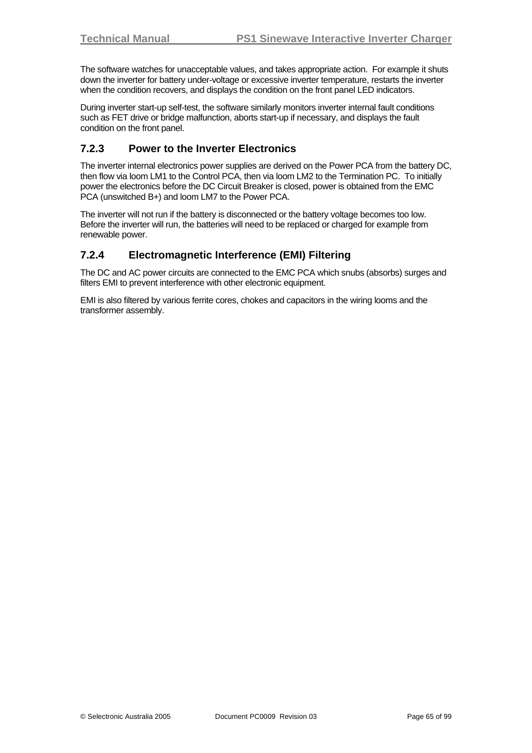The software watches for unacceptable values, and takes appropriate action. For example it shuts down the inverter for battery under-voltage or excessive inverter temperature, restarts the inverter when the condition recovers, and displays the condition on the front panel LED indicators.

During inverter start-up self-test, the software similarly monitors inverter internal fault conditions such as FET drive or bridge malfunction, aborts start-up if necessary, and displays the fault condition on the front panel.

### 7.2.3 Power to the Inverter Electronics

The inverter internal electronics power supplies are derived on the Power PCA from the battery DC, then flow via loom LM1 to the Control PCA, then via loom LM2 to the Termination PC. To initially power the electronics before the DC Circuit Breaker is closed, power is obtained from the EMC PCA (unswitched B+) and loom LM7 to the Power PCA.

The inverter will not run if the battery is disconnected or the battery voltage becomes too low. Before the inverter will run, the batteries will need to be replaced or charged for example from renewable power.

### 7.2.4 Electromagnetic Interference (EMI) Filtering

The DC and AC power circuits are connected to the EMC PCA which snubs (absorbs) surges and filters EMI to prevent interference with other electronic equipment.

EMI is also filtered by various ferrite cores, chokes and capacitors in the wiring looms and the transformer assembly.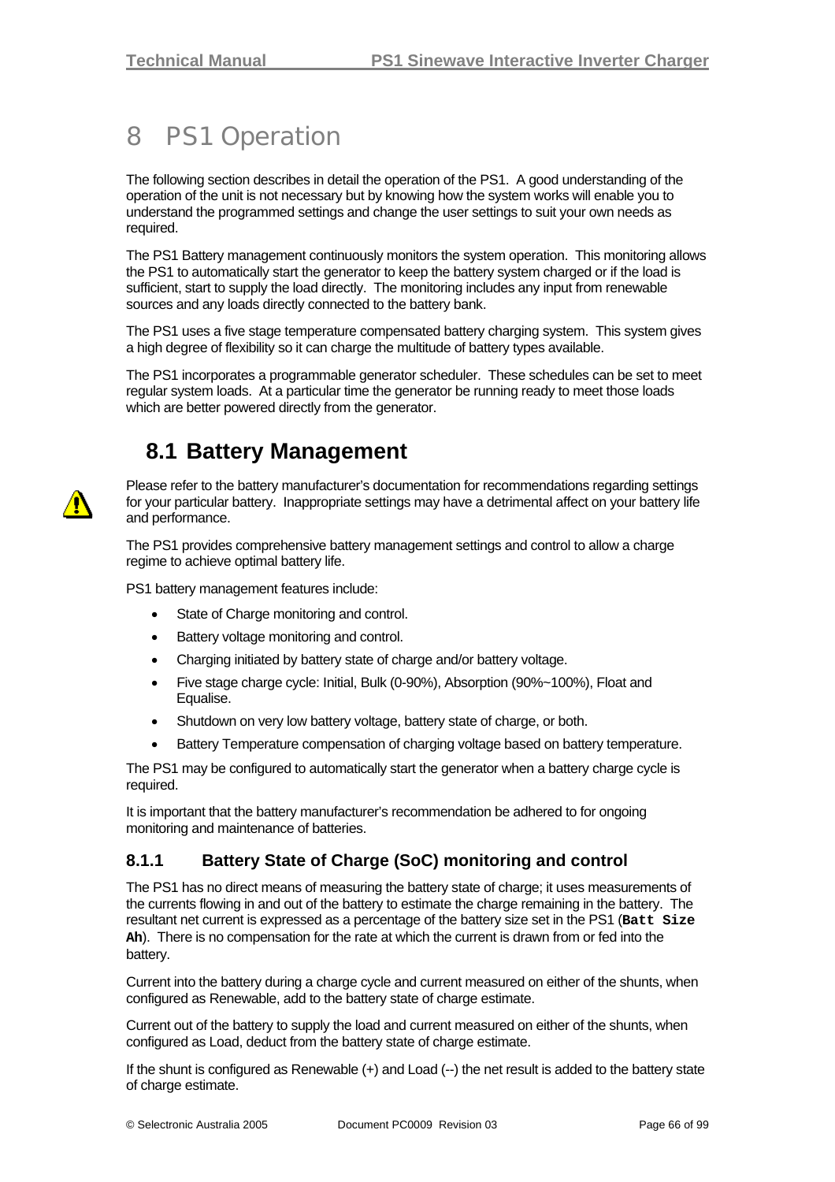# 8 PS1 Operation

The following section describes in detail the operation of the PS1. A good understanding of the operation of the unit is not necessary but by knowing how the system works will enable you to understand the programmed settings and change the user settings to suit your own needs as required.

The PS1 Battery management continuously monitors the system operation. This monitoring allows the PS1 to automatically start the generator to keep the battery system charged or if the load is sufficient, start to supply the load directly. The monitoring includes any input from renewable sources and any loads directly connected to the battery bank.

The PS1 uses a five stage temperature compensated battery charging system. This system gives a high degree of flexibility so it can charge the multitude of battery types available.

The PS1 incorporates a programmable generator scheduler. These schedules can be set to meet regular system loads. At a particular time the generator be running ready to meet those loads which are better powered directly from the generator.

## 8.1 Battery Management

Please refer to the battery manufacturer's documentation for recommendations regarding settings for your particular battery. Inappropriate settings may have a detrimental affect on your battery life and performance.

The PS1 provides comprehensive battery management settings and control to allow a charge regime to achieve optimal battery life.

PS1 battery management features include:

- State of Charge monitoring and control.
- Battery voltage monitoring and control.
- Charging initiated by battery state of charge and/or battery voltage.
- Five stage charge cycle: Initial, Bulk (0-90%), Absorption (90%~100%), Float and Equalise.
- Shutdown on very low battery voltage, battery state of charge, or both.
- Battery Temperature compensation of charging voltage based on battery temperature.

The PS1 may be configured to automatically start the generator when a battery charge cycle is required.

It is important that the battery manufacturer's recommendation be adhered to for ongoing monitoring and maintenance of batteries.

### 8.1.1 Battery State of Charge (SoC) monitoring and control

The PS1 has no direct means of measuring the battery state of charge; it uses measurements of the currents flowing in and out of the battery to estimate the charge remaining in the battery. The resultant net current is expressed as a percentage of the battery size set in the PS1 (**`Batt Size Ah`**). There is no compensation for the rate at which the current is drawn from or fed into the battery.

Current into the battery during a charge cycle and current measured on either of the shunts, when configured as Renewable, add to the battery state of charge estimate.

Current out of the battery to supply the load and current measured on either of the shunts, when configured as Load, deduct from the battery state of charge estimate.

If the shunt is configured as Renewable (+) and Load (--) the net result is added to the battery state of charge estimate.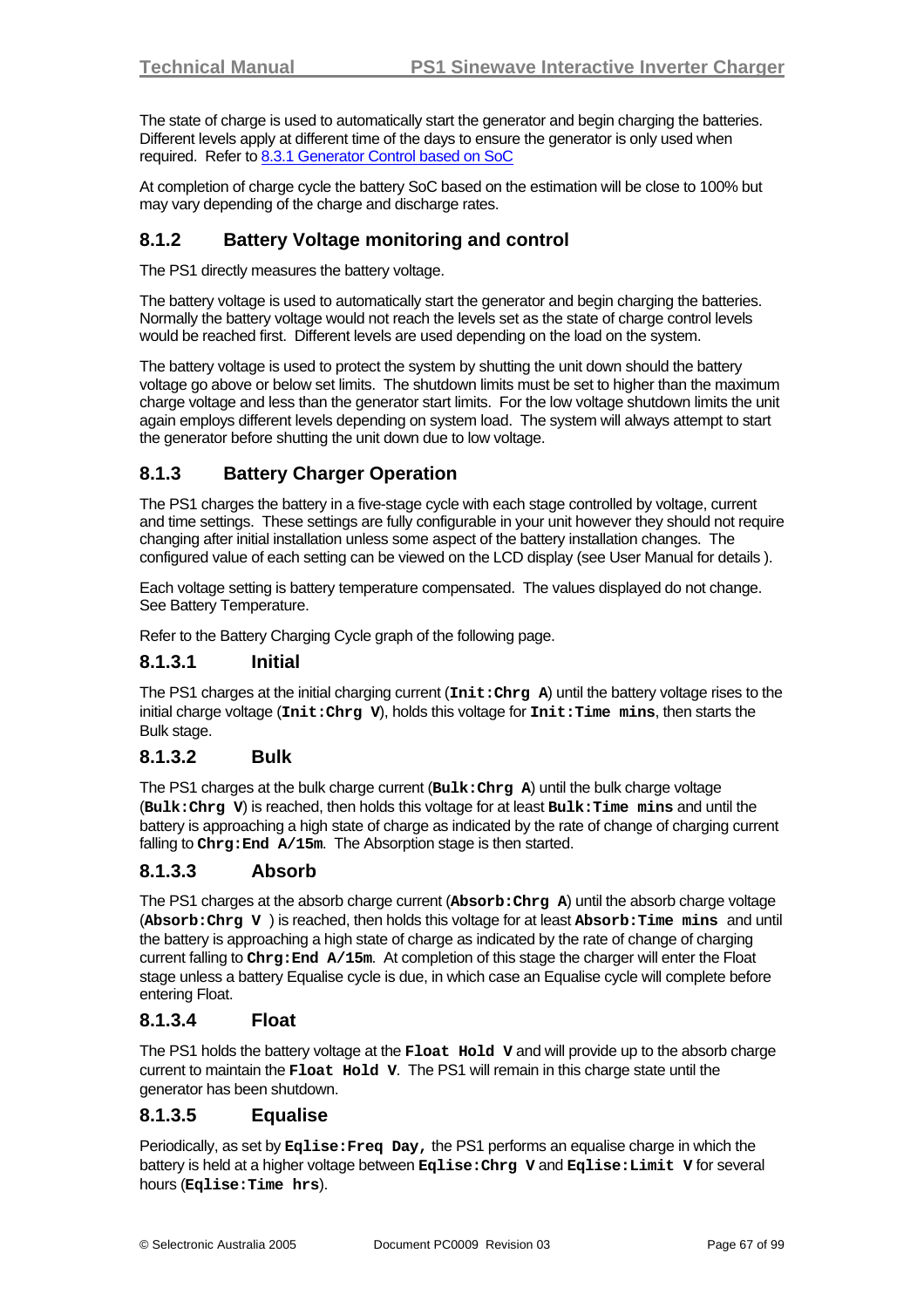The state of charge is used to automatically start the generator and begin charging the batteries. Different levels apply at different time of the days to ensure the generator is only used when required. Refer to 8.3.1 Generator Control based on SoC

At completion of charge cycle the battery SoC based on the estimation will be close to 100% but may vary depending of the charge and discharge rates.

## 8.1.2 Battery Voltage monitoring and control

The PS1 directly measures the battery voltage.

The battery voltage is used to automatically start the generator and begin charging the batteries. Normally the battery voltage would not reach the levels set as the state of charge control levels would be reached first. Different levels are used depending on the load on the system.

The battery voltage is used to protect the system by shutting the unit down should the battery voltage go above or below set limits. The shutdown limits must be set to higher than the maximum charge voltage and less than the generator start limits. For the low voltage shutdown limits the unit again employs different levels depending on system load. The system will always attempt to start the generator before shutting the unit down due to low voltage.

## 8.1.3 Battery Charger Operation

The PS1 charges the battery in a five-stage cycle with each stage controlled by voltage, current and time settings. These settings are fully configurable in your unit however they should not require changing after initial installation unless some aspect of the battery installation changes. The configured value of each setting can be viewed on the LCD display (see User Manual for details ).

Each voltage setting is battery temperature compensated. The values displayed do not change. See Battery Temperature.

Refer to the Battery Charging Cycle graph of the following page.

### 8.1.3.1 Initial

The PS1 charges at the initial charging current (**`Init:Chrg A`**) until the battery voltage rises to the initial charge voltage (**`Init:Chrg V`**), holds this voltage for **`Init:Time mins`**, then starts the Bulk stage.

### 8.1.3.2 Bulk

The PS1 charges at the bulk charge current (**`Bulk:Chrg A`**) until the bulk charge voltage (**`Bulk:Chrg V`**) is reached, then holds this voltage for at least **`Bulk:Time mins`** and until the battery is approaching a high state of charge as indicated by the rate of change of charging current falling to **`Chrg:End A/15m`**. The Absorption stage is then started.

### 8.1.3.3 Absorb

The PS1 charges at the absorb charge current (**`Absorb:Chrg A`**) until the absorb charge voltage (**`Absorb:Chrg V`** ) is reached, then holds this voltage for at least **`Absorb:Time mins`** and until the battery is approaching a high state of charge as indicated by the rate of change of charging current falling to **`Chrg:End A/15m`**. At completion of this stage the charger will enter the Float stage unless a battery Equalise cycle is due, in which case an Equalise cycle will complete before entering Float.

### 8.1.3.4 Float

The PS1 holds the battery voltage at the **`Float Hold V`** and will provide up to the absorb charge current to maintain the **`Float Hold V`**. The PS1 will remain in this charge state until the generator has been shutdown.

### 8.1.3.5 Equalise

Periodically, as set by **`Eqlise:Freq Day,`** the PS1 performs an equalise charge in which the battery is held at a higher voltage between **`Eqlise:Chrg V`** and **`Eqlise:Limit V`** for several hours (**`Eqlise:Time hrs`**).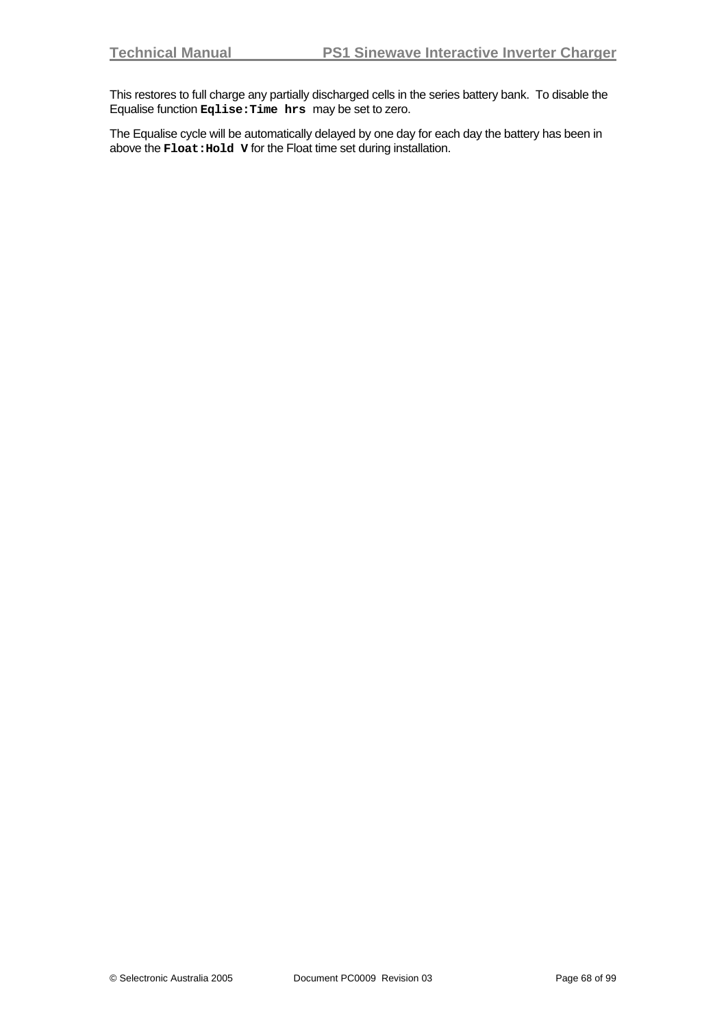This restores to full charge any partially discharged cells in the series battery bank. To disable the Equalise function **`Eqlise:Time hrs`** may be set to zero.

The Equalise cycle will be automatically delayed by one day for each day the battery has been in above the **`Float:Hold V`** for the Float time set during installation.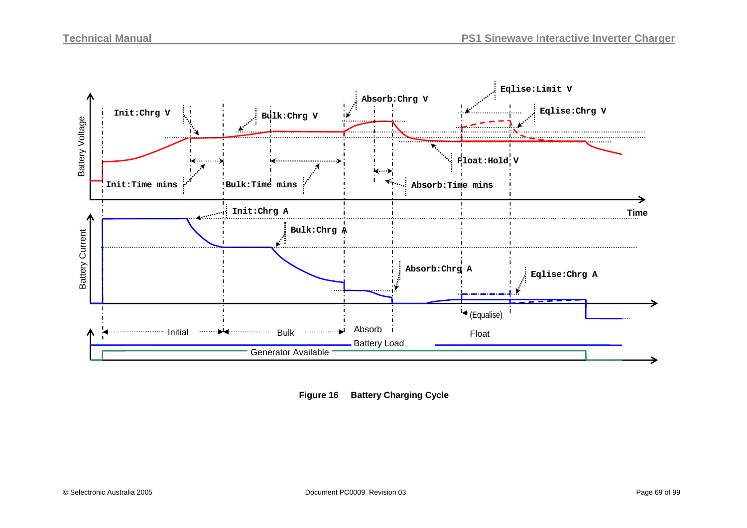Init:Chrg V

Bulk:Chrg V

Absorb:Chrg V

Eqlise:Limit V

Eqlise:Chrg V

Battery Voltage

Init:Time mins

Bulk:Time mins

Absorb:Time mins

Float:Hold V

Time

Init:Chrg A

Bulk:Chrg A

Absorb:Chrg A

Eqlise:Chrg A

Battery Current

(Equalise)

Initial

Bulk

Absorb

Float

Battery Load

Generator Available

**Figure 16 Battery Charging Cycle**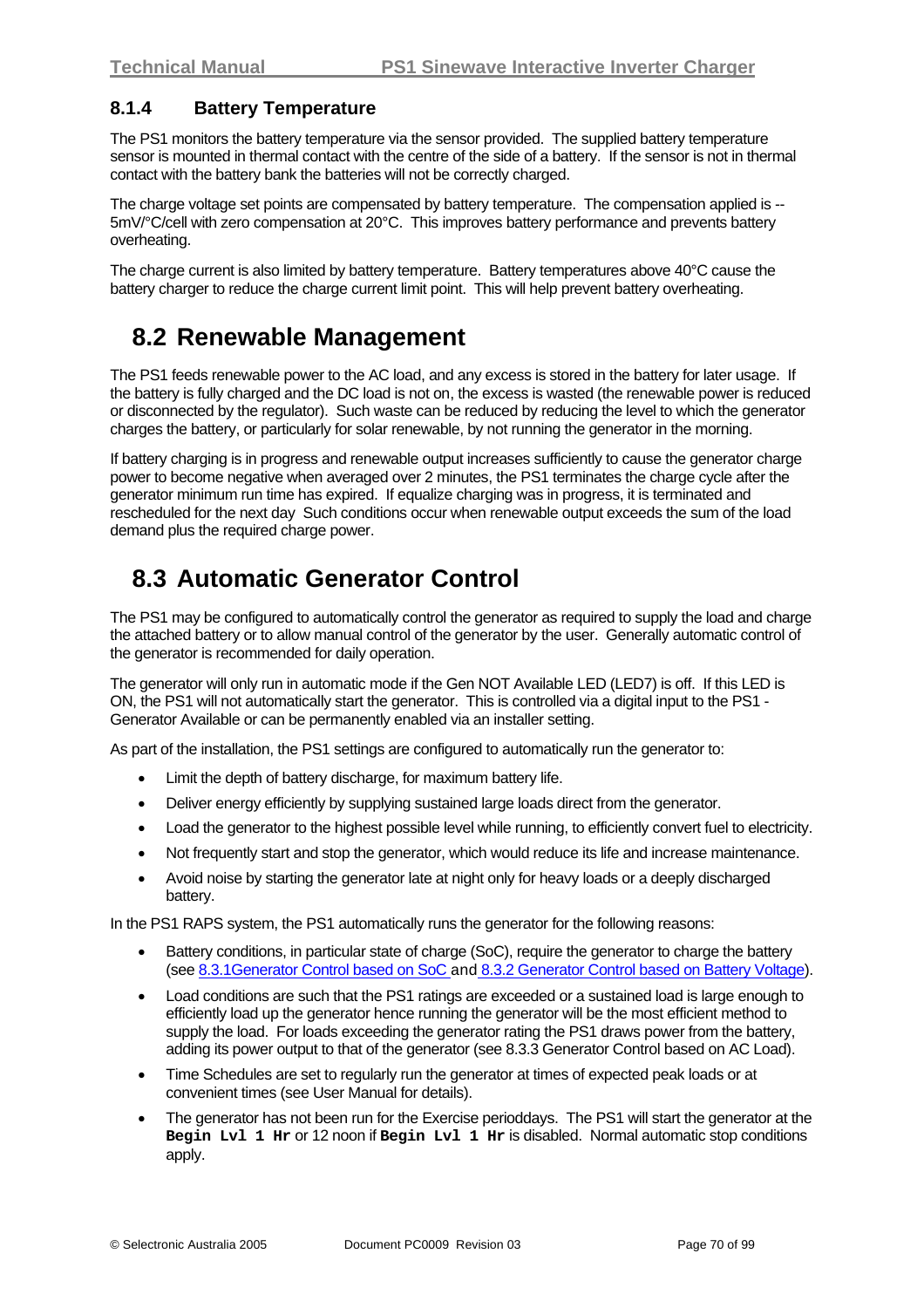### 8.1.4 Battery Temperature

The PS1 monitors the battery temperature via the sensor provided. The supplied battery temperature sensor is mounted in thermal contact with the centre of the side of a battery. If the sensor is not in thermal contact with the battery bank the batteries will not be correctly charged.

The charge voltage set points are compensated by battery temperature. The compensation applied is --5mV/°C/cell with zero compensation at 20°C. This improves battery performance and prevents battery overheating.

The charge current is also limited by battery temperature. Battery temperatures above 40°C cause the battery charger to reduce the charge current limit point. This will help prevent battery overheating.

## 8.2 Renewable Management

The PS1 feeds renewable power to the AC load, and any excess is stored in the battery for later usage. If the battery is fully charged and the DC load is not on, the excess is wasted (the renewable power is reduced or disconnected by the regulator). Such waste can be reduced by reducing the level to which the generator charges the battery, or particularly for solar renewable, by not running the generator in the morning.

If battery charging is in progress and renewable output increases sufficiently to cause the generator charge power to become negative when averaged over 2 minutes, the PS1 terminates the charge cycle after the generator minimum run time has expired. If equalize charging was in progress, it is terminated and rescheduled for the next day Such conditions occur when renewable output exceeds the sum of the load demand plus the required charge power.

## 8.3 Automatic Generator Control

The PS1 may be configured to automatically control the generator as required to supply the load and charge the attached battery or to allow manual control of the generator by the user. Generally automatic control of the generator is recommended for daily operation.

The generator will only run in automatic mode if the Gen NOT Available LED (LED7) is off. If this LED is ON, the PS1 will not automatically start the generator. This is controlled via a digital input to the PS1 - Generator Available or can be permanently enabled via an installer setting.

As part of the installation, the PS1 settings are configured to automatically run the generator to:

- Limit the depth of battery discharge, for maximum battery life.
- Deliver energy efficiently by supplying sustained large loads direct from the generator.
- Load the generator to the highest possible level while running, to efficiently convert fuel to electricity.
- Not frequently start and stop the generator, which would reduce its life and increase maintenance.
- Avoid noise by starting the generator late at night only for heavy loads or a deeply discharged battery.

In the PS1 RAPS system, the PS1 automatically runs the generator for the following reasons:

- Battery conditions, in particular state of charge (SoC), require the generator to charge the battery (see 8.3.1Generator Control based on SoC and 8.3.2 Generator Control based on Battery Voltage).
- Load conditions are such that the PS1 ratings are exceeded or a sustained load is large enough to efficiently load up the generator hence running the generator will be the most efficient method to supply the load. For loads exceeding the generator rating the PS1 draws power from the battery, adding its power output to that of the generator (see 8.3.3 Generator Control based on AC Load).
- Time Schedules are set to regularly run the generator at times of expected peak loads or at convenient times (see User Manual for details).
- The generator has not been run for the Exercise perioddays. The PS1 will start the generator at the **`Begin Lvl 1 Hr`** or 12 noon if **`Begin Lvl 1 Hr`** is disabled. Normal automatic stop conditions apply.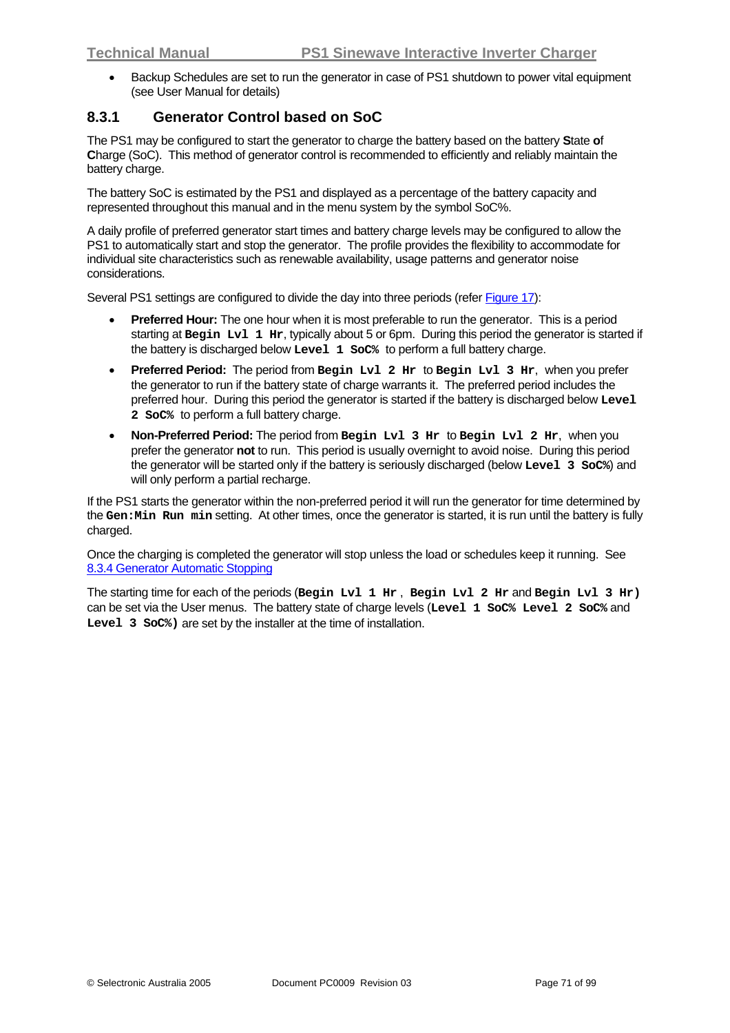- Backup Schedules are set to run the generator in case of PS1 shutdown to power vital equipment (see User Manual for details)

### 8.3.1 Generator Control based on SoC

The PS1 may be configured to start the generator to charge the battery based on the battery **S**tate **o**f **C**harge (SoC). This method of generator control is recommended to efficiently and reliably maintain the battery charge.

The battery SoC is estimated by the PS1 and displayed as a percentage of the battery capacity and represented throughout this manual and in the menu system by the symbol SoC%.

A daily profile of preferred generator start times and battery charge levels may be configured to allow the PS1 to automatically start and stop the generator. The profile provides the flexibility to accommodate for individual site characteristics such as renewable availability, usage patterns and generator noise considerations.

Several PS1 settings are configured to divide the day into three periods (refer Figure 17):

- **Preferred Hour:** The one hour when it is most preferable to run the generator. This is a period starting at **`Begin Lvl 1 Hr`**, typically about 5 or 6pm. During this period the generator is started if the battery is discharged below **`Level 1 SoC%`** to perform a full battery charge.
- **Preferred Period:** The period from **`Begin Lvl 2 Hr`** to **`Begin Lvl 3 Hr`**, when you prefer the generator to run if the battery state of charge warrants it. The preferred period includes the preferred hour. During this period the generator is started if the battery is discharged below **`Level 2 SoC%`** to perform a full battery charge.
- **Non-Preferred Period:** The period from **`Begin Lvl 3 Hr`** to **`Begin Lvl 2 Hr`**, when you prefer the generator **not** to run. This period is usually overnight to avoid noise. During this period the generator will be started only if the battery is seriously discharged (below **`Level 3 SoC%`**) and will only perform a partial recharge.

If the PS1 starts the generator within the non-preferred period it will run the generator for time determined by the **`Gen:Min Run min`** setting. At other times, once the generator is started, it is run until the battery is fully charged.

Once the charging is completed the generator will stop unless the load or schedules keep it running. See 8.3.4 Generator Automatic Stopping

The starting time for each of the periods (**`Begin Lvl 1 Hr`**, **`Begin Lvl 2 Hr`** and **`Begin Lvl 3 Hr)`** can be set via the User menus. The battery state of charge levels (**`Level 1 SoC%`** **`Level 2 SoC%`** and **`Level 3 SoC%)`** are set by the installer at the time of installation.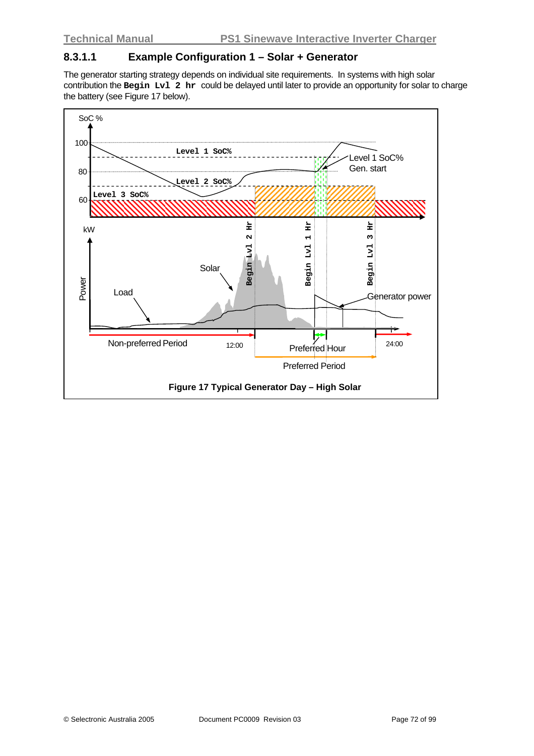### 8.3.1.1 Example Configuration 1 – Solar + Generator

The generator starting strategy depends on individual site requirements. In systems with high solar contribution the **`Begin Lvl 2 hr`** could be delayed until later to provide an opportunity for solar to charge the battery (see Figure 17 below).

**Figure 17 Typical Generator Day – High Solar**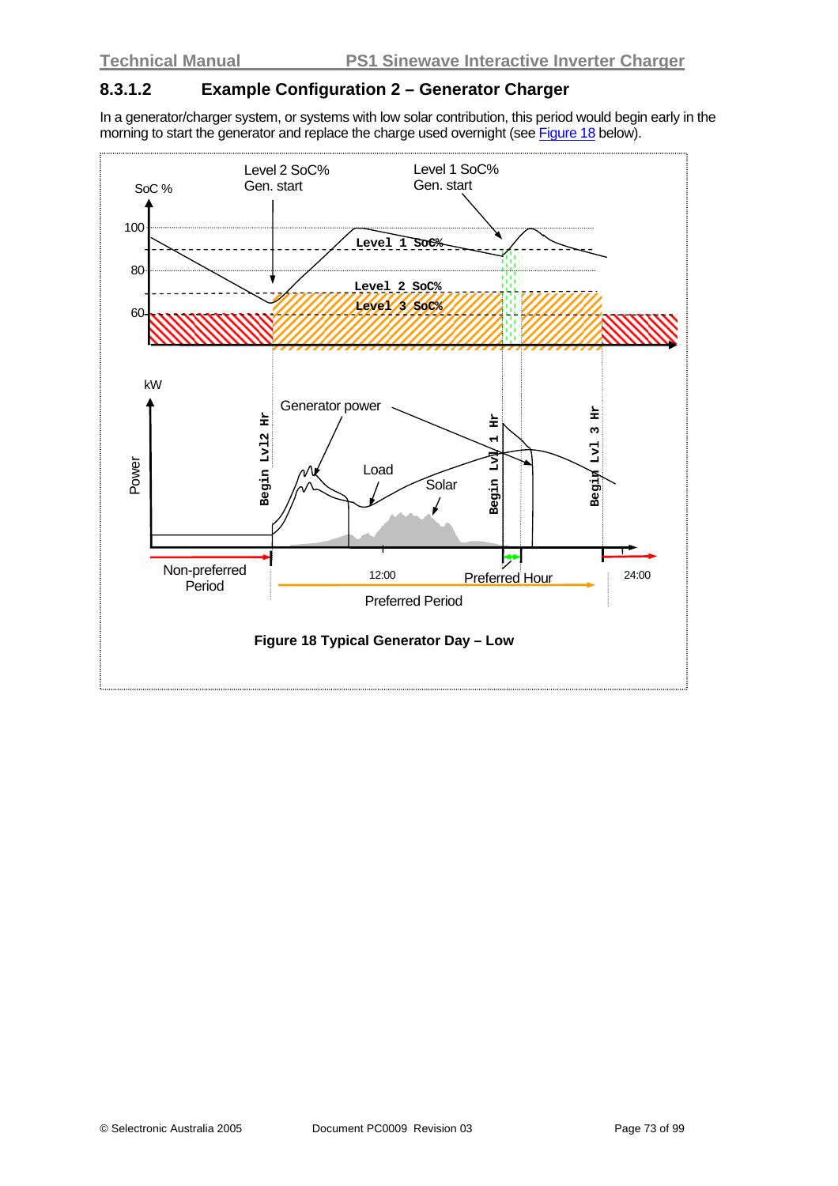### 8.3.1.2 Example Configuration 2 – Generator Charger

In a generator/charger system, or systems with low solar contribution, this period would begin early in the morning to start the generator and replace the charge used overnight (see Figure 18 below).

**Figure 18 Typical Generator Day – Low**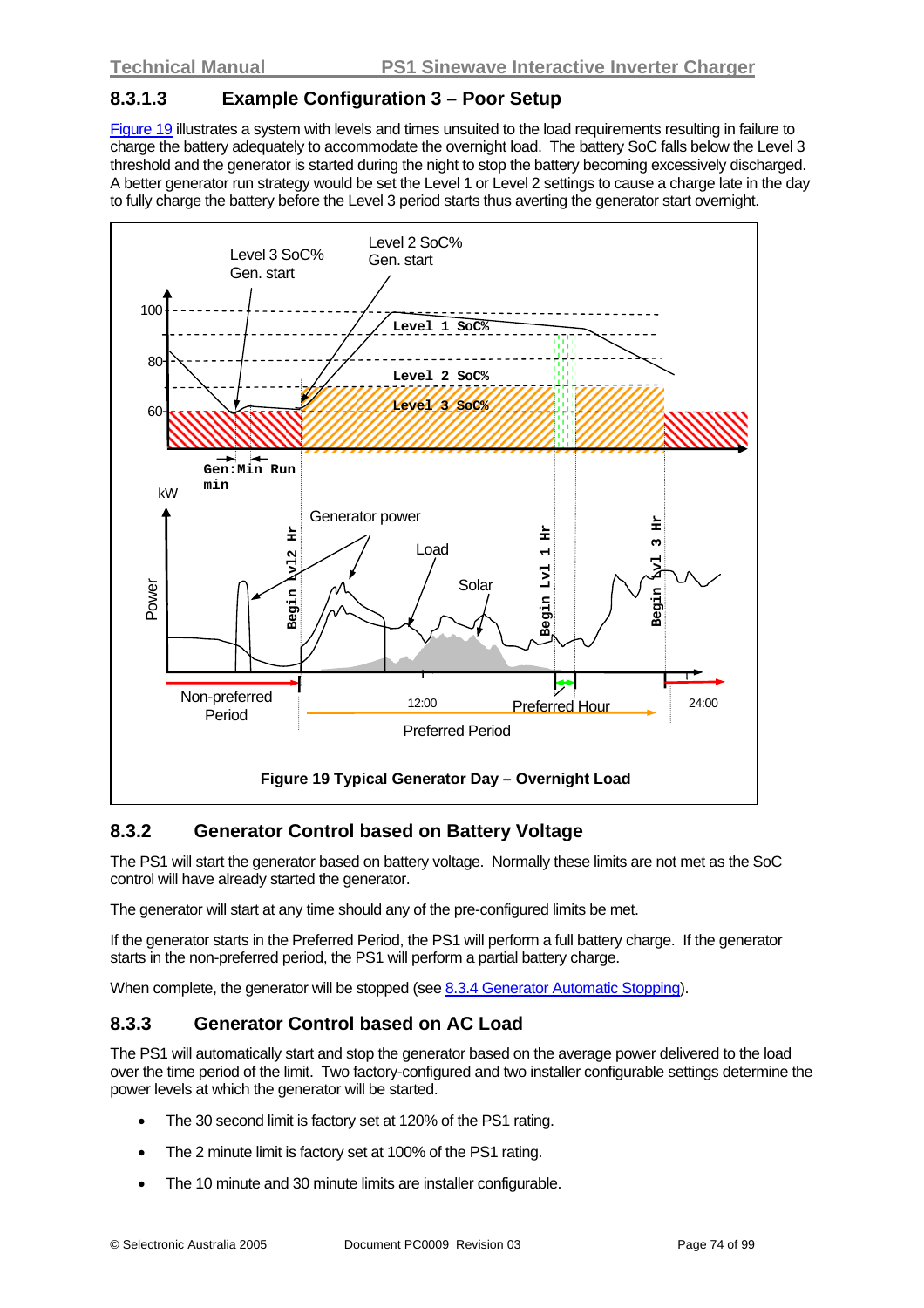### 8.3.1.3 Example Configuration 3 – Poor Setup

Figure 19 illustrates a system with levels and times unsuited to the load requirements resulting in failure to charge the battery adequately to accommodate the overnight load. The battery SoC falls below the Level 3 threshold and the generator is started during the night to stop the battery becoming excessively discharged. A better generator run strategy would be set the Level 1 or Level 2 settings to cause a charge late in the day to fully charge the battery before the Level 3 period starts thus averting the generator start overnight.

**Figure 19 Typical Generator Day – Overnight Load**

## 8.3.2 Generator Control based on Battery Voltage

The PS1 will start the generator based on battery voltage. Normally these limits are not met as the SoC control will have already started the generator.

The generator will start at any time should any of the pre-configured limits be met.

If the generator starts in the Preferred Period, the PS1 will perform a full battery charge. If the generator starts in the non-preferred period, the PS1 will perform a partial battery charge.

When complete, the generator will be stopped (see 8.3.4 Generator Automatic Stopping).

## 8.3.3 Generator Control based on AC Load

The PS1 will automatically start and stop the generator based on the average power delivered to the load over the time period of the limit. Two factory-configured and two installer configurable settings determine the power levels at which the generator will be started.

- The 30 second limit is factory set at 120% of the PS1 rating.
- The 2 minute limit is factory set at 100% of the PS1 rating.
- The 10 minute and 30 minute limits are installer configurable.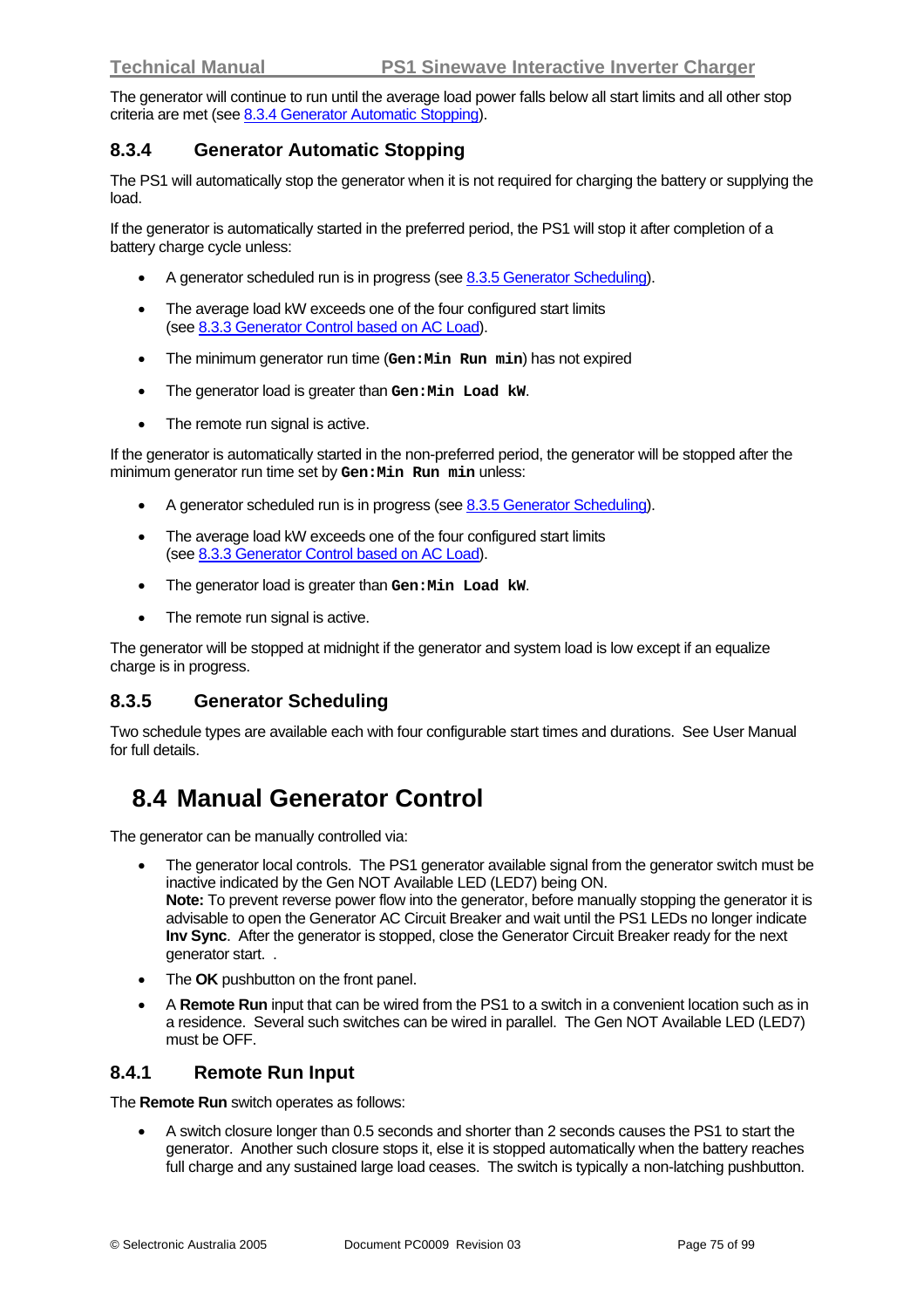The generator will continue to run until the average load power falls below all start limits and all other stop criteria are met (see 8.3.4 Generator Automatic Stopping).

### 8.3.4 Generator Automatic Stopping

The PS1 will automatically stop the generator when it is not required for charging the battery or supplying the load.

If the generator is automatically started in the preferred period, the PS1 will stop it after completion of a battery charge cycle unless:

- A generator scheduled run is in progress (see 8.3.5 Generator Scheduling).
- The average load kW exceeds one of the four configured start limits (see 8.3.3 Generator Control based on AC Load).
- The minimum generator run time (**`Gen:Min Run min`**) has not expired
- The generator load is greater than **`Gen:Min Load kW`**.
- The remote run signal is active.

If the generator is automatically started in the non-preferred period, the generator will be stopped after the minimum generator run time set by **`Gen:Min Run min`** unless:

- A generator scheduled run is in progress (see 8.3.5 Generator Scheduling).
- The average load kW exceeds one of the four configured start limits (see 8.3.3 Generator Control based on AC Load).
- The generator load is greater than **`Gen:Min Load kW`**.
- The remote run signal is active.

The generator will be stopped at midnight if the generator and system load is low except if an equalize charge is in progress.

### 8.3.5 Generator Scheduling

Two schedule types are available each with four configurable start times and durations. See User Manual for full details.

## 8.4 Manual Generator Control

The generator can be manually controlled via:

- The generator local controls. The PS1 generator available signal from the generator switch must be inactive indicated by the Gen NOT Available LED (LED7) being ON.
  **Note:** To prevent reverse power flow into the generator, before manually stopping the generator it is advisable to open the Generator AC Circuit Breaker and wait until the PS1 LEDs no longer indicate **Inv Sync**. After the generator is stopped, close the Generator Circuit Breaker ready for the next generator start. .
- The **OK** pushbutton on the front panel.
- A **Remote Run** input that can be wired from the PS1 to a switch in a convenient location such as in a residence. Several such switches can be wired in parallel. The Gen NOT Available LED (LED7) must be OFF.

### 8.4.1 Remote Run Input

The **Remote Run** switch operates as follows:

- A switch closure longer than 0.5 seconds and shorter than 2 seconds causes the PS1 to start the generator. Another such closure stops it, else it is stopped automatically when the battery reaches full charge and any sustained large load ceases. The switch is typically a non-latching pushbutton.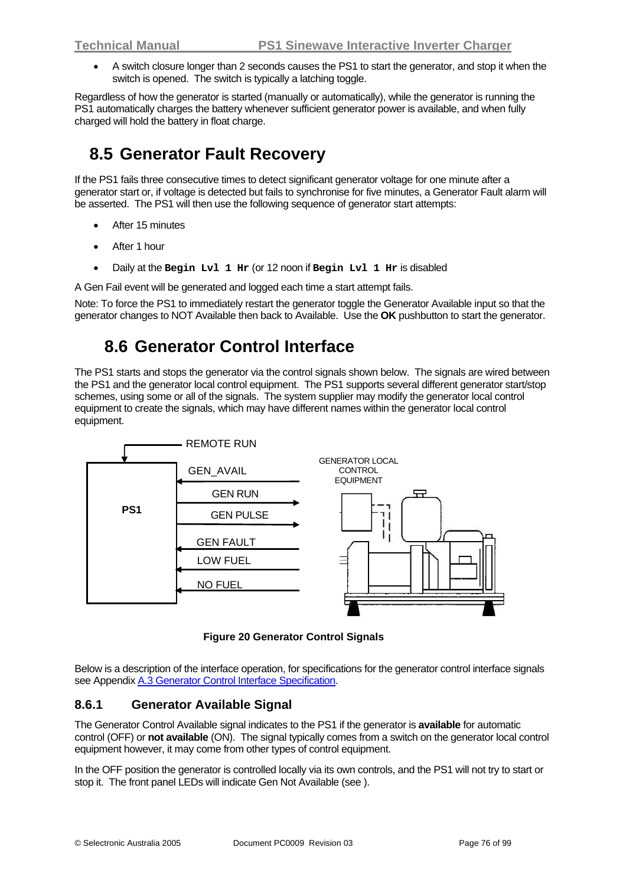- A switch closure longer than 2 seconds causes the PS1 to start the generator, and stop it when the switch is opened. The switch is typically a latching toggle.

Regardless of how the generator is started (manually or automatically), while the generator is running the PS1 automatically charges the battery whenever sufficient generator power is available, and when fully charged will hold the battery in float charge.

## 8.5 Generator Fault Recovery

If the PS1 fails three consecutive times to detect significant generator voltage for one minute after a generator start or, if voltage is detected but fails to synchronise for five minutes, a Generator Fault alarm will be asserted. The PS1 will then use the following sequence of generator start attempts:

- After 15 minutes
- After 1 hour
- Daily at the **`Begin Lvl 1 Hr`** (or 12 noon if **`Begin Lvl 1 Hr`** is disabled

A Gen Fail event will be generated and logged each time a start attempt fails.

Note: To force the PS1 to immediately restart the generator toggle the Generator Available input so that the generator changes to NOT Available then back to Available. Use the **OK** pushbutton to start the generator.

## 8.6 Generator Control Interface

The PS1 starts and stops the generator via the control signals shown below. The signals are wired between the PS1 and the generator local control equipment. The PS1 supports several different generator start/stop schemes, using some or all of the signals. The system supplier may modify the generator local control equipment to create the signals, which may have different names within the generator local control equipment.

REMOTE RUN

PS1

GEN_AVAIL

GEN RUN

GEN PULSE

GEN FAULT

LOW FUEL

NO FUEL

GENERATOR LOCAL CONTROL EQUIPMENT

**Figure 20 Generator Control Signals**

Below is a description of the interface operation, for specifications for the generator control interface signals see Appendix A.3 Generator Control Interface Specification.

### 8.6.1 Generator Available Signal

The Generator Control Available signal indicates to the PS1 if the generator is **available** for automatic control (OFF) or **not available** (ON). The signal typically comes from a switch on the generator local control equipment however, it may come from other types of control equipment.

In the OFF position the generator is controlled locally via its own controls, and the PS1 will not try to start or stop it. The front panel LEDs will indicate Gen Not Available (see ).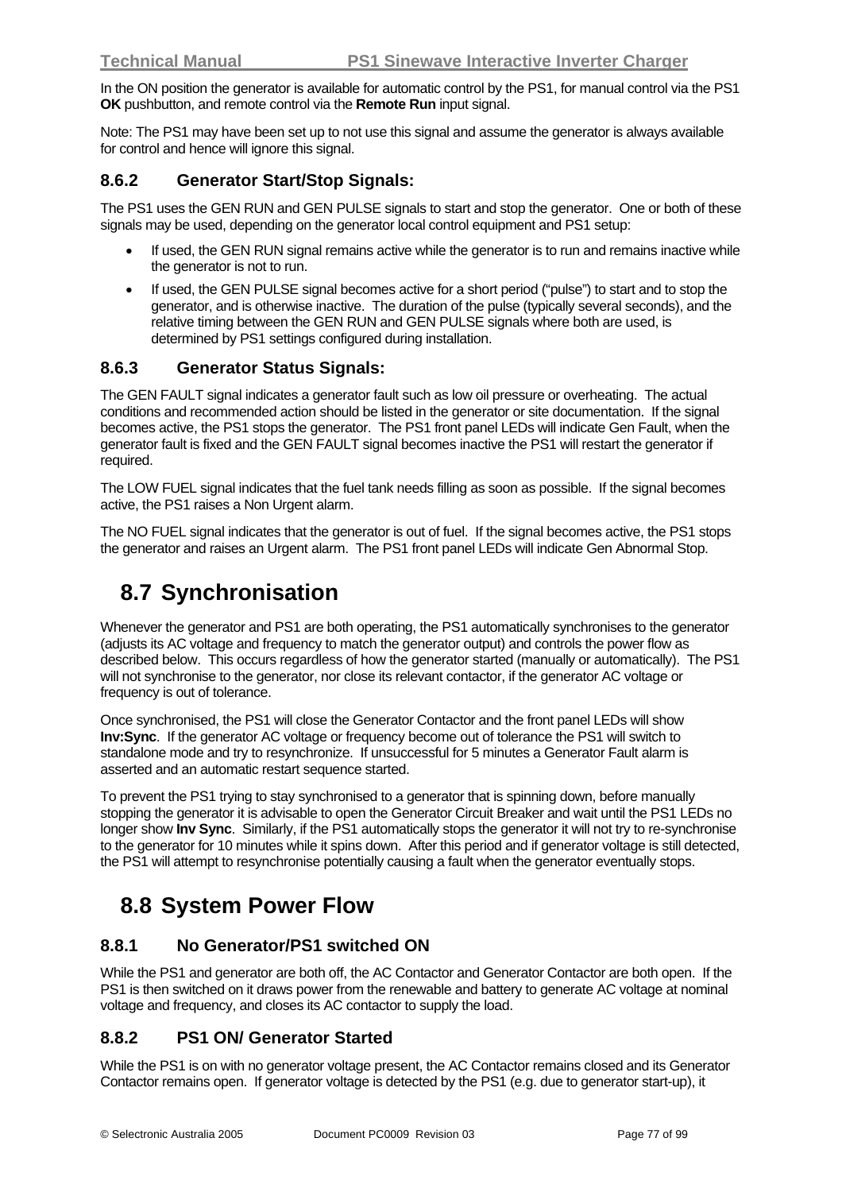In the ON position the generator is available for automatic control by the PS1, for manual control via the PS1 **OK** pushbutton, and remote control via the **Remote Run** input signal.

Note: The PS1 may have been set up to not use this signal and assume the generator is always available for control and hence will ignore this signal.

### 8.6.2 Generator Start/Stop Signals:

The PS1 uses the GEN RUN and GEN PULSE signals to start and stop the generator. One or both of these signals may be used, depending on the generator local control equipment and PS1 setup:

- If used, the GEN RUN signal remains active while the generator is to run and remains inactive while the generator is not to run.
- If used, the GEN PULSE signal becomes active for a short period ("pulse") to start and to stop the generator, and is otherwise inactive. The duration of the pulse (typically several seconds), and the relative timing between the GEN RUN and GEN PULSE signals where both are used, is determined by PS1 settings configured during installation.

### 8.6.3 Generator Status Signals:

The GEN FAULT signal indicates a generator fault such as low oil pressure or overheating. The actual conditions and recommended action should be listed in the generator or site documentation. If the signal becomes active, the PS1 stops the generator. The PS1 front panel LEDs will indicate Gen Fault, when the generator fault is fixed and the GEN FAULT signal becomes inactive the PS1 will restart the generator if required.

The LOW FUEL signal indicates that the fuel tank needs filling as soon as possible. If the signal becomes active, the PS1 raises a Non Urgent alarm.

The NO FUEL signal indicates that the generator is out of fuel. If the signal becomes active, the PS1 stops the generator and raises an Urgent alarm. The PS1 front panel LEDs will indicate Gen Abnormal Stop.

## 8.7 Synchronisation

Whenever the generator and PS1 are both operating, the PS1 automatically synchronises to the generator (adjusts its AC voltage and frequency to match the generator output) and controls the power flow as described below. This occurs regardless of how the generator started (manually or automatically). The PS1 will not synchronise to the generator, nor close its relevant contactor, if the generator AC voltage or frequency is out of tolerance.

Once synchronised, the PS1 will close the Generator Contactor and the front panel LEDs will show **Inv:Sync**. If the generator AC voltage or frequency become out of tolerance the PS1 will switch to standalone mode and try to resynchronize. If unsuccessful for 5 minutes a Generator Fault alarm is asserted and an automatic restart sequence started.

To prevent the PS1 trying to stay synchronised to a generator that is spinning down, before manually stopping the generator it is advisable to open the Generator Circuit Breaker and wait until the PS1 LEDs no longer show **Inv Sync**. Similarly, if the PS1 automatically stops the generator it will not try to re-synchronise to the generator for 10 minutes while it spins down. After this period and if generator voltage is still detected, the PS1 will attempt to resynchronise potentially causing a fault when the generator eventually stops.

## 8.8 System Power Flow

### 8.8.1 No Generator/PS1 switched ON

While the PS1 and generator are both off, the AC Contactor and Generator Contactor are both open. If the PS1 is then switched on it draws power from the renewable and battery to generate AC voltage at nominal voltage and frequency, and closes its AC contactor to supply the load.

### 8.8.2 PS1 ON/ Generator Started

While the PS1 is on with no generator voltage present, the AC Contactor remains closed and its Generator Contactor remains open. If generator voltage is detected by the PS1 (e.g. due to generator start-up), it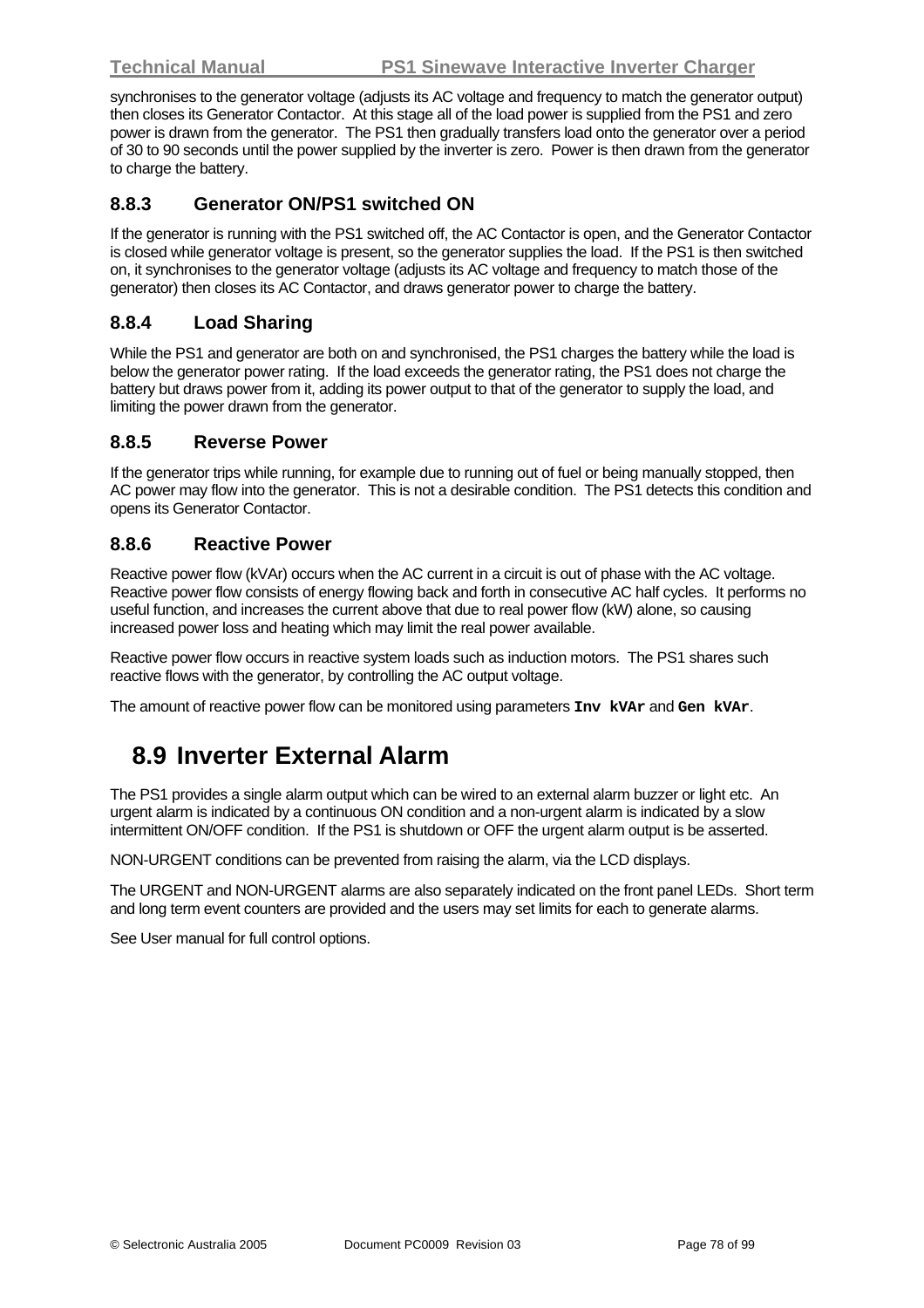synchronises to the generator voltage (adjusts its AC voltage and frequency to match the generator output) then closes its Generator Contactor. At this stage all of the load power is supplied from the PS1 and zero power is drawn from the generator. The PS1 then gradually transfers load onto the generator over a period of 30 to 90 seconds until the power supplied by the inverter is zero. Power is then drawn from the generator to charge the battery.

### 8.8.3 Generator ON/PS1 switched ON

If the generator is running with the PS1 switched off, the AC Contactor is open, and the Generator Contactor is closed while generator voltage is present, so the generator supplies the load. If the PS1 is then switched on, it synchronises to the generator voltage (adjusts its AC voltage and frequency to match those of the generator) then closes its AC Contactor, and draws generator power to charge the battery.

### 8.8.4 Load Sharing

While the PS1 and generator are both on and synchronised, the PS1 charges the battery while the load is below the generator power rating. If the load exceeds the generator rating, the PS1 does not charge the battery but draws power from it, adding its power output to that of the generator to supply the load, and limiting the power drawn from the generator.

### 8.8.5 Reverse Power

If the generator trips while running, for example due to running out of fuel or being manually stopped, then AC power may flow into the generator. This is not a desirable condition. The PS1 detects this condition and opens its Generator Contactor.

### 8.8.6 Reactive Power

Reactive power flow (kVAr) occurs when the AC current in a circuit is out of phase with the AC voltage. Reactive power flow consists of energy flowing back and forth in consecutive AC half cycles. It performs no useful function, and increases the current above that due to real power flow (kW) alone, so causing increased power loss and heating which may limit the real power available.

Reactive power flow occurs in reactive system loads such as induction motors. The PS1 shares such reactive flows with the generator, by controlling the AC output voltage.

The amount of reactive power flow can be monitored using parameters **`Inv kVAr`** and **`Gen kVAr`**.

## 8.9 Inverter External Alarm

The PS1 provides a single alarm output which can be wired to an external alarm buzzer or light etc. An urgent alarm is indicated by a continuous ON condition and a non-urgent alarm is indicated by a slow intermittent ON/OFF condition. If the PS1 is shutdown or OFF the urgent alarm output is be asserted.

NON-URGENT conditions can be prevented from raising the alarm, via the LCD displays.

The URGENT and NON-URGENT alarms are also separately indicated on the front panel LEDs. Short term and long term event counters are provided and the users may set limits for each to generate alarms.

See User manual for full control options.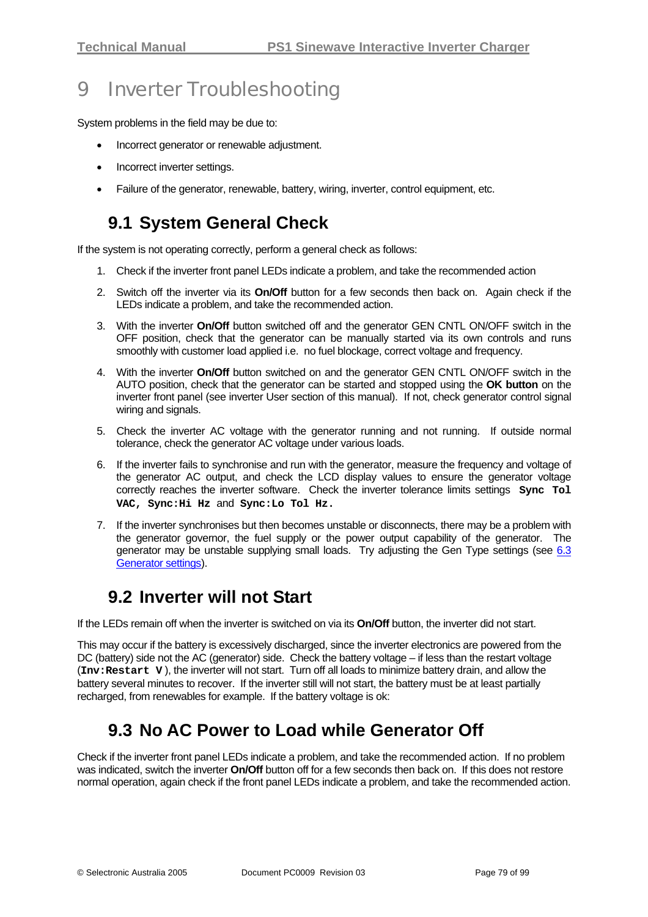# 9 Inverter Troubleshooting

System problems in the field may be due to:

- Incorrect generator or renewable adjustment.
- Incorrect inverter settings.
- Failure of the generator, renewable, battery, wiring, inverter, control equipment, etc.

## 9.1 System General Check

If the system is not operating correctly, perform a general check as follows:

1. Check if the inverter front panel LEDs indicate a problem, and take the recommended action
2. Switch off the inverter via its **On/Off** button for a few seconds then back on. Again check if the LEDs indicate a problem, and take the recommended action.
3. With the inverter **On/Off** button switched off and the generator GEN CNTL ON/OFF switch in the OFF position, check that the generator can be manually started via its own controls and runs smoothly with customer load applied i.e. no fuel blockage, correct voltage and frequency.
4. With the inverter **On/Off** button switched on and the generator GEN CNTL ON/OFF switch in the AUTO position, check that the generator can be started and stopped using the **OK button** on the inverter front panel (see inverter User section of this manual). If not, check generator control signal wiring and signals.
5. Check the inverter AC voltage with the generator running and not running. If outside normal tolerance, check the generator AC voltage under various loads.
6. If the inverter fails to synchronise and run with the generator, measure the frequency and voltage of the generator AC output, and check the LCD display values to ensure the generator voltage correctly reaches the inverter software. Check the inverter tolerance limits settings **`Sync Tol VAC, Sync:Hi Hz`** and **`Sync:Lo Tol Hz.`**
7. If the inverter synchronises but then becomes unstable or disconnects, there may be a problem with the generator governor, the fuel supply or the power output capability of the generator. The generator may be unstable supplying small loads. Try adjusting the Gen Type settings (see 6.3 Generator settings).

## 9.2 Inverter will not Start

If the LEDs remain off when the inverter is switched on via its **On/Off** button, the inverter did not start.

This may occur if the battery is excessively discharged, since the inverter electronics are powered from the DC (battery) side not the AC (generator) side. Check the battery voltage – if less than the restart voltage (**`Inv:Restart V`**), the inverter will not start. Turn off all loads to minimize battery drain, and allow the battery several minutes to recover. If the inverter still will not start, the battery must be at least partially recharged, from renewables for example. If the battery voltage is ok:

## 9.3 No AC Power to Load while Generator Off

Check if the inverter front panel LEDs indicate a problem, and take the recommended action. If no problem was indicated, switch the inverter **On/Off** button off for a few seconds then back on. If this does not restore normal operation, again check if the front panel LEDs indicate a problem, and take the recommended action.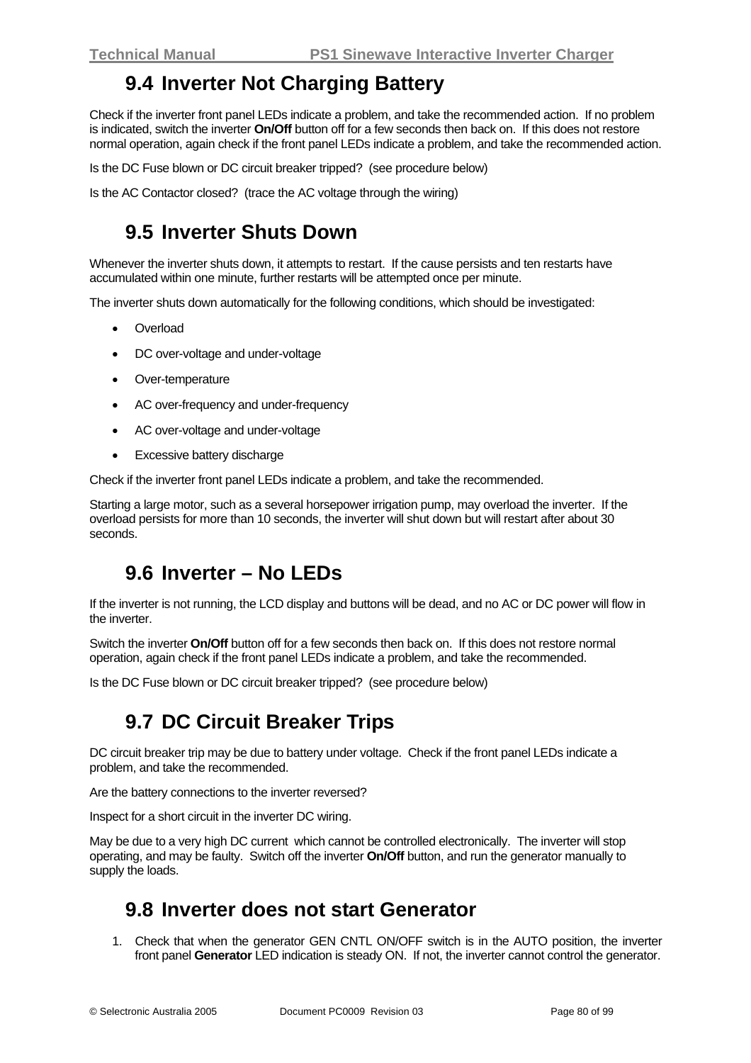## 9.4 Inverter Not Charging Battery

Check if the inverter front panel LEDs indicate a problem, and take the recommended action. If no problem is indicated, switch the inverter **On/Off** button off for a few seconds then back on. If this does not restore normal operation, again check if the front panel LEDs indicate a problem, and take the recommended action.

Is the DC Fuse blown or DC circuit breaker tripped? (see procedure below)

Is the AC Contactor closed? (trace the AC voltage through the wiring)

## 9.5 Inverter Shuts Down

Whenever the inverter shuts down, it attempts to restart. If the cause persists and ten restarts have accumulated within one minute, further restarts will be attempted once per minute.

The inverter shuts down automatically for the following conditions, which should be investigated:

- Overload
- DC over-voltage and under-voltage
- Over-temperature
- AC over-frequency and under-frequency
- AC over-voltage and under-voltage
- Excessive battery discharge

Check if the inverter front panel LEDs indicate a problem, and take the recommended.

Starting a large motor, such as a several horsepower irrigation pump, may overload the inverter. If the overload persists for more than 10 seconds, the inverter will shut down but will restart after about 30 seconds.

## 9.6 Inverter – No LEDs

If the inverter is not running, the LCD display and buttons will be dead, and no AC or DC power will flow in the inverter.

Switch the inverter **On/Off** button off for a few seconds then back on. If this does not restore normal operation, again check if the front panel LEDs indicate a problem, and take the recommended.

Is the DC Fuse blown or DC circuit breaker tripped? (see procedure below)

## 9.7 DC Circuit Breaker Trips

DC circuit breaker trip may be due to battery under voltage. Check if the front panel LEDs indicate a problem, and take the recommended.

Are the battery connections to the inverter reversed?

Inspect for a short circuit in the inverter DC wiring.

May be due to a very high DC current which cannot be controlled electronically. The inverter will stop operating, and may be faulty. Switch off the inverter **On/Off** button, and run the generator manually to supply the loads.

## 9.8 Inverter does not start Generator

1. Check that when the generator GEN CNTL ON/OFF switch is in the AUTO position, the inverter front panel **Generator** LED indication is steady ON. If not, the inverter cannot control the generator.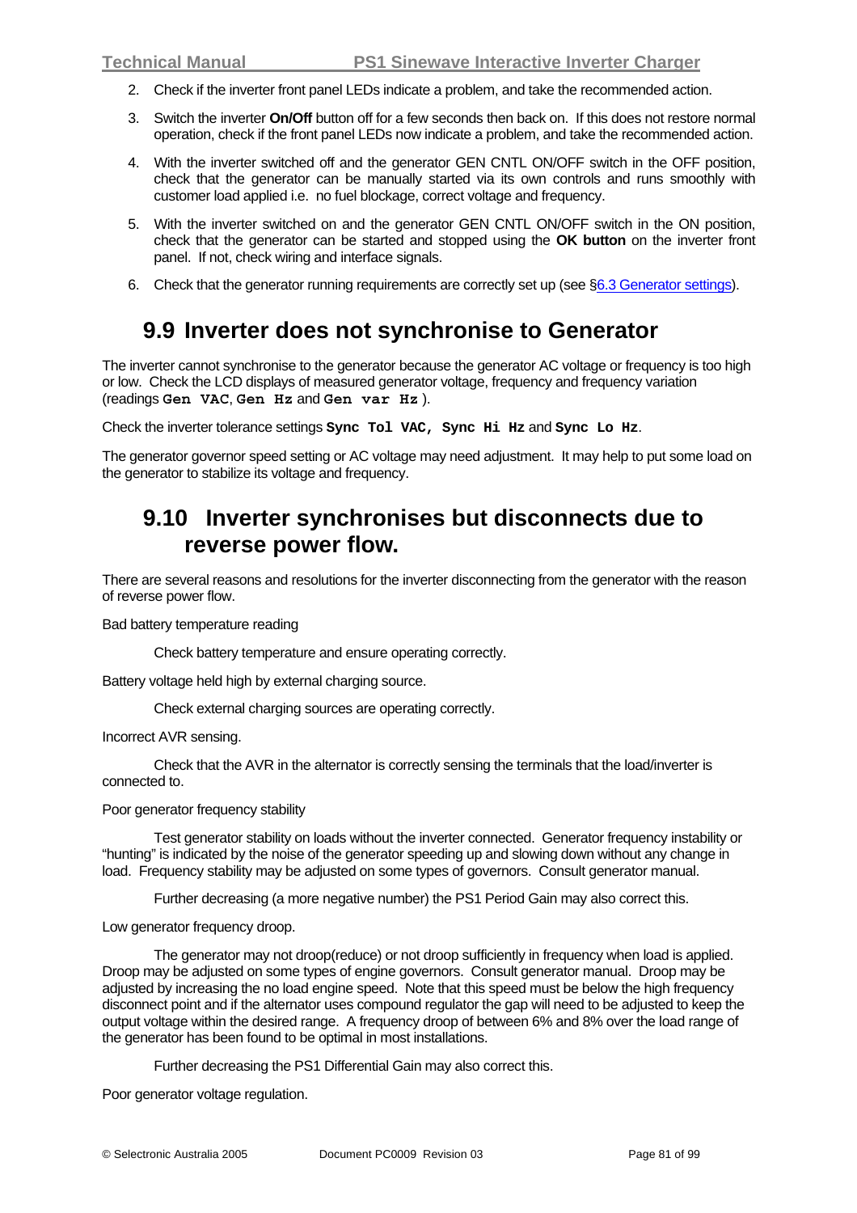2. Check if the inverter front panel LEDs indicate a problem, and take the recommended action.
3. Switch the inverter **On/Off** button off for a few seconds then back on. If this does not restore normal operation, check if the front panel LEDs now indicate a problem, and take the recommended action.
4. With the inverter switched off and the generator GEN CNTL ON/OFF switch in the OFF position, check that the generator can be manually started via its own controls and runs smoothly with customer load applied i.e. no fuel blockage, correct voltage and frequency.
5. With the inverter switched on and the generator GEN CNTL ON/OFF switch in the ON position, check that the generator can be started and stopped using the **OK button** on the inverter front panel. If not, check wiring and interface signals.
6. Check that the generator running requirements are correctly set up (see §6.3 Generator settings).

## 9.9 Inverter does not synchronise to Generator

The inverter cannot synchronise to the generator because the generator AC voltage or frequency is too high or low. Check the LCD displays of measured generator voltage, frequency and frequency variation (readings **`Gen VAC`**, **`Gen Hz`** and **`Gen var Hz`** ).

Check the inverter tolerance settings **`Sync Tol VAC, Sync Hi Hz`** and **`Sync Lo Hz`**.

The generator governor speed setting or AC voltage may need adjustment. It may help to put some load on the generator to stabilize its voltage and frequency.

## 9.10 Inverter synchronises but disconnects due to reverse power flow.

There are several reasons and resolutions for the inverter disconnecting from the generator with the reason of reverse power flow.

Bad battery temperature reading

Check battery temperature and ensure operating correctly.

Battery voltage held high by external charging source.

Check external charging sources are operating correctly.

Incorrect AVR sensing.

Check that the AVR in the alternator is correctly sensing the terminals that the load/inverter is connected to.

Poor generator frequency stability

Test generator stability on loads without the inverter connected. Generator frequency instability or "hunting" is indicated by the noise of the generator speeding up and slowing down without any change in load. Frequency stability may be adjusted on some types of governors. Consult generator manual.

Further decreasing (a more negative number) the PS1 Period Gain may also correct this.

Low generator frequency droop.

The generator may not droop(reduce) or not droop sufficiently in frequency when load is applied. Droop may be adjusted on some types of engine governors. Consult generator manual. Droop may be adjusted by increasing the no load engine speed. Note that this speed must be below the high frequency disconnect point and if the alternator uses compound regulator the gap will need to be adjusted to keep the output voltage within the desired range. A frequency droop of between 6% and 8% over the load range of the generator has been found to be optimal in most installations.

Further decreasing the PS1 Differential Gain may also correct this.

Poor generator voltage regulation.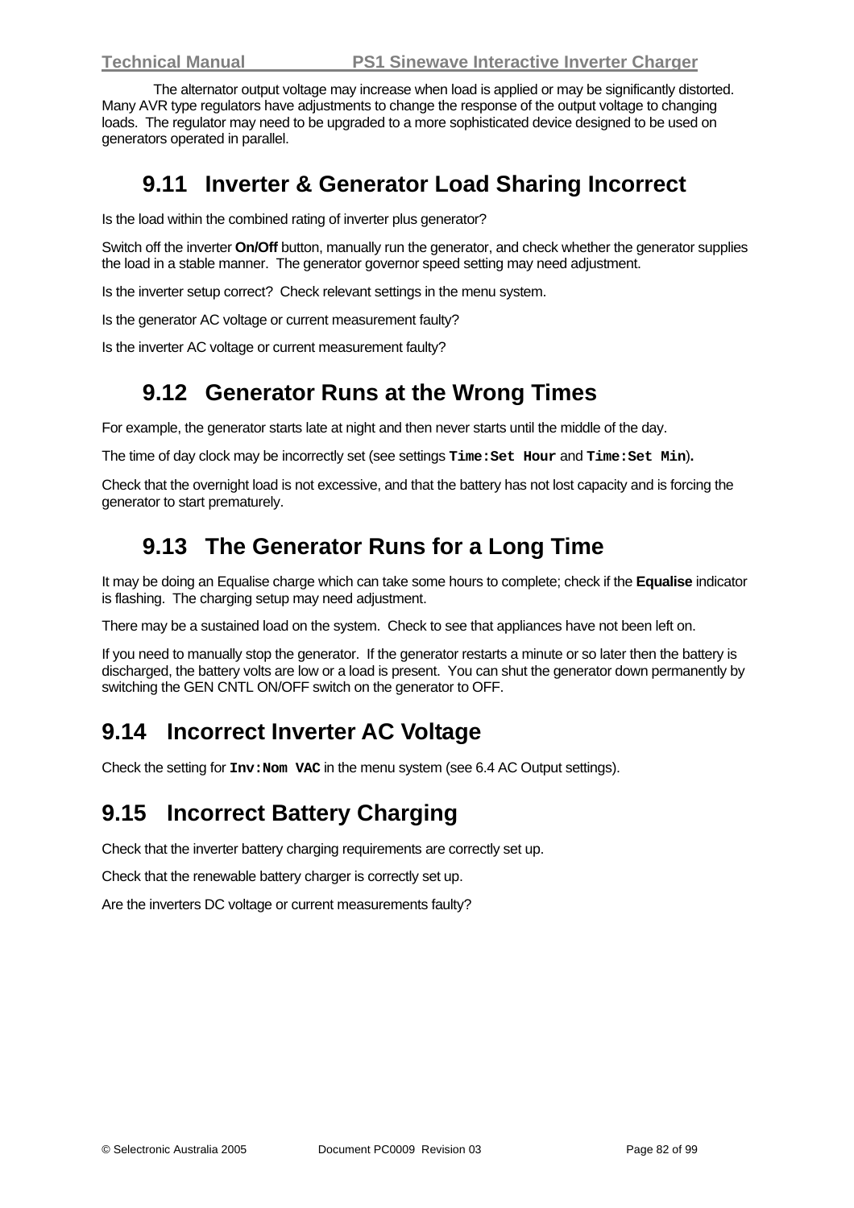The alternator output voltage may increase when load is applied or may be significantly distorted. Many AVR type regulators have adjustments to change the response of the output voltage to changing loads. The regulator may need to be upgraded to a more sophisticated device designed to be used on generators operated in parallel.

## 9.11 Inverter & Generator Load Sharing Incorrect

Is the load within the combined rating of inverter plus generator?

Switch off the inverter **On/Off** button, manually run the generator, and check whether the generator supplies the load in a stable manner. The generator governor speed setting may need adjustment.

Is the inverter setup correct? Check relevant settings in the menu system.

Is the generator AC voltage or current measurement faulty?

Is the inverter AC voltage or current measurement faulty?

## 9.12 Generator Runs at the Wrong Times

For example, the generator starts late at night and then never starts until the middle of the day.

The time of day clock may be incorrectly set (see settings **`Time:Set Hour`** and **`Time:Set Min`**).

Check that the overnight load is not excessive, and that the battery has not lost capacity and is forcing the generator to start prematurely.

## 9.13 The Generator Runs for a Long Time

It may be doing an Equalise charge which can take some hours to complete; check if the **Equalise** indicator is flashing. The charging setup may need adjustment.

There may be a sustained load on the system. Check to see that appliances have not been left on.

If you need to manually stop the generator. If the generator restarts a minute or so later then the battery is discharged, the battery volts are low or a load is present. You can shut the generator down permanently by switching the GEN CNTL ON/OFF switch on the generator to OFF.

## 9.14 Incorrect Inverter AC Voltage

Check the setting for **`Inv:Nom VAC`** in the menu system (see 6.4 AC Output settings).

## 9.15 Incorrect Battery Charging

Check that the inverter battery charging requirements are correctly set up.

Check that the renewable battery charger is correctly set up.

Are the inverters DC voltage or current measurements faulty?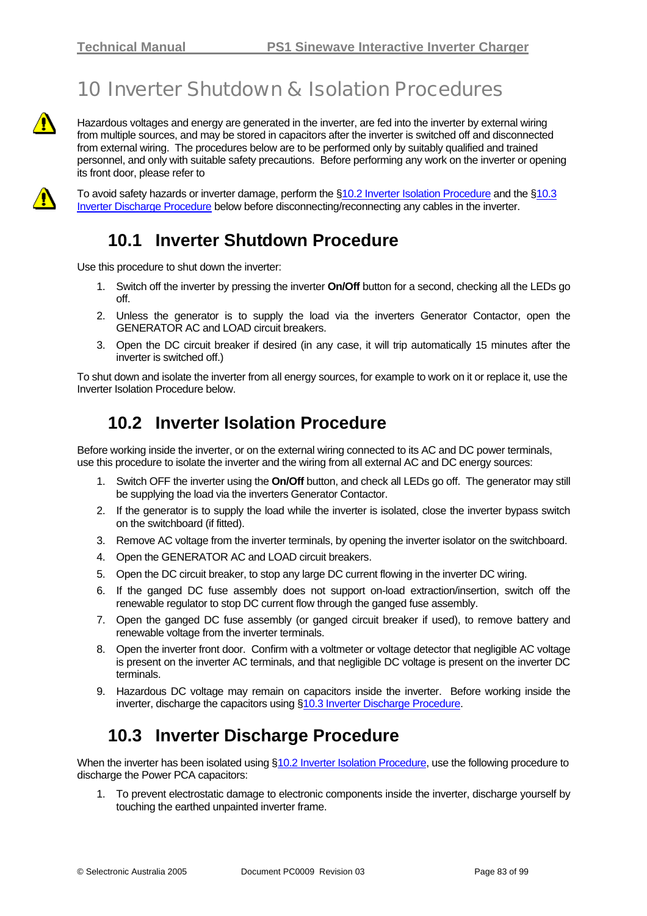# 10 Inverter Shutdown & Isolation Procedures

Hazardous voltages and energy are generated in the inverter, are fed into the inverter by external wiring from multiple sources, and may be stored in capacitors after the inverter is switched off and disconnected from external wiring. The procedures below are to be performed only by suitably qualified and trained personnel, and only with suitable safety precautions. Before performing any work on the inverter or opening its front door, please refer to

To avoid safety hazards or inverter damage, perform the §10.2 Inverter Isolation Procedure and the §10.3 Inverter Discharge Procedure below before disconnecting/reconnecting any cables in the inverter.

## 10.1 Inverter Shutdown Procedure

Use this procedure to shut down the inverter:

1. Switch off the inverter by pressing the inverter **On/Off** button for a second, checking all the LEDs go off.
2. Unless the generator is to supply the load via the inverters Generator Contactor, open the GENERATOR AC and LOAD circuit breakers.
3. Open the DC circuit breaker if desired (in any case, it will trip automatically 15 minutes after the inverter is switched off.)

To shut down and isolate the inverter from all energy sources, for example to work on it or replace it, use the Inverter Isolation Procedure below.

## 10.2 Inverter Isolation Procedure

Before working inside the inverter, or on the external wiring connected to its AC and DC power terminals, use this procedure to isolate the inverter and the wiring from all external AC and DC energy sources:

1. Switch OFF the inverter using the **On/Off** button, and check all LEDs go off. The generator may still be supplying the load via the inverters Generator Contactor.
2. If the generator is to supply the load while the inverter is isolated, close the inverter bypass switch on the switchboard (if fitted).
3. Remove AC voltage from the inverter terminals, by opening the inverter isolator on the switchboard.
4. Open the GENERATOR AC and LOAD circuit breakers.
5. Open the DC circuit breaker, to stop any large DC current flowing in the inverter DC wiring.
6. If the ganged DC fuse assembly does not support on-load extraction/insertion, switch off the renewable regulator to stop DC current flow through the ganged fuse assembly.
7. Open the ganged DC fuse assembly (or ganged circuit breaker if used), to remove battery and renewable voltage from the inverter terminals.
8. Open the inverter front door. Confirm with a voltmeter or voltage detector that negligible AC voltage is present on the inverter AC terminals, and that negligible DC voltage is present on the inverter DC terminals.
9. Hazardous DC voltage may remain on capacitors inside the inverter. Before working inside the inverter, discharge the capacitors using §10.3 Inverter Discharge Procedure.

## 10.3 Inverter Discharge Procedure

When the inverter has been isolated using §10.2 Inverter Isolation Procedure, use the following procedure to discharge the Power PCA capacitors:

1. To prevent electrostatic damage to electronic components inside the inverter, discharge yourself by touching the earthed unpainted inverter frame.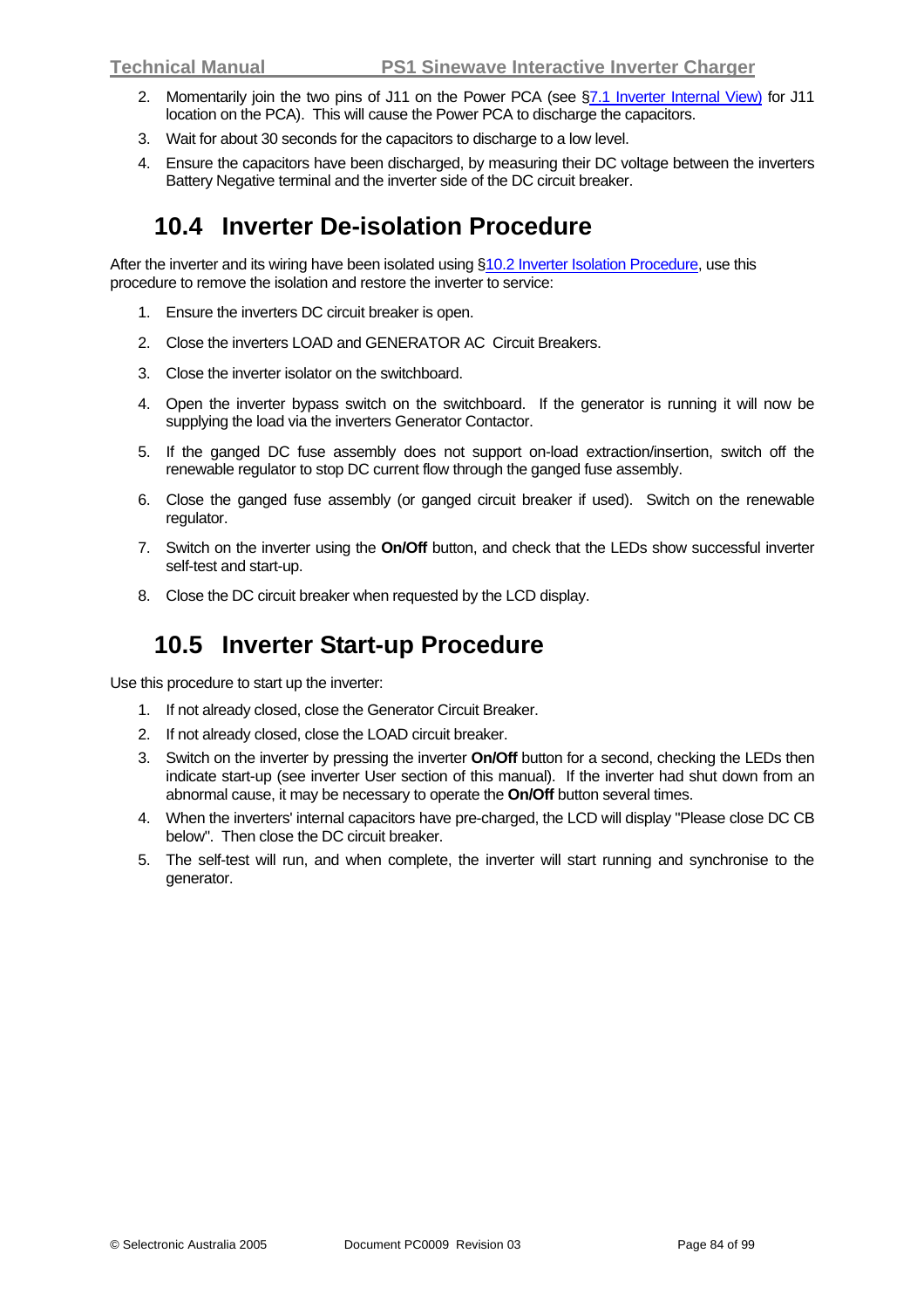2. Momentarily join the two pins of J11 on the Power PCA (see §7.1 Inverter Internal View) for J11 location on the PCA). This will cause the Power PCA to discharge the capacitors.
3. Wait for about 30 seconds for the capacitors to discharge to a low level.
4. Ensure the capacitors have been discharged, by measuring their DC voltage between the inverters Battery Negative terminal and the inverter side of the DC circuit breaker.

## 10.4 Inverter De-isolation Procedure

After the inverter and its wiring have been isolated using §10.2 Inverter Isolation Procedure, use this procedure to remove the isolation and restore the inverter to service:

1. Ensure the inverters DC circuit breaker is open.
2. Close the inverters LOAD and GENERATOR AC Circuit Breakers.
3. Close the inverter isolator on the switchboard.
4. Open the inverter bypass switch on the switchboard. If the generator is running it will now be supplying the load via the inverters Generator Contactor.
5. If the ganged DC fuse assembly does not support on-load extraction/insertion, switch off the renewable regulator to stop DC current flow through the ganged fuse assembly.
6. Close the ganged fuse assembly (or ganged circuit breaker if used). Switch on the renewable regulator.
7. Switch on the inverter using the **On/Off** button, and check that the LEDs show successful inverter self-test and start-up.
8. Close the DC circuit breaker when requested by the LCD display.

## 10.5 Inverter Start-up Procedure

Use this procedure to start up the inverter:

1. If not already closed, close the Generator Circuit Breaker.
2. If not already closed, close the LOAD circuit breaker.
3. Switch on the inverter by pressing the inverter **On/Off** button for a second, checking the LEDs then indicate start-up (see inverter User section of this manual). If the inverter had shut down from an abnormal cause, it may be necessary to operate the **On/Off** button several times.
4. When the inverters' internal capacitors have pre-charged, the LCD will display "Please close DC CB below". Then close the DC circuit breaker.
5. The self-test will run, and when complete, the inverter will start running and synchronise to the generator.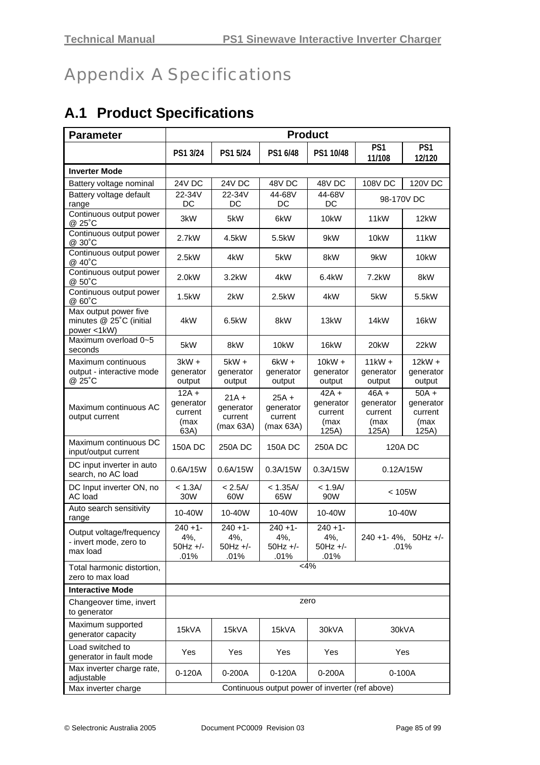# Appendix A Specifications

## A.1 Product Specifications

| Parameter | Product | | | | | |
|---|---|---|---|---|---|---|
| | PS1 3/24 | PS1 5/24 | PS1 6/48 | PS1 10/48 | PS1 11/108 | PS1 12/120 |
| **Inverter Mode** | | | | | | |
| Battery voltage nominal | 24V DC | 24V DC | 48V DC | 48V DC | 108V DC | 120V DC |
| Battery voltage default range | 22-34V DC | 22-34V DC | 44-68V DC | 44-68V DC | 98-170V DC | |
| Continuous output power @ 25˚C | 3kW | 5kW | 6kW | 10kW | 11kW | 12kW |
| Continuous output power @ 30˚C | 2.7kW | 4.5kW | 5.5kW | 9kW | 10kW | 11kW |
| Continuous output power @ 40˚C | 2.5kW | 4kW | 5kW | 8kW | 9kW | 10kW |
| Continuous output power @ 50˚C | 2.0kW | 3.2kW | 4kW | 6.4kW | 7.2kW | 8kW |
| Continuous output power @ 60˚C | 1.5kW | 2kW | 2.5kW | 4kW | 5kW | 5.5kW |
| Max output power five minutes @ 25˚C (initial power <1kW) | 4kW | 6.5kW | 8kW | 13kW | 14kW | 16kW |
| Maximum overload 0~5 seconds | 5kW | 8kW | 10kW | 16kW | 20kW | 22kW |
| Maximum continuous output - interactive mode @ 25˚C | 3kW + generator output | 5kW + generator output | 6kW + generator output | 10kW + generator output | 11kW + generator output | 12kW + generator output |
| Maximum continuous AC output current | 12A + generator current (max 63A) | 21A + generator current (max 63A) | 25A + generator current (max 63A) | 42A + generator current (max 125A) | 46A + generator current (max 125A) | 50A + generator current (max 125A) |
| Maximum continuous DC input/output current | 150A DC | 250A DC | 150A DC | 250A DC | 120A DC | |
| DC input inverter in auto search, no AC load | 0.6A/15W | 0.6A/15W | 0.3A/15W | 0.3A/15W | 0.12A/15W | |
| DC Input inverter ON, no AC load | < 1.3A/ 30W | < 2.5A/ 60W | < 1.35A/ 65W | < 1.9A/ 90W | < 105W | |
| Auto search sensitivity range | 10-40W | 10-40W | 10-40W | 10-40W | 10-40W | |
| Output voltage/frequency - invert mode, zero to max load | 240 +1- 4%, 50Hz +/- .01% | 240 +1- 4%, 50Hz +/- .01% | 240 +1- 4%, 50Hz +/- .01% | 240 +1- 4%, 50Hz +/- .01% | 240 +1- 4%, 50Hz +/- .01% | |
| Total harmonic distortion, zero to max load | <4% | | | | | |
| **Interactive Mode** | | | | | | |
| Changeover time, invert to generator | zero | | | | | |
| Maximum supported generator capacity | 15kVA | 15kVA | 15kVA | 30kVA | 30kVA | |
| Load switched to generator in fault mode | Yes | Yes | Yes | Yes | Yes | |
| Max inverter charge rate, adjustable | 0-120A | 0-200A | 0-120A | 0-200A | 0-100A | |
| Max inverter charge | Continuous output power of inverter (ref above) | | | | | |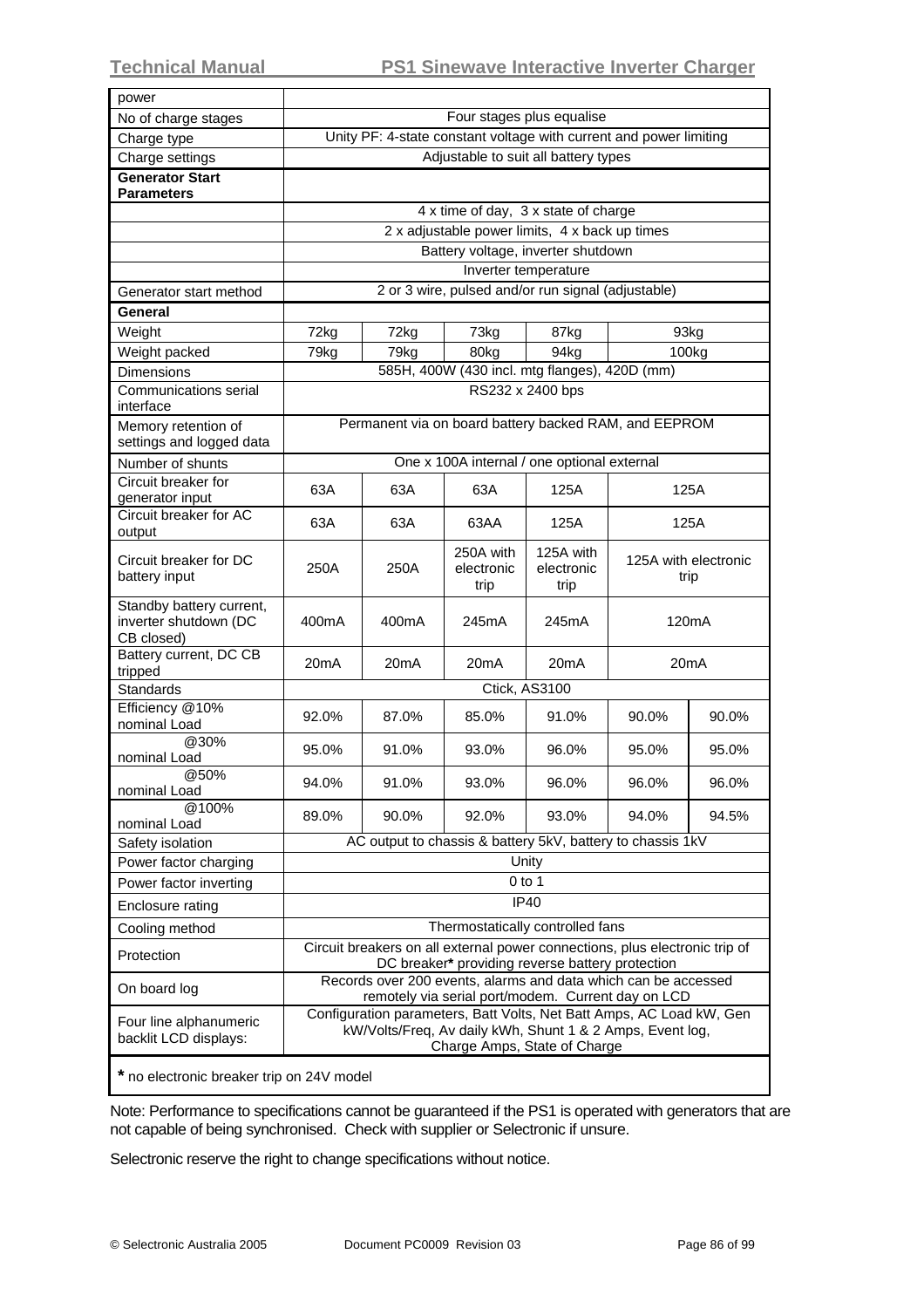| power | | | | | | |
|---|---|---|---|---|---|---|
| No of charge stages | Four stages plus equalise | | | | | |
| Charge type | Unity PF: 4-state constant voltage with current and power limiting | | | | | |
| Charge settings | Adjustable to suit all battery types | | | | | |
| **Generator Start Parameters** | | | | | | |
| | 4 x time of day, 3 x state of charge | | | | | |
| | 2 x adjustable power limits, 4 x back up times | | | | | |
| | Battery voltage, inverter shutdown | | | | | |
| | Inverter temperature | | | | | |
| Generator start method | 2 or 3 wire, pulsed and/or run signal (adjustable) | | | | | |
| **General** | | | | | | |
| Weight | 72kg | 72kg | 73kg | 87kg | 93kg | |
| Weight packed | 79kg | 79kg | 80kg | 94kg | 100kg | |
| Dimensions | 585H, 400W (430 incl. mtg flanges), 420D (mm) | | | | | |
| Communications serial interface | RS232 x 2400 bps | | | | | |
| Memory retention of settings and logged data | Permanent via on board battery backed RAM, and EEPROM | | | | | |
| Number of shunts | One x 100A internal / one optional external | | | | | |
| Circuit breaker for generator input | 63A | 63A | 63A | 125A | 125A | |
| Circuit breaker for AC output | 63A | 63A | 63AA | 125A | 125A | |
| Circuit breaker for DC battery input | 250A | 250A | 250A with electronic trip | 125A with electronic trip | 125A with electronic trip | |
| Standby battery current, inverter shutdown (DC CB closed) | 400mA | 400mA | 245mA | 245mA | 120mA | |
| Battery current, DC CB tripped | 20mA | 20mA | 20mA | 20mA | 20mA | |
| Standards | Ctick, AS3100 | | | | | |
| Efficiency @10% nominal Load | 92.0% | 87.0% | 85.0% | 91.0% | 90.0% | 90.0% |
| @30% nominal Load | 95.0% | 91.0% | 93.0% | 96.0% | 95.0% | 95.0% |
| @50% nominal Load | 94.0% | 91.0% | 93.0% | 96.0% | 96.0% | 96.0% |
| @100% nominal Load | 89.0% | 90.0% | 92.0% | 93.0% | 94.0% | 94.5% |
| Safety isolation | AC output to chassis & battery 5kV, battery to chassis 1kV | | | | | |
| Power factor charging | Unity | | | | | |
| Power factor inverting | 0 to 1 | | | | | |
| Enclosure rating | IP40 | | | | | |
| Cooling method | Thermostatically controlled fans | | | | | |
| Protection | Circuit breakers on all external power connections, plus electronic trip of DC breaker* providing reverse battery protection | | | | | |
| On board log | Records over 200 events, alarms and data which can be accessed remotely via serial port/modem. Current day on LCD | | | | | |
| Four line alphanumeric backlit LCD displays: | Configuration parameters, Batt Volts, Net Batt Amps, AC Load kW, Gen kW/Volts/Freq, Av daily kWh, Shunt 1 & 2 Amps, Event log, Charge Amps, State of Charge | | | | | |

**\*** no electronic breaker trip on 24V model

Note: Performance to specifications cannot be guaranteed if the PS1 is operated with generators that are not capable of being synchronised. Check with supplier or Selectronic if unsure.

Selectronic reserve the right to change specifications without notice.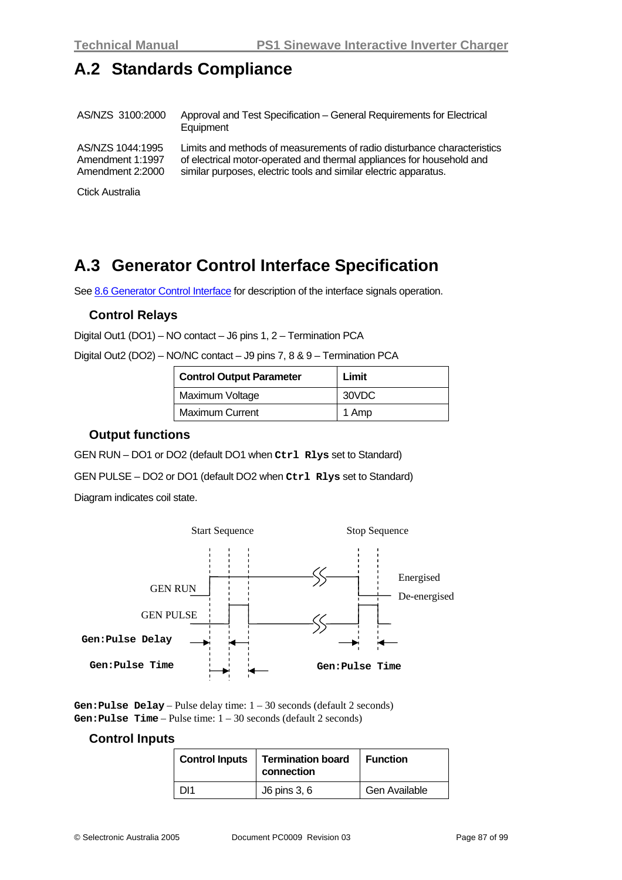## A.2 Standards Compliance

| | |
|---|---|
| AS/NZS 3100:2000 | Approval and Test Specification – General Requirements for Electrical Equipment |
| AS/NZS 1044:1995<br>Amendment 1:1997<br>Amendment 2:2000 | Limits and methods of measurements of radio disturbance characteristics of electrical motor-operated and thermal appliances for household and similar purposes, electric tools and similar electric apparatus. |
| Ctick Australia | |

## A.3 Generator Control Interface Specification

See 8.6 Generator Control Interface for description of the interface signals operation.

### Control Relays

Digital Out1 (DO1) – NO contact – J6 pins 1, 2 – Termination PCA

Digital Out2 (DO2) – NO/NC contact – J9 pins 7, 8 & 9 – Termination PCA

| Control Output Parameter | Limit |
|---|---|
| Maximum Voltage | 30VDC |
| Maximum Current | 1 Amp |

### Output functions

GEN RUN – DO1 or DO2 (default DO1 when **`Ctrl Rlys`** set to Standard)

GEN PULSE – DO2 or DO1 (default DO2 when **`Ctrl Rlys`** set to Standard)

Diagram indicates coil state.

Start Sequence | Stop Sequence

GEN RUN | GEN PULSE | Energised | De-energised

**`Gen:Pulse Delay`**

**`Gen:Pulse Time`** | **`Gen:Pulse Time`**

**`Gen:Pulse Delay`** – Pulse delay time: 1 – 30 seconds (default 2 seconds)
**`Gen:Pulse Time`** – Pulse time: 1 – 30 seconds (default 2 seconds)

### Control Inputs

| Control Inputs | Termination board connection | Function |
|---|---|---|
| DI1 | J6 pins 3, 6 | Gen Available |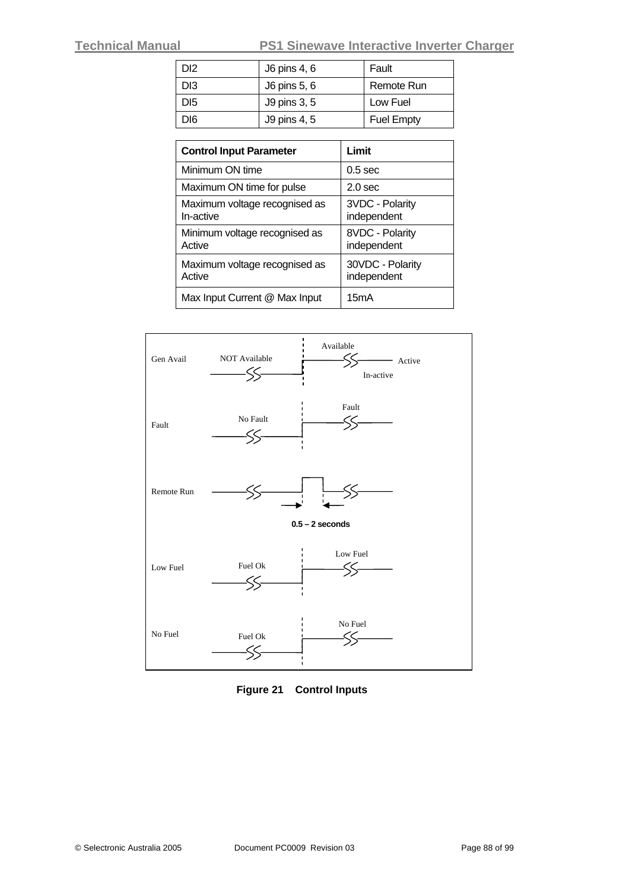| DI2 | J6 pins 4, 6 | Fault |
|---|---|---|
| DI3 | J6 pins 5, 6 | Remote Run |
| DI5 | J9 pins 3, 5 | Low Fuel |
| DI6 | J9 pins 4, 5 | Fuel Empty |

| Control Input Parameter | Limit |
|---|---|
| Minimum ON time | 0.5 sec |
| Maximum ON time for pulse | 2.0 sec |
| Maximum voltage recognised as In-active | 3VDC - Polarity independent |
| Minimum voltage recognised as Active | 8VDC - Polarity independent |
| Maximum voltage recognised as Active | 30VDC - Polarity independent |
| Max Input Current @ Max Input | 15mA |

Gen Avail — NOT Available / Available — Active / In-active

Fault — No Fault / Fault

Remote Run — 0.5 – 2 seconds

Low Fuel — Fuel Ok / Low Fuel

No Fuel — Fuel Ok / No Fuel

**Figure 21 Control Inputs**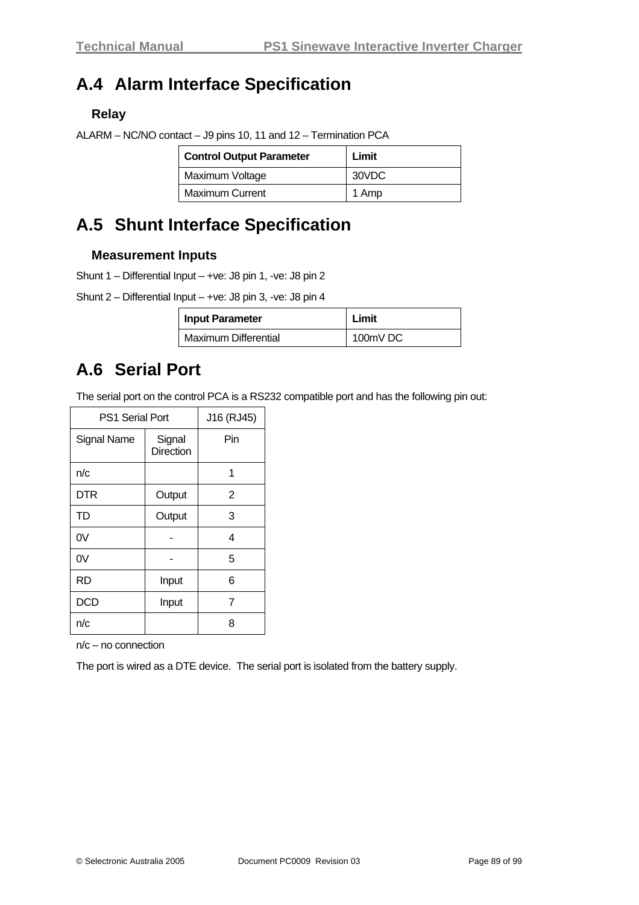## A.4 Alarm Interface Specification

### Relay

ALARM – NC/NO contact – J9 pins 10, 11 and 12 – Termination PCA

| Control Output Parameter | Limit |
| --- | --- |
| Maximum Voltage | 30VDC |
| Maximum Current | 1 Amp |

## A.5 Shunt Interface Specification

### Measurement Inputs

Shunt 1 – Differential Input – +ve: J8 pin 1, -ve: J8 pin 2

Shunt 2 – Differential Input – +ve: J8 pin 3, -ve: J8 pin 4

| Input Parameter | Limit |
| --- | --- |
| Maximum Differential | 100mV DC |

## A.6 Serial Port

The serial port on the control PCA is a RS232 compatible port and has the following pin out:

| PS1 Serial Port | | J16 (RJ45) |
| --- | --- | --- |
| Signal Name | Signal Direction | Pin |
| n/c | | 1 |
| DTR | Output | 2 |
| TD | Output | 3 |
| 0V | - | 4 |
| 0V | - | 5 |
| RD | Input | 6 |
| DCD | Input | 7 |
| n/c | | 8 |

n/c – no connection

The port is wired as a DTE device. The serial port is isolated from the battery supply.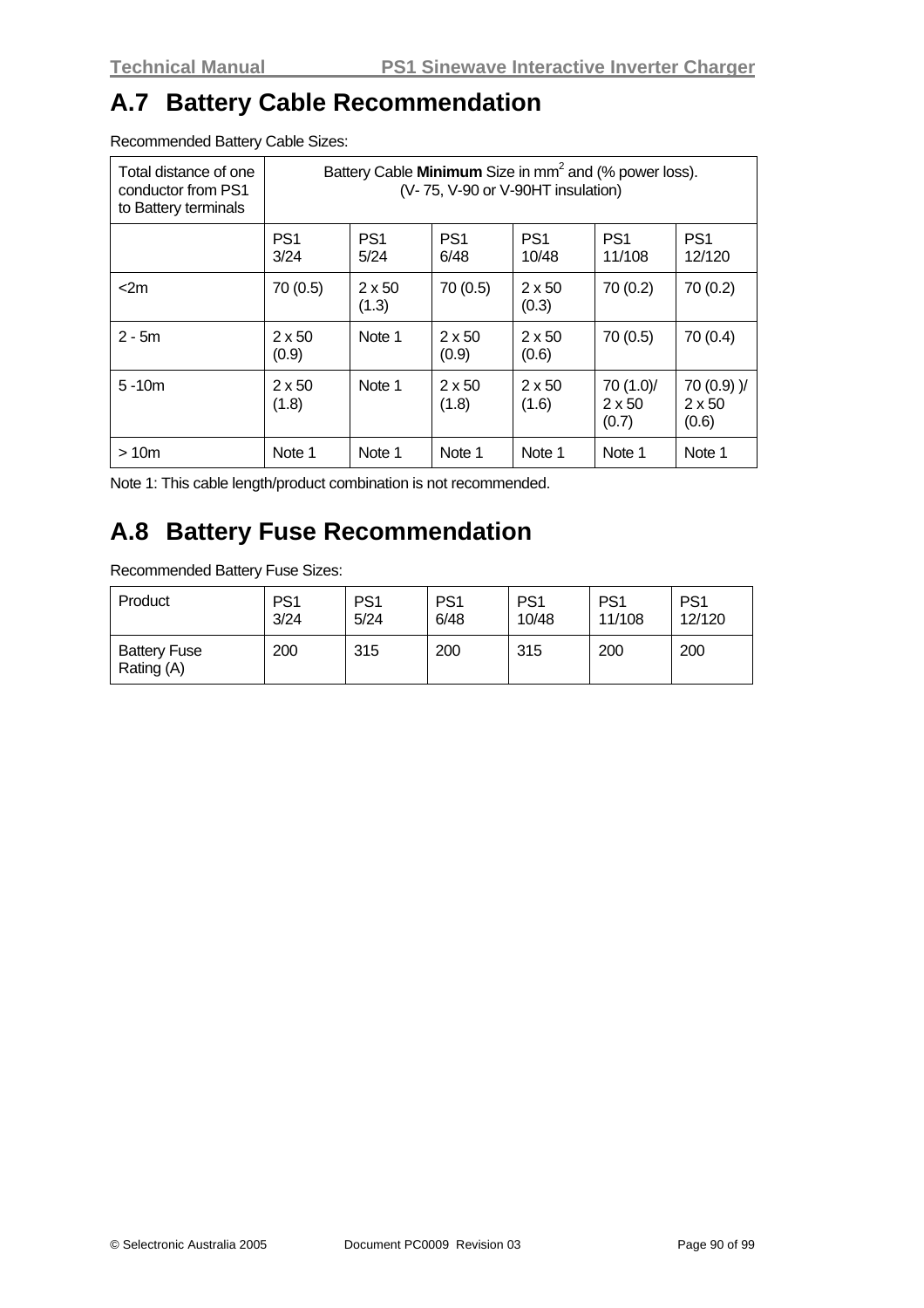## A.7 Battery Cable Recommendation

Recommended Battery Cable Sizes:

| Total distance of one conductor from PS1 to Battery terminals | Battery Cable **Minimum** Size in mm$^2$ and (% power loss). (V- 75, V-90 or V-90HT insulation) | | | | | |
|---|---|---|---|---|---|---|
| | PS1 3/24 | PS1 5/24 | PS1 6/48 | PS1 10/48 | PS1 11/108 | PS1 12/120 |
| <2m | 70 (0.5) | 2 x 50 (1.3) | 70 (0.5) | 2 x 50 (0.3) | 70 (0.2) | 70 (0.2) |
| 2 - 5m | 2 x 50 (0.9) | Note 1 | 2 x 50 (0.9) | 2 x 50 (0.6) | 70 (0.5) | 70 (0.4) |
| 5 -10m | 2 x 50 (1.8) | Note 1 | 2 x 50 (1.8) | 2 x 50 (1.6) | 70 (1.0)/ 2 x 50 (0.7) | 70 (0.9) )/ 2 x 50 (0.6) |
| > 10m | Note 1 | Note 1 | Note 1 | Note 1 | Note 1 | Note 1 |

Note 1: This cable length/product combination is not recommended.

## A.8 Battery Fuse Recommendation

Recommended Battery Fuse Sizes:

| Product | PS1 3/24 | PS1 5/24 | PS1 6/48 | PS1 10/48 | PS1 11/108 | PS1 12/120 |
|---|---|---|---|---|---|---|
| Battery Fuse Rating (A) | 200 | 315 | 200 | 315 | 200 | 200 |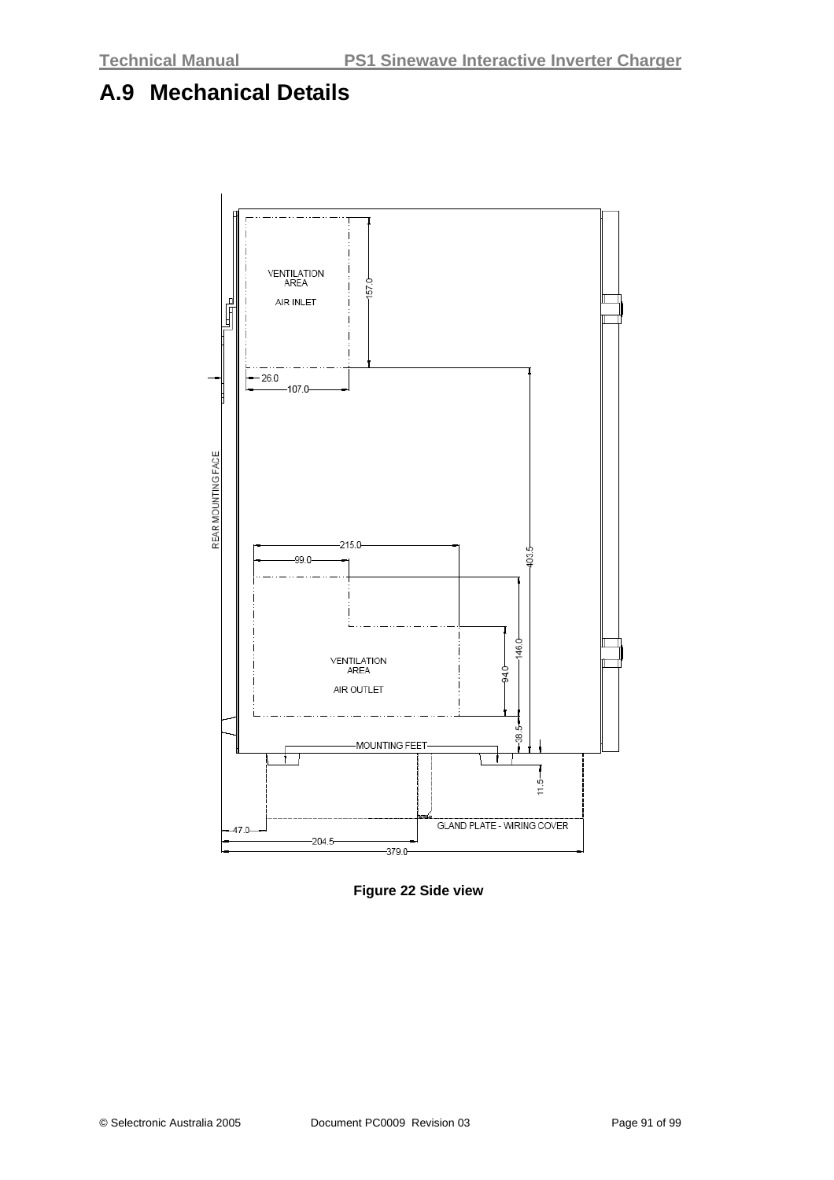# A.9 Mechanical Details

Figure 22 Side view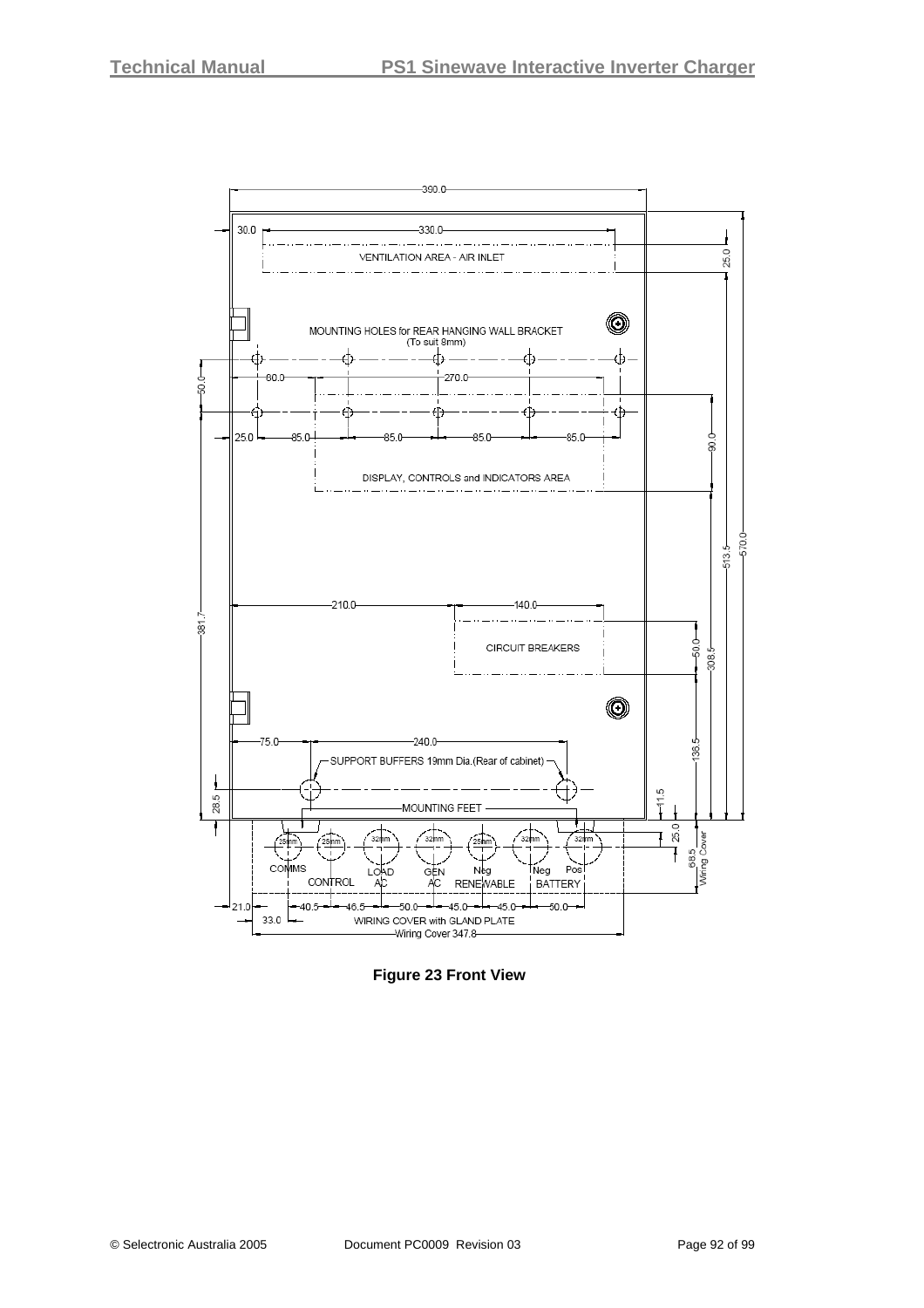390.0

30.0 330.0

VENTILATION AREA - AIR INLET

25.0

MOUNTING HOLES for REAR HANGING WALL BRACKET
(To suit 8mm)

50.0

60.0 270.0

25.0 85.0 85.0 85.0 85.0

90.0

DISPLAY, CONTROLS and INDICATORS AREA

513.5 570.0

210.0 140.0

381.7

CIRCUIT BREAKERS

50.0 308.5

75.0 240.0

SUPPORT BUFFERS 19mm Dia.(Rear of cabinet)

136.5

28.5

MOUNTING FEET

11.5

25.0

25mm 25mm 32mm 32mm 25mm 32mm 32mm

COMMS CONTROL LOAD AC GEN AC Neg RENEWABLE Neg Pos BATTERY

68.5 Wiring Cover

21.0 40.5 46.5 50.0 45.0 45.0 50.0

33.0 WIRING COVER with GLAND PLATE

Wiring Cover 347.8

**Figure 23 Front View**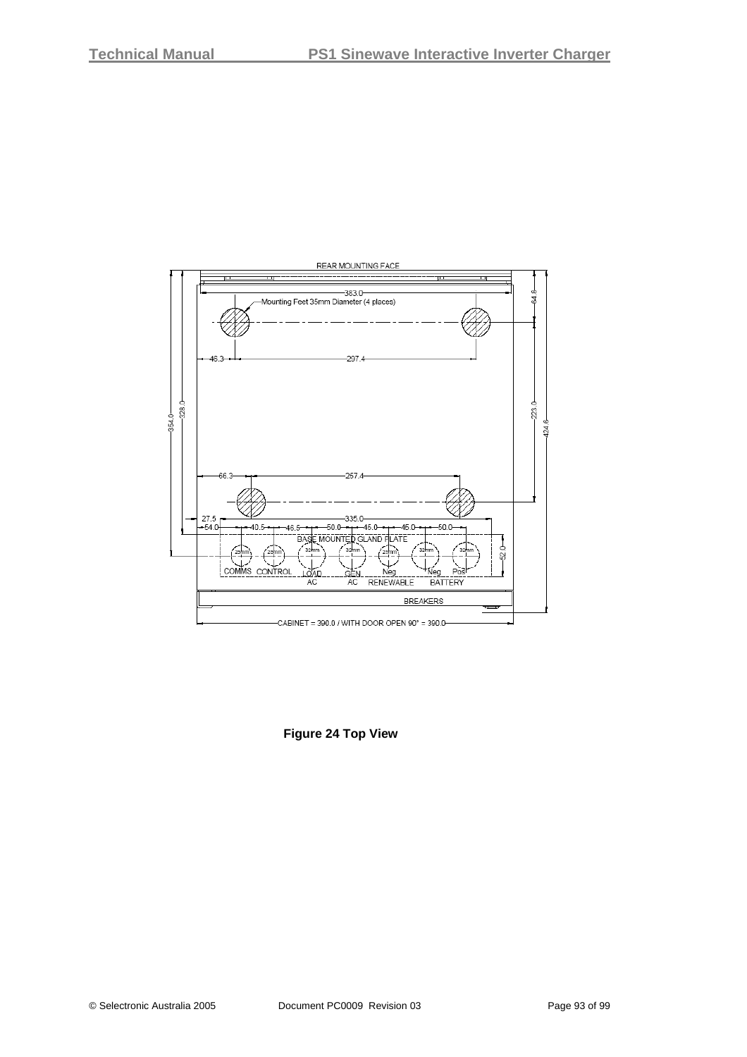Figure 24 Top View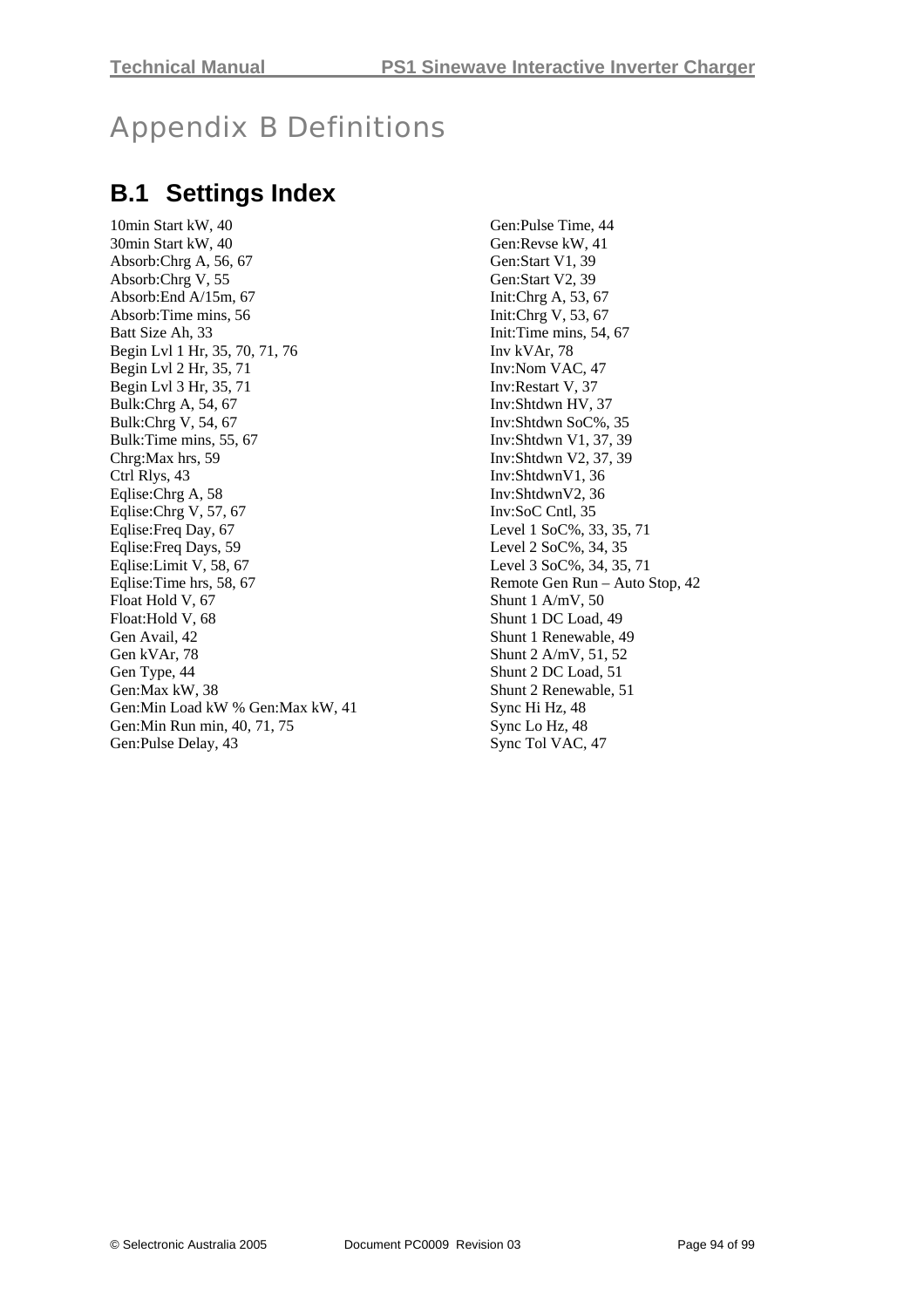# Appendix B Definitions

## B.1 Settings Index

10min Start kW, 40
30min Start kW, 40
Absorb:Chrg A, 56, 67
Absorb:Chrg V, 55
Absorb:End A/15m, 67
Absorb:Time mins, 56
Batt Size Ah, 33
Begin Lvl 1 Hr, 35, 70, 71, 76
Begin Lvl 2 Hr, 35, 71
Begin Lvl 3 Hr, 35, 71
Bulk:Chrg A, 54, 67
Bulk:Chrg V, 54, 67
Bulk:Time mins, 55, 67
Chrg:Max hrs, 59
Ctrl Rlys, 43
Eqlise:Chrg A, 58
Eqlise:Chrg V, 57, 67
Eqlise:Freq Day, 67
Eqlise:Freq Days, 59
Eqlise:Limit V, 58, 67
Eqlise:Time hrs, 58, 67
Float Hold V, 67
Float:Hold V, 68
Gen Avail, 42
Gen kVAr, 78
Gen Type, 44
Gen:Max kW, 38
Gen:Min Load kW % Gen:Max kW, 41
Gen:Min Run min, 40, 71, 75
Gen:Pulse Delay, 43
Gen:Pulse Time, 44
Gen:Revse kW, 41
Gen:Start V1, 39
Gen:Start V2, 39
Init:Chrg A, 53, 67
Init:Chrg V, 53, 67
Init:Time mins, 54, 67
Inv kVAr, 78
Inv:Nom VAC, 47
Inv:Restart V, 37
Inv:Shtdwn HV, 37
Inv:Shtdwn SoC%, 35
Inv:Shtdwn V1, 37, 39
Inv:Shtdwn V2, 37, 39
Inv:ShtdwnV1, 36
Inv:ShtdwnV2, 36
Inv:SoC Cntl, 35
Level 1 SoC%, 33, 35, 71
Level 2 SoC%, 34, 35
Level 3 SoC%, 34, 35, 71
Remote Gen Run – Auto Stop, 42
Shunt 1 A/mV, 50
Shunt 1 DC Load, 49
Shunt 1 Renewable, 49
Shunt 2 A/mV, 51, 52
Shunt 2 DC Load, 51
Shunt 2 Renewable, 51
Sync Hi Hz, 48
Sync Lo Hz, 48
Sync Tol VAC, 47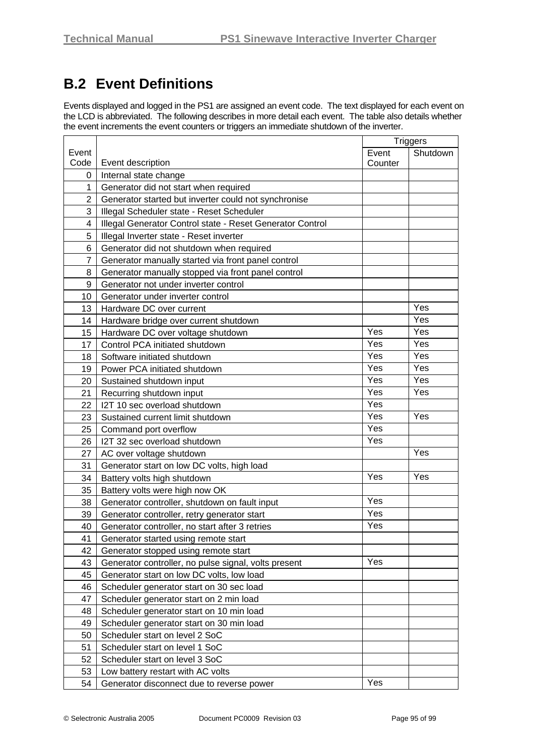## B.2 Event Definitions

Events displayed and logged in the PS1 are assigned an event code. The text displayed for each event on the LCD is abbreviated. The following describes in more detail each event. The table also details whether the event increments the event counters or triggers an immediate shutdown of the inverter.

| Event Code | Event description | Triggers | |
|---|---|---|---|
| | | Event Counter | Shutdown |
| 0 | Internal state change | | |
| 1 | Generator did not start when required | | |
| 2 | Generator started but inverter could not synchronise | | |
| 3 | Illegal Scheduler state - Reset Scheduler | | |
| 4 | Illegal Generator Control state - Reset Generator Control | | |
| 5 | Illegal Inverter state - Reset inverter | | |
| 6 | Generator did not shutdown when required | | |
| 7 | Generator manually started via front panel control | | |
| 8 | Generator manually stopped via front panel control | | |
| 9 | Generator not under inverter control | | |
| 10 | Generator under inverter control | | |
| 13 | Hardware DC over current | | Yes |
| 14 | Hardware bridge over current shutdown | | Yes |
| 15 | Hardware DC over voltage shutdown | Yes | Yes |
| 17 | Control PCA initiated shutdown | Yes | Yes |
| 18 | Software initiated shutdown | Yes | Yes |
| 19 | Power PCA initiated shutdown | Yes | Yes |
| 20 | Sustained shutdown input | Yes | Yes |
| 21 | Recurring shutdown input | Yes | Yes |
| 22 | I2T 10 sec overload shutdown | Yes | |
| 23 | Sustained current limit shutdown | Yes | Yes |
| 25 | Command port overflow | Yes | |
| 26 | I2T 32 sec overload shutdown | Yes | |
| 27 | AC over voltage shutdown | | Yes |
| 31 | Generator start on low DC volts, high load | | |
| 34 | Battery volts high shutdown | Yes | Yes |
| 35 | Battery volts were high now OK | | |
| 38 | Generator controller, shutdown on fault input | Yes | |
| 39 | Generator controller, retry generator start | Yes | |
| 40 | Generator controller, no start after 3 retries | Yes | |
| 41 | Generator started using remote start | | |
| 42 | Generator stopped using remote start | | |
| 43 | Generator controller, no pulse signal, volts present | Yes | |
| 45 | Generator start on low DC volts, low load | | |
| 46 | Scheduler generator start on 30 sec load | | |
| 47 | Scheduler generator start on 2 min load | | |
| 48 | Scheduler generator start on 10 min load | | |
| 49 | Scheduler generator start on 30 min load | | |
| 50 | Scheduler start on level 2 SoC | | |
| 51 | Scheduler start on level 1 SoC | | |
| 52 | Scheduler start on level 3 SoC | | |
| 53 | Low battery restart with AC volts | | |
| 54 | Generator disconnect due to reverse power | Yes | |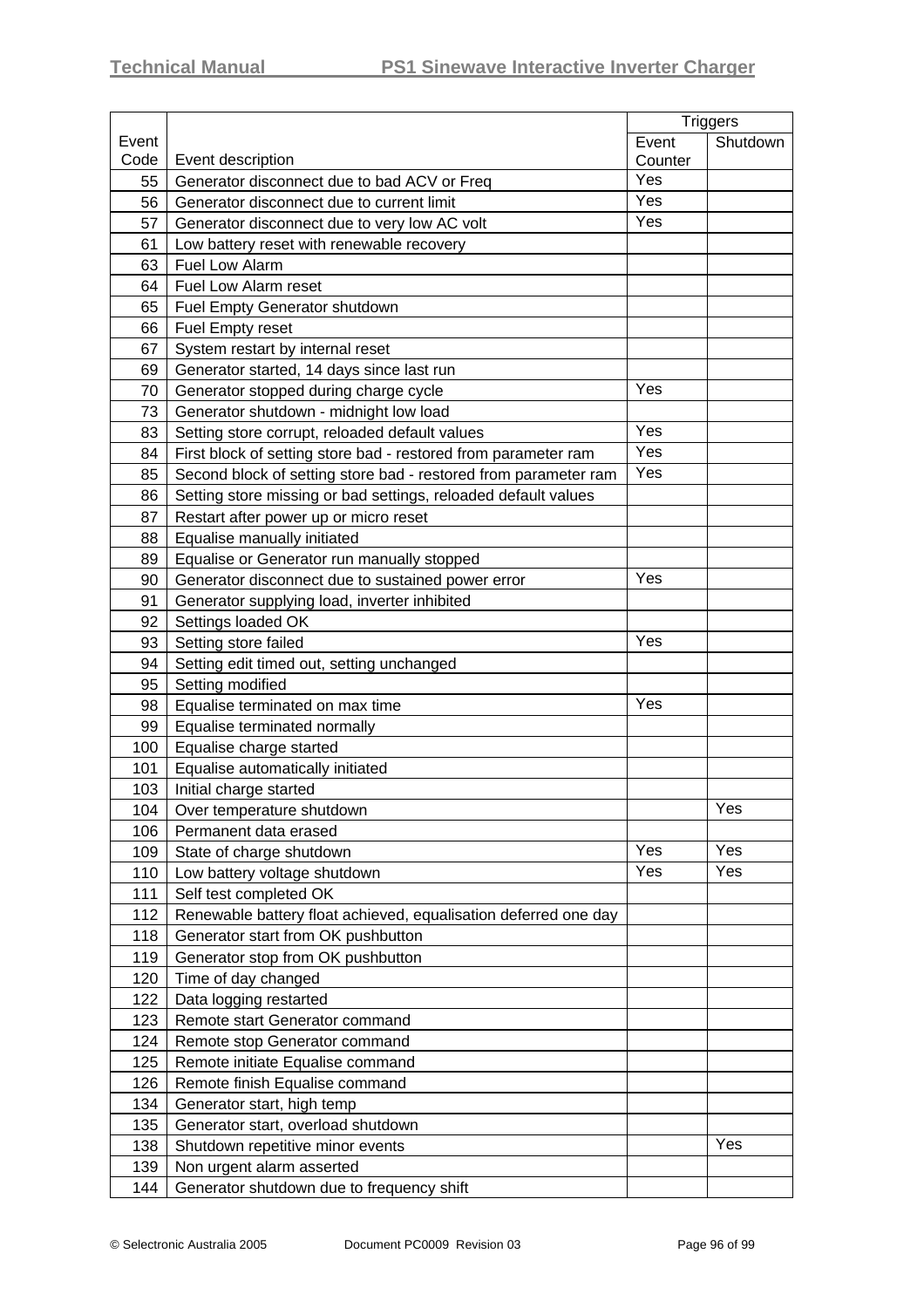| Event Code | Event description | Triggers | |
|---|---|---|---|
| | | Event Counter | Shutdown |
| 55 | Generator disconnect due to bad ACV or Freq | Yes | |
| 56 | Generator disconnect due to current limit | Yes | |
| 57 | Generator disconnect due to very low AC volt | Yes | |
| 61 | Low battery reset with renewable recovery | | |
| 63 | Fuel Low Alarm | | |
| 64 | Fuel Low Alarm reset | | |
| 65 | Fuel Empty Generator shutdown | | |
| 66 | Fuel Empty reset | | |
| 67 | System restart by internal reset | | |
| 69 | Generator started, 14 days since last run | | |
| 70 | Generator stopped during charge cycle | Yes | |
| 73 | Generator shutdown - midnight low load | | |
| 83 | Setting store corrupt, reloaded default values | Yes | |
| 84 | First block of setting store bad - restored from parameter ram | Yes | |
| 85 | Second block of setting store bad - restored from parameter ram | Yes | |
| 86 | Setting store missing or bad settings, reloaded default values | | |
| 87 | Restart after power up or micro reset | | |
| 88 | Equalise manually initiated | | |
| 89 | Equalise or Generator run manually stopped | | |
| 90 | Generator disconnect due to sustained power error | Yes | |
| 91 | Generator supplying load, inverter inhibited | | |
| 92 | Settings loaded OK | | |
| 93 | Setting store failed | Yes | |
| 94 | Setting edit timed out, setting unchanged | | |
| 95 | Setting modified | | |
| 98 | Equalise terminated on max time | Yes | |
| 99 | Equalise terminated normally | | |
| 100 | Equalise charge started | | |
| 101 | Equalise automatically initiated | | |
| 103 | Initial charge started | | |
| 104 | Over temperature shutdown | | Yes |
| 106 | Permanent data erased | | |
| 109 | State of charge shutdown | Yes | Yes |
| 110 | Low battery voltage shutdown | Yes | Yes |
| 111 | Self test completed OK | | |
| 112 | Renewable battery float achieved, equalisation deferred one day | | |
| 118 | Generator start from OK pushbutton | | |
| 119 | Generator stop from OK pushbutton | | |
| 120 | Time of day changed | | |
| 122 | Data logging restarted | | |
| 123 | Remote start Generator command | | |
| 124 | Remote stop Generator command | | |
| 125 | Remote initiate Equalise command | | |
| 126 | Remote finish Equalise command | | |
| 134 | Generator start, high temp | | |
| 135 | Generator start, overload shutdown | | |
| 138 | Shutdown repetitive minor events | | Yes |
| 139 | Non urgent alarm asserted | | |
| 144 | Generator shutdown due to frequency shift | | |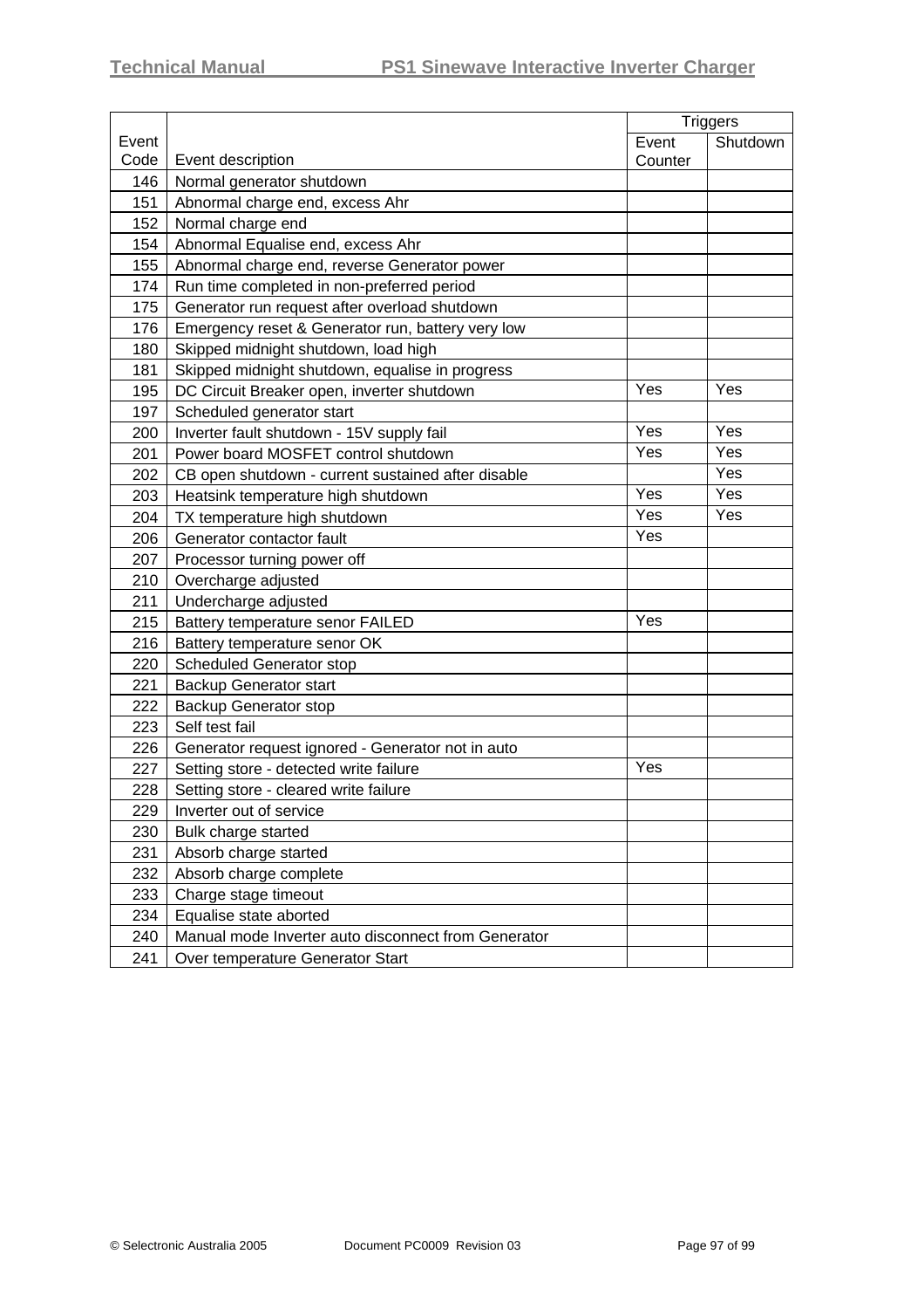| Event Code | Event description | Triggers | |
|---|---|---|---|
| | | Event Counter | Shutdown |
| 146 | Normal generator shutdown | | |
| 151 | Abnormal charge end, excess Ahr | | |
| 152 | Normal charge end | | |
| 154 | Abnormal Equalise end, excess Ahr | | |
| 155 | Abnormal charge end, reverse Generator power | | |
| 174 | Run time completed in non-preferred period | | |
| 175 | Generator run request after overload shutdown | | |
| 176 | Emergency reset & Generator run, battery very low | | |
| 180 | Skipped midnight shutdown, load high | | |
| 181 | Skipped midnight shutdown, equalise in progress | | |
| 195 | DC Circuit Breaker open, inverter shutdown | Yes | Yes |
| 197 | Scheduled generator start | | |
| 200 | Inverter fault shutdown - 15V supply fail | Yes | Yes |
| 201 | Power board MOSFET control shutdown | Yes | Yes |
| 202 | CB open shutdown - current sustained after disable | | Yes |
| 203 | Heatsink temperature high shutdown | Yes | Yes |
| 204 | TX temperature high shutdown | Yes | Yes |
| 206 | Generator contactor fault | Yes | |
| 207 | Processor turning power off | | |
| 210 | Overcharge adjusted | | |
| 211 | Undercharge adjusted | | |
| 215 | Battery temperature senor FAILED | Yes | |
| 216 | Battery temperature senor OK | | |
| 220 | Scheduled Generator stop | | |
| 221 | Backup Generator start | | |
| 222 | Backup Generator stop | | |
| 223 | Self test fail | | |
| 226 | Generator request ignored - Generator not in auto | | |
| 227 | Setting store - detected write failure | Yes | |
| 228 | Setting store - cleared write failure | | |
| 229 | Inverter out of service | | |
| 230 | Bulk charge started | | |
| 231 | Absorb charge started | | |
| 232 | Absorb charge complete | | |
| 233 | Charge stage timeout | | |
| 234 | Equalise state aborted | | |
| 240 | Manual mode Inverter auto disconnect from Generator | | |
| 241 | Over temperature Generator Start | | |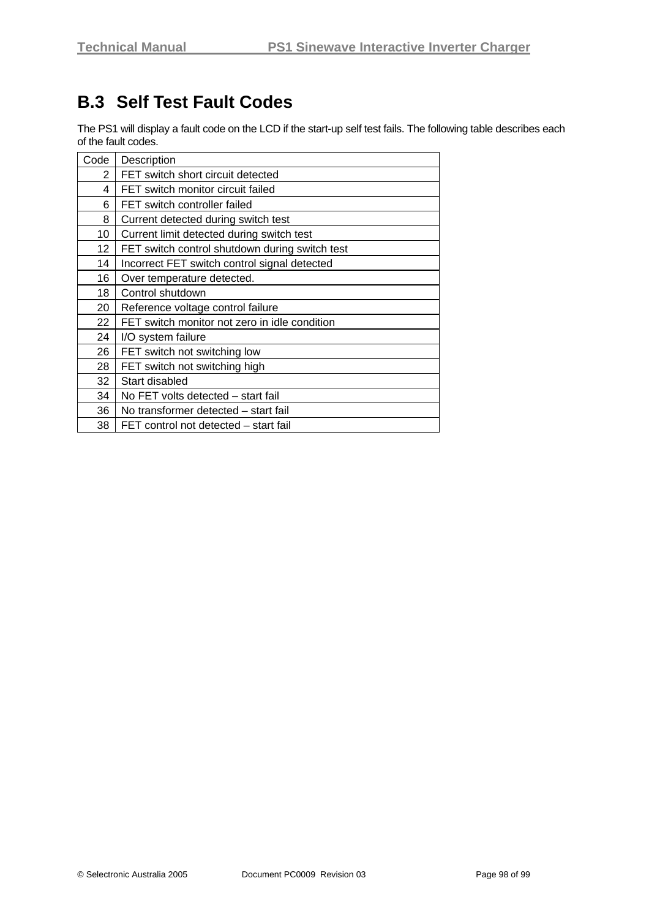## B.3 Self Test Fault Codes

The PS1 will display a fault code on the LCD if the start-up self test fails. The following table describes each of the fault codes.

| Code | Description |
|---|---|
| 2 | FET switch short circuit detected |
| 4 | FET switch monitor circuit failed |
| 6 | FET switch controller failed |
| 8 | Current detected during switch test |
| 10 | Current limit detected during switch test |
| 12 | FET switch control shutdown during switch test |
| 14 | Incorrect FET switch control signal detected |
| 16 | Over temperature detected. |
| 18 | Control shutdown |
| 20 | Reference voltage control failure |
| 22 | FET switch monitor not zero in idle condition |
| 24 | I/O system failure |
| 26 | FET switch not switching low |
| 28 | FET switch not switching high |
| 32 | Start disabled |
| 34 | No FET volts detected – start fail |
| 36 | No transformer detected – start fail |
| 38 | FET control not detected – start fail |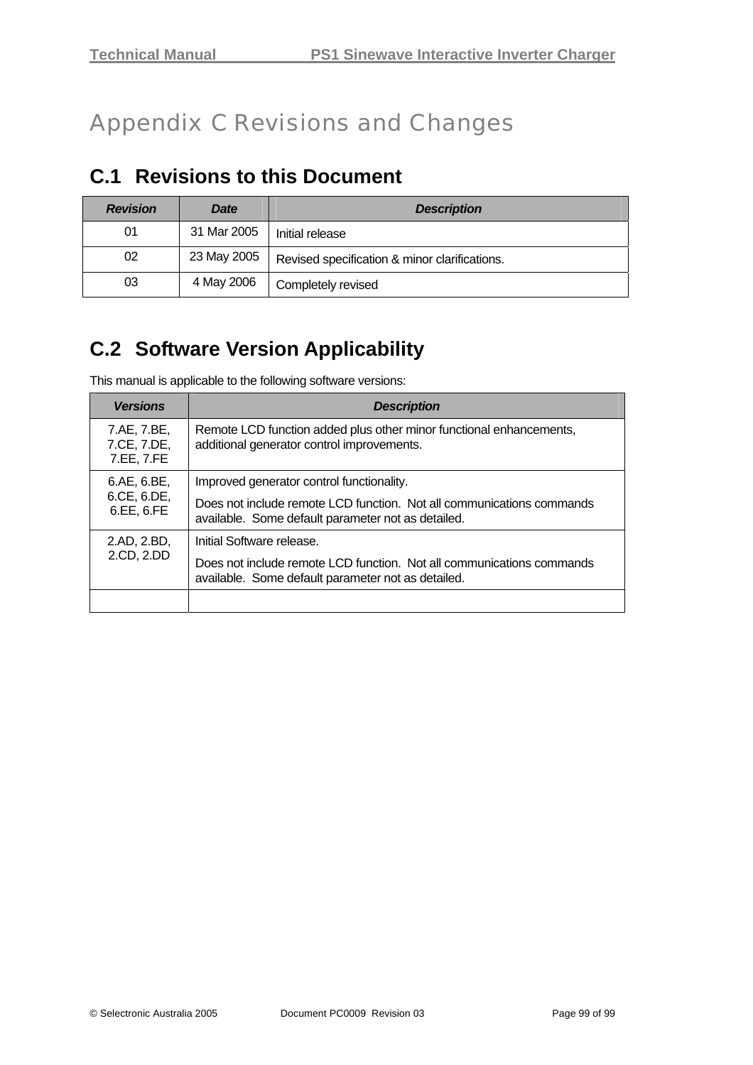# Appendix C Revisions and Changes

## C.1 Revisions to this Document

| *Revision* | *Date* | *Description* |
|---|---|---|
| 01 | 31 Mar 2005 | Initial release |
| 02 | 23 May 2005 | Revised specification & minor clarifications. |
| 03 | 4 May 2006 | Completely revised |

## C.2 Software Version Applicability

This manual is applicable to the following software versions:

| *Versions* | *Description* |
|---|---|
| 7.AE, 7.BE, 7.CE, 7.DE, 7.EE, 7.FE | Remote LCD function added plus other minor functional enhancements, additional generator control improvements. |
| 6.AE, 6.BE, 6.CE, 6.DE, 6.EE, 6.FE | Improved generator control functionality.<br><br>Does not include remote LCD function. Not all communications commands available. Some default parameter not as detailed. |
| 2.AD, 2.BD, 2.CD, 2.DD | Initial Software release.<br><br>Does not include remote LCD function. Not all communications commands available. Some default parameter not as detailed. |
| | |